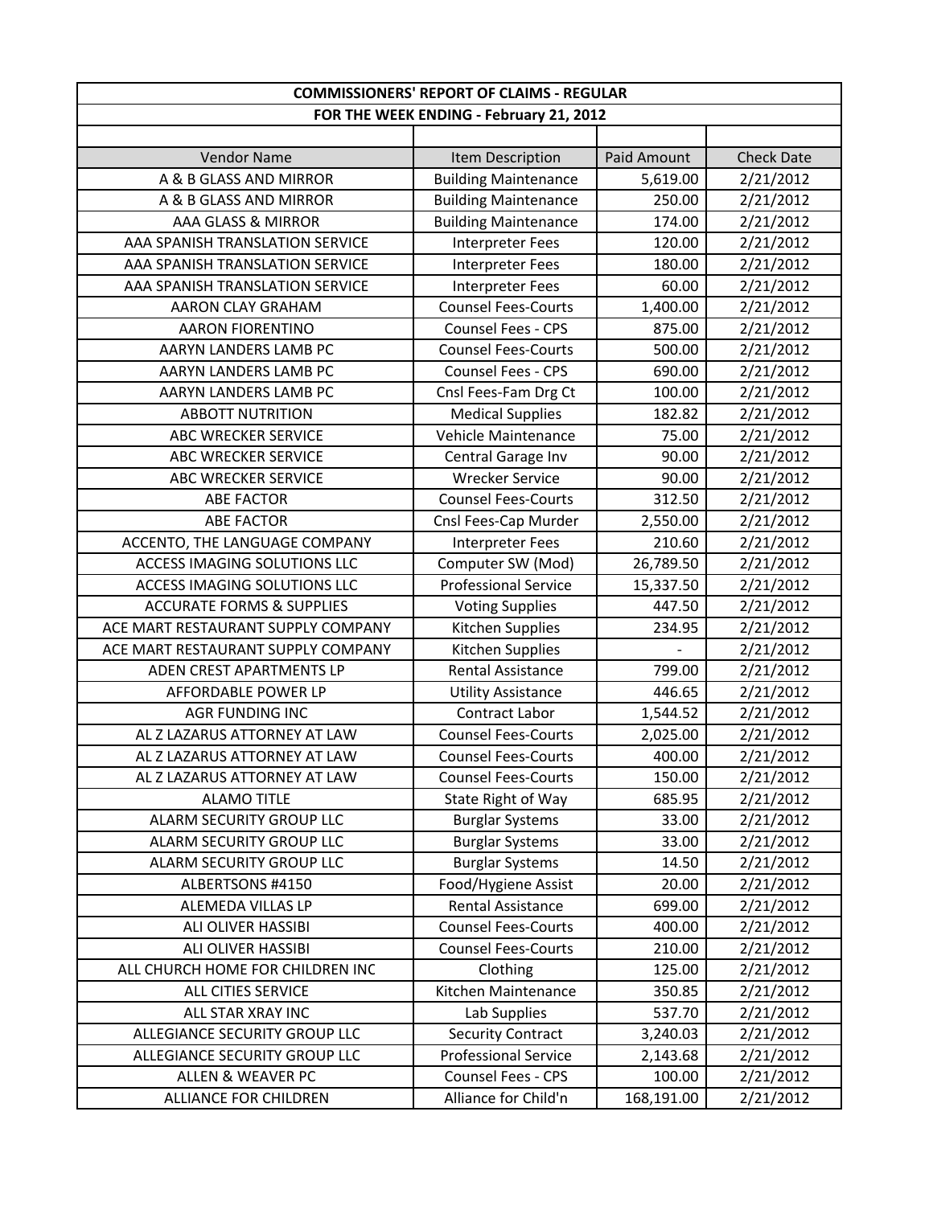| COMMISSIONERS' REPORT OF CLAIMS - REGULAR | | | |
|---|---|---|---|
| FOR THE WEEK ENDING - February 21, 2012 | | | |
| | | | |
| Vendor Name | Item Description | Paid Amount | Check Date |
| A & B GLASS AND MIRROR | Building Maintenance | 5,619.00 | 2/21/2012 |
| A & B GLASS AND MIRROR | Building Maintenance | 250.00 | 2/21/2012 |
| AAA GLASS & MIRROR | Building Maintenance | 174.00 | 2/21/2012 |
| AAA SPANISH TRANSLATION SERVICE | Interpreter Fees | 120.00 | 2/21/2012 |
| AAA SPANISH TRANSLATION SERVICE | Interpreter Fees | 180.00 | 2/21/2012 |
| AAA SPANISH TRANSLATION SERVICE | Interpreter Fees | 60.00 | 2/21/2012 |
| AARON CLAY GRAHAM | Counsel Fees-Courts | 1,400.00 | 2/21/2012 |
| AARON FIORENTINO | Counsel Fees - CPS | 875.00 | 2/21/2012 |
| AARYN LANDERS LAMB PC | Counsel Fees-Courts | 500.00 | 2/21/2012 |
| AARYN LANDERS LAMB PC | Counsel Fees - CPS | 690.00 | 2/21/2012 |
| AARYN LANDERS LAMB PC | Cnsl Fees-Fam Drg Ct | 100.00 | 2/21/2012 |
| ABBOTT NUTRITION | Medical Supplies | 182.82 | 2/21/2012 |
| ABC WRECKER SERVICE | Vehicle Maintenance | 75.00 | 2/21/2012 |
| ABC WRECKER SERVICE | Central Garage Inv | 90.00 | 2/21/2012 |
| ABC WRECKER SERVICE | Wrecker Service | 90.00 | 2/21/2012 |
| ABE FACTOR | Counsel Fees-Courts | 312.50 | 2/21/2012 |
| ABE FACTOR | Cnsl Fees-Cap Murder | 2,550.00 | 2/21/2012 |
| ACCENTO, THE LANGUAGE COMPANY | Interpreter Fees | 210.60 | 2/21/2012 |
| ACCESS IMAGING SOLUTIONS LLC | Computer SW (Mod) | 26,789.50 | 2/21/2012 |
| ACCESS IMAGING SOLUTIONS LLC | Professional Service | 15,337.50 | 2/21/2012 |
| ACCURATE FORMS & SUPPLIES | Voting Supplies | 447.50 | 2/21/2012 |
| ACE MART RESTAURANT SUPPLY COMPANY | Kitchen Supplies | 234.95 | 2/21/2012 |
| ACE MART RESTAURANT SUPPLY COMPANY | Kitchen Supplies | - | 2/21/2012 |
| ADEN CREST APARTMENTS LP | Rental Assistance | 799.00 | 2/21/2012 |
| AFFORDABLE POWER LP | Utility Assistance | 446.65 | 2/21/2012 |
| AGR FUNDING INC | Contract Labor | 1,544.52 | 2/21/2012 |
| AL Z LAZARUS ATTORNEY AT LAW | Counsel Fees-Courts | 2,025.00 | 2/21/2012 |
| AL Z LAZARUS ATTORNEY AT LAW | Counsel Fees-Courts | 400.00 | 2/21/2012 |
| AL Z LAZARUS ATTORNEY AT LAW | Counsel Fees-Courts | 150.00 | 2/21/2012 |
| ALAMO TITLE | State Right of Way | 685.95 | 2/21/2012 |
| ALARM SECURITY GROUP LLC | Burglar Systems | 33.00 | 2/21/2012 |
| ALARM SECURITY GROUP LLC | Burglar Systems | 33.00 | 2/21/2012 |
| ALARM SECURITY GROUP LLC | Burglar Systems | 14.50 | 2/21/2012 |
| ALBERTSONS #4150 | Food/Hygiene Assist | 20.00 | 2/21/2012 |
| ALEMEDA VILLAS LP | Rental Assistance | 699.00 | 2/21/2012 |
| ALI OLIVER HASSIBI | Counsel Fees-Courts | 400.00 | 2/21/2012 |
| ALI OLIVER HASSIBI | Counsel Fees-Courts | 210.00 | 2/21/2012 |
| ALL CHURCH HOME FOR CHILDREN INC | Clothing | 125.00 | 2/21/2012 |
| ALL CITIES SERVICE | Kitchen Maintenance | 350.85 | 2/21/2012 |
| ALL STAR XRAY INC | Lab Supplies | 537.70 | 2/21/2012 |
| ALLEGIANCE SECURITY GROUP LLC | Security Contract | 3,240.03 | 2/21/2012 |
| ALLEGIANCE SECURITY GROUP LLC | Professional Service | 2,143.68 | 2/21/2012 |
| ALLEN & WEAVER PC | Counsel Fees - CPS | 100.00 | 2/21/2012 |
| ALLIANCE FOR CHILDREN | Alliance for Child'n | 168,191.00 | 2/21/2012 |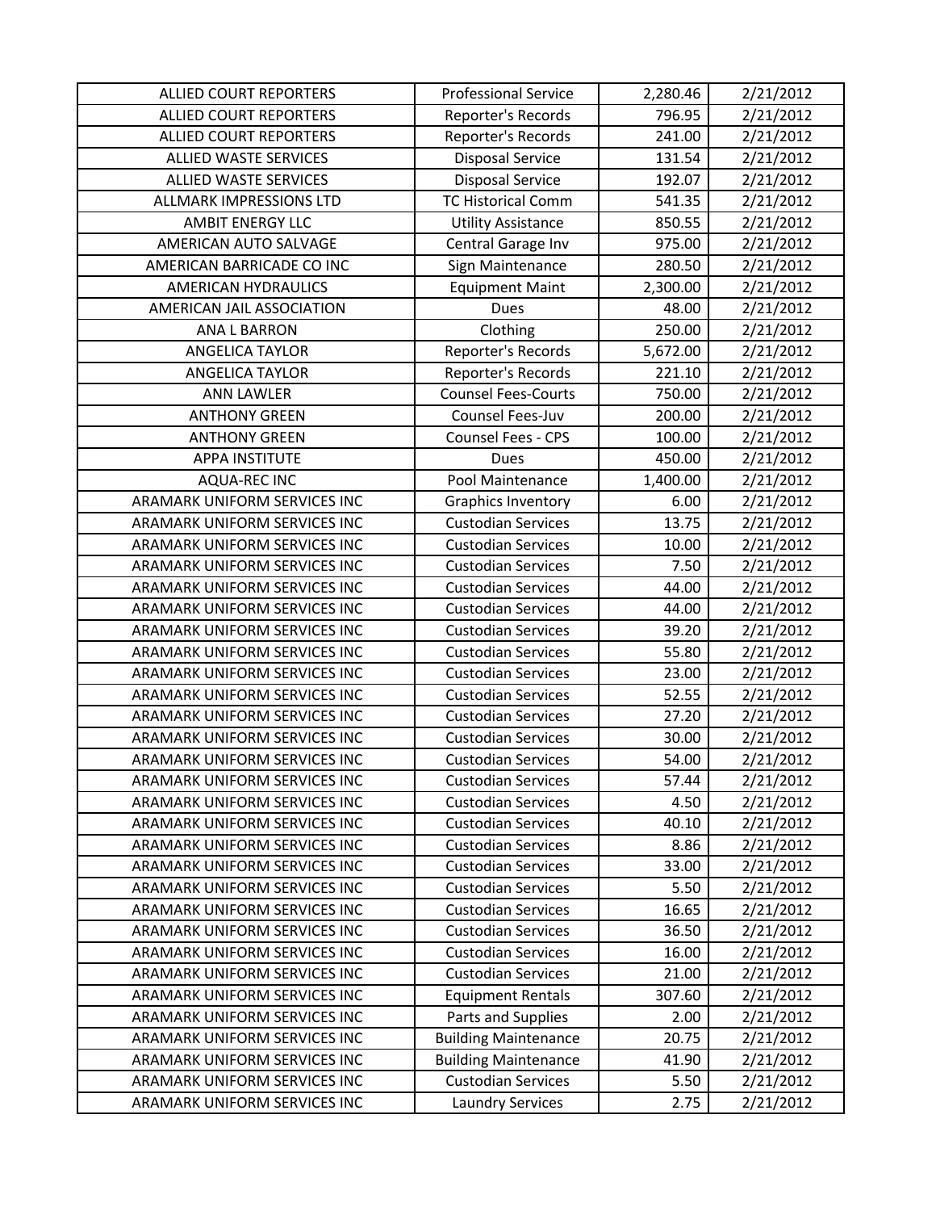| ALLIED COURT REPORTERS | Professional Service | 2,280.46 | 2/21/2012 |
|---|---|---|---|
| ALLIED COURT REPORTERS | Reporter's Records | 796.95 | 2/21/2012 |
| ALLIED COURT REPORTERS | Reporter's Records | 241.00 | 2/21/2012 |
| ALLIED WASTE SERVICES | Disposal Service | 131.54 | 2/21/2012 |
| ALLIED WASTE SERVICES | Disposal Service | 192.07 | 2/21/2012 |
| ALLMARK IMPRESSIONS LTD | TC Historical Comm | 541.35 | 2/21/2012 |
| AMBIT ENERGY LLC | Utility Assistance | 850.55 | 2/21/2012 |
| AMERICAN AUTO SALVAGE | Central Garage Inv | 975.00 | 2/21/2012 |
| AMERICAN BARRICADE CO INC | Sign Maintenance | 280.50 | 2/21/2012 |
| AMERICAN HYDRAULICS | Equipment Maint | 2,300.00 | 2/21/2012 |
| AMERICAN JAIL ASSOCIATION | Dues | 48.00 | 2/21/2012 |
| ANA L BARRON | Clothing | 250.00 | 2/21/2012 |
| ANGELICA TAYLOR | Reporter's Records | 5,672.00 | 2/21/2012 |
| ANGELICA TAYLOR | Reporter's Records | 221.10 | 2/21/2012 |
| ANN LAWLER | Counsel Fees-Courts | 750.00 | 2/21/2012 |
| ANTHONY GREEN | Counsel Fees-Juv | 200.00 | 2/21/2012 |
| ANTHONY GREEN | Counsel Fees - CPS | 100.00 | 2/21/2012 |
| APPA INSTITUTE | Dues | 450.00 | 2/21/2012 |
| AQUA-REC INC | Pool Maintenance | 1,400.00 | 2/21/2012 |
| ARAMARK UNIFORM SERVICES INC | Graphics Inventory | 6.00 | 2/21/2012 |
| ARAMARK UNIFORM SERVICES INC | Custodian Services | 13.75 | 2/21/2012 |
| ARAMARK UNIFORM SERVICES INC | Custodian Services | 10.00 | 2/21/2012 |
| ARAMARK UNIFORM SERVICES INC | Custodian Services | 7.50 | 2/21/2012 |
| ARAMARK UNIFORM SERVICES INC | Custodian Services | 44.00 | 2/21/2012 |
| ARAMARK UNIFORM SERVICES INC | Custodian Services | 44.00 | 2/21/2012 |
| ARAMARK UNIFORM SERVICES INC | Custodian Services | 39.20 | 2/21/2012 |
| ARAMARK UNIFORM SERVICES INC | Custodian Services | 55.80 | 2/21/2012 |
| ARAMARK UNIFORM SERVICES INC | Custodian Services | 23.00 | 2/21/2012 |
| ARAMARK UNIFORM SERVICES INC | Custodian Services | 52.55 | 2/21/2012 |
| ARAMARK UNIFORM SERVICES INC | Custodian Services | 27.20 | 2/21/2012 |
| ARAMARK UNIFORM SERVICES INC | Custodian Services | 30.00 | 2/21/2012 |
| ARAMARK UNIFORM SERVICES INC | Custodian Services | 54.00 | 2/21/2012 |
| ARAMARK UNIFORM SERVICES INC | Custodian Services | 57.44 | 2/21/2012 |
| ARAMARK UNIFORM SERVICES INC | Custodian Services | 4.50 | 2/21/2012 |
| ARAMARK UNIFORM SERVICES INC | Custodian Services | 40.10 | 2/21/2012 |
| ARAMARK UNIFORM SERVICES INC | Custodian Services | 8.86 | 2/21/2012 |
| ARAMARK UNIFORM SERVICES INC | Custodian Services | 33.00 | 2/21/2012 |
| ARAMARK UNIFORM SERVICES INC | Custodian Services | 5.50 | 2/21/2012 |
| ARAMARK UNIFORM SERVICES INC | Custodian Services | 16.65 | 2/21/2012 |
| ARAMARK UNIFORM SERVICES INC | Custodian Services | 36.50 | 2/21/2012 |
| ARAMARK UNIFORM SERVICES INC | Custodian Services | 16.00 | 2/21/2012 |
| ARAMARK UNIFORM SERVICES INC | Custodian Services | 21.00 | 2/21/2012 |
| ARAMARK UNIFORM SERVICES INC | Equipment Rentals | 307.60 | 2/21/2012 |
| ARAMARK UNIFORM SERVICES INC | Parts and Supplies | 2.00 | 2/21/2012 |
| ARAMARK UNIFORM SERVICES INC | Building Maintenance | 20.75 | 2/21/2012 |
| ARAMARK UNIFORM SERVICES INC | Building Maintenance | 41.90 | 2/21/2012 |
| ARAMARK UNIFORM SERVICES INC | Custodian Services | 5.50 | 2/21/2012 |
| ARAMARK UNIFORM SERVICES INC | Laundry Services | 2.75 | 2/21/2012 |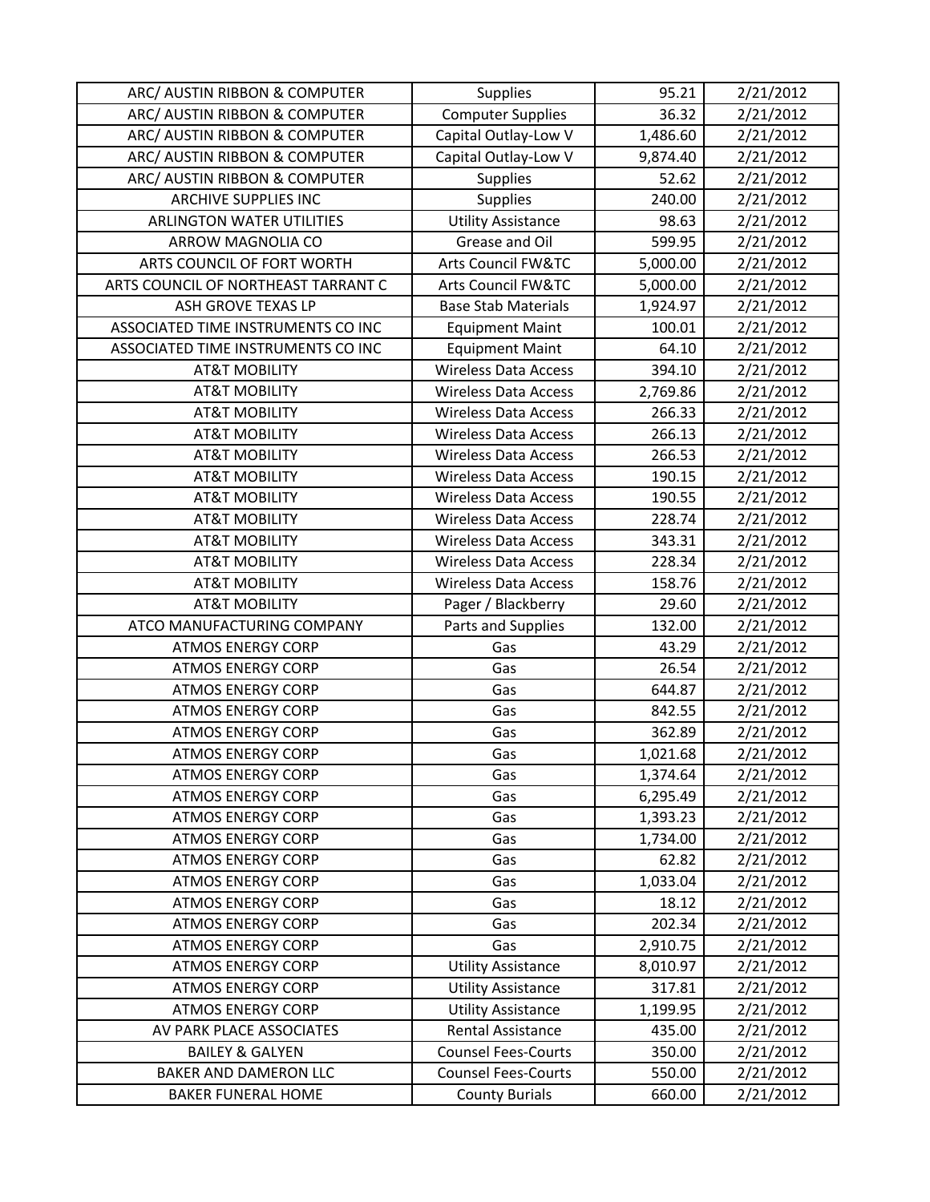| ARC/ AUSTIN RIBBON & COMPUTER | Supplies | 95.21 | 2/21/2012 |
|---|---|---|---|
| ARC/ AUSTIN RIBBON & COMPUTER | Computer Supplies | 36.32 | 2/21/2012 |
| ARC/ AUSTIN RIBBON & COMPUTER | Capital Outlay-Low V | 1,486.60 | 2/21/2012 |
| ARC/ AUSTIN RIBBON & COMPUTER | Capital Outlay-Low V | 9,874.40 | 2/21/2012 |
| ARC/ AUSTIN RIBBON & COMPUTER | Supplies | 52.62 | 2/21/2012 |
| ARCHIVE SUPPLIES INC | Supplies | 240.00 | 2/21/2012 |
| ARLINGTON WATER UTILITIES | Utility Assistance | 98.63 | 2/21/2012 |
| ARROW MAGNOLIA CO | Grease and Oil | 599.95 | 2/21/2012 |
| ARTS COUNCIL OF FORT WORTH | Arts Council FW&TC | 5,000.00 | 2/21/2012 |
| ARTS COUNCIL OF NORTHEAST TARRANT C | Arts Council FW&TC | 5,000.00 | 2/21/2012 |
| ASH GROVE TEXAS LP | Base Stab Materials | 1,924.97 | 2/21/2012 |
| ASSOCIATED TIME INSTRUMENTS CO INC | Equipment Maint | 100.01 | 2/21/2012 |
| ASSOCIATED TIME INSTRUMENTS CO INC | Equipment Maint | 64.10 | 2/21/2012 |
| AT&T MOBILITY | Wireless Data Access | 394.10 | 2/21/2012 |
| AT&T MOBILITY | Wireless Data Access | 2,769.86 | 2/21/2012 |
| AT&T MOBILITY | Wireless Data Access | 266.33 | 2/21/2012 |
| AT&T MOBILITY | Wireless Data Access | 266.13 | 2/21/2012 |
| AT&T MOBILITY | Wireless Data Access | 266.53 | 2/21/2012 |
| AT&T MOBILITY | Wireless Data Access | 190.15 | 2/21/2012 |
| AT&T MOBILITY | Wireless Data Access | 190.55 | 2/21/2012 |
| AT&T MOBILITY | Wireless Data Access | 228.74 | 2/21/2012 |
| AT&T MOBILITY | Wireless Data Access | 343.31 | 2/21/2012 |
| AT&T MOBILITY | Wireless Data Access | 228.34 | 2/21/2012 |
| AT&T MOBILITY | Wireless Data Access | 158.76 | 2/21/2012 |
| AT&T MOBILITY | Pager / Blackberry | 29.60 | 2/21/2012 |
| ATCO MANUFACTURING COMPANY | Parts and Supplies | 132.00 | 2/21/2012 |
| ATMOS ENERGY CORP | Gas | 43.29 | 2/21/2012 |
| ATMOS ENERGY CORP | Gas | 26.54 | 2/21/2012 |
| ATMOS ENERGY CORP | Gas | 644.87 | 2/21/2012 |
| ATMOS ENERGY CORP | Gas | 842.55 | 2/21/2012 |
| ATMOS ENERGY CORP | Gas | 362.89 | 2/21/2012 |
| ATMOS ENERGY CORP | Gas | 1,021.68 | 2/21/2012 |
| ATMOS ENERGY CORP | Gas | 1,374.64 | 2/21/2012 |
| ATMOS ENERGY CORP | Gas | 6,295.49 | 2/21/2012 |
| ATMOS ENERGY CORP | Gas | 1,393.23 | 2/21/2012 |
| ATMOS ENERGY CORP | Gas | 1,734.00 | 2/21/2012 |
| ATMOS ENERGY CORP | Gas | 62.82 | 2/21/2012 |
| ATMOS ENERGY CORP | Gas | 1,033.04 | 2/21/2012 |
| ATMOS ENERGY CORP | Gas | 18.12 | 2/21/2012 |
| ATMOS ENERGY CORP | Gas | 202.34 | 2/21/2012 |
| ATMOS ENERGY CORP | Gas | 2,910.75 | 2/21/2012 |
| ATMOS ENERGY CORP | Utility Assistance | 8,010.97 | 2/21/2012 |
| ATMOS ENERGY CORP | Utility Assistance | 317.81 | 2/21/2012 |
| ATMOS ENERGY CORP | Utility Assistance | 1,199.95 | 2/21/2012 |
| AV PARK PLACE ASSOCIATES | Rental Assistance | 435.00 | 2/21/2012 |
| BAILEY & GALYEN | Counsel Fees-Courts | 350.00 | 2/21/2012 |
| BAKER AND DAMERON LLC | Counsel Fees-Courts | 550.00 | 2/21/2012 |
| BAKER FUNERAL HOME | County Burials | 660.00 | 2/21/2012 |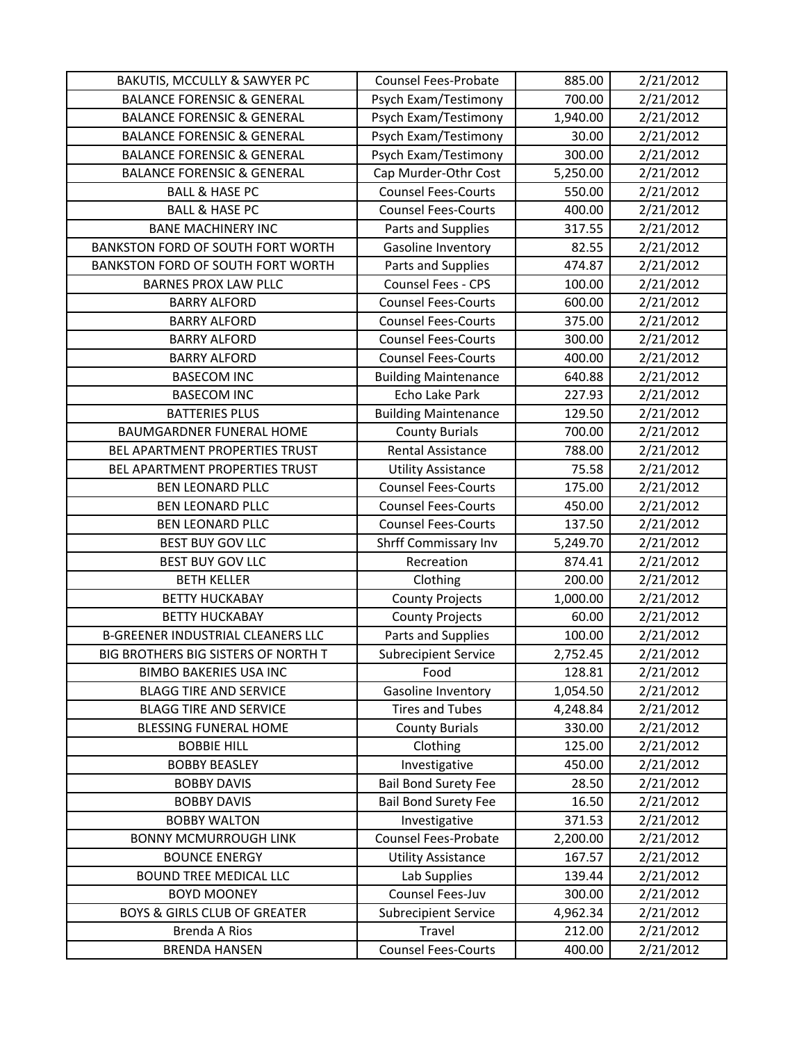| BAKUTIS, MCCULLY & SAWYER PC | Counsel Fees-Probate | 885.00 | 2/21/2012 |
|---|---|---|---|
| BALANCE FORENSIC & GENERAL | Psych Exam/Testimony | 700.00 | 2/21/2012 |
| BALANCE FORENSIC & GENERAL | Psych Exam/Testimony | 1,940.00 | 2/21/2012 |
| BALANCE FORENSIC & GENERAL | Psych Exam/Testimony | 30.00 | 2/21/2012 |
| BALANCE FORENSIC & GENERAL | Psych Exam/Testimony | 300.00 | 2/21/2012 |
| BALANCE FORENSIC & GENERAL | Cap Murder-Othr Cost | 5,250.00 | 2/21/2012 |
| BALL & HASE PC | Counsel Fees-Courts | 550.00 | 2/21/2012 |
| BALL & HASE PC | Counsel Fees-Courts | 400.00 | 2/21/2012 |
| BANE MACHINERY INC | Parts and Supplies | 317.55 | 2/21/2012 |
| BANKSTON FORD OF SOUTH FORT WORTH | Gasoline Inventory | 82.55 | 2/21/2012 |
| BANKSTON FORD OF SOUTH FORT WORTH | Parts and Supplies | 474.87 | 2/21/2012 |
| BARNES PROX LAW PLLC | Counsel Fees - CPS | 100.00 | 2/21/2012 |
| BARRY ALFORD | Counsel Fees-Courts | 600.00 | 2/21/2012 |
| BARRY ALFORD | Counsel Fees-Courts | 375.00 | 2/21/2012 |
| BARRY ALFORD | Counsel Fees-Courts | 300.00 | 2/21/2012 |
| BARRY ALFORD | Counsel Fees-Courts | 400.00 | 2/21/2012 |
| BASECOM INC | Building Maintenance | 640.88 | 2/21/2012 |
| BASECOM INC | Echo Lake Park | 227.93 | 2/21/2012 |
| BATTERIES PLUS | Building Maintenance | 129.50 | 2/21/2012 |
| BAUMGARDNER FUNERAL HOME | County Burials | 700.00 | 2/21/2012 |
| BEL APARTMENT PROPERTIES TRUST | Rental Assistance | 788.00 | 2/21/2012 |
| BEL APARTMENT PROPERTIES TRUST | Utility Assistance | 75.58 | 2/21/2012 |
| BEN LEONARD PLLC | Counsel Fees-Courts | 175.00 | 2/21/2012 |
| BEN LEONARD PLLC | Counsel Fees-Courts | 450.00 | 2/21/2012 |
| BEN LEONARD PLLC | Counsel Fees-Courts | 137.50 | 2/21/2012 |
| BEST BUY GOV LLC | Shrff Commissary Inv | 5,249.70 | 2/21/2012 |
| BEST BUY GOV LLC | Recreation | 874.41 | 2/21/2012 |
| BETH KELLER | Clothing | 200.00 | 2/21/2012 |
| BETTY HUCKABAY | County Projects | 1,000.00 | 2/21/2012 |
| BETTY HUCKABAY | County Projects | 60.00 | 2/21/2012 |
| B-GREENER INDUSTRIAL CLEANERS LLC | Parts and Supplies | 100.00 | 2/21/2012 |
| BIG BROTHERS BIG SISTERS OF NORTH T | Subrecipient Service | 2,752.45 | 2/21/2012 |
| BIMBO BAKERIES USA INC | Food | 128.81 | 2/21/2012 |
| BLAGG TIRE AND SERVICE | Gasoline Inventory | 1,054.50 | 2/21/2012 |
| BLAGG TIRE AND SERVICE | Tires and Tubes | 4,248.84 | 2/21/2012 |
| BLESSING FUNERAL HOME | County Burials | 330.00 | 2/21/2012 |
| BOBBIE HILL | Clothing | 125.00 | 2/21/2012 |
| BOBBY BEASLEY | Investigative | 450.00 | 2/21/2012 |
| BOBBY DAVIS | Bail Bond Surety Fee | 28.50 | 2/21/2012 |
| BOBBY DAVIS | Bail Bond Surety Fee | 16.50 | 2/21/2012 |
| BOBBY WALTON | Investigative | 371.53 | 2/21/2012 |
| BONNY MCMURROUGH LINK | Counsel Fees-Probate | 2,200.00 | 2/21/2012 |
| BOUNCE ENERGY | Utility Assistance | 167.57 | 2/21/2012 |
| BOUND TREE MEDICAL LLC | Lab Supplies | 139.44 | 2/21/2012 |
| BOYD MOONEY | Counsel Fees-Juv | 300.00 | 2/21/2012 |
| BOYS & GIRLS CLUB OF GREATER | Subrecipient Service | 4,962.34 | 2/21/2012 |
| Brenda A Rios | Travel | 212.00 | 2/21/2012 |
| BRENDA HANSEN | Counsel Fees-Courts | 400.00 | 2/21/2012 |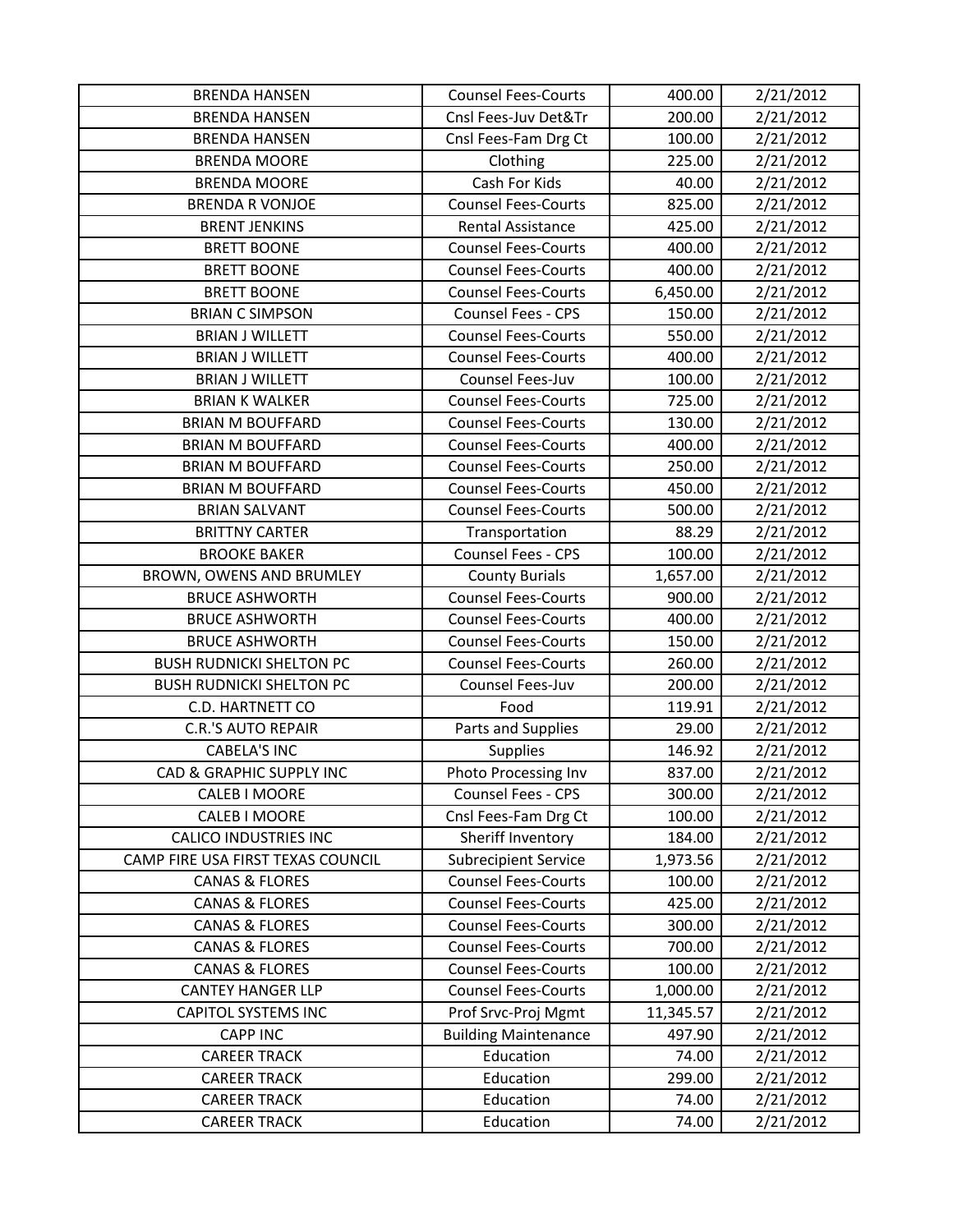| BRENDA HANSEN | Counsel Fees-Courts | 400.00 | 2/21/2012 |
|---|---|---|---|
| BRENDA HANSEN | Cnsl Fees-Juv Det&Tr | 200.00 | 2/21/2012 |
| BRENDA HANSEN | Cnsl Fees-Fam Drg Ct | 100.00 | 2/21/2012 |
| BRENDA MOORE | Clothing | 225.00 | 2/21/2012 |
| BRENDA MOORE | Cash For Kids | 40.00 | 2/21/2012 |
| BRENDA R VONJOE | Counsel Fees-Courts | 825.00 | 2/21/2012 |
| BRENT JENKINS | Rental Assistance | 425.00 | 2/21/2012 |
| BRETT BOONE | Counsel Fees-Courts | 400.00 | 2/21/2012 |
| BRETT BOONE | Counsel Fees-Courts | 400.00 | 2/21/2012 |
| BRETT BOONE | Counsel Fees-Courts | 6,450.00 | 2/21/2012 |
| BRIAN C SIMPSON | Counsel Fees - CPS | 150.00 | 2/21/2012 |
| BRIAN J WILLETT | Counsel Fees-Courts | 550.00 | 2/21/2012 |
| BRIAN J WILLETT | Counsel Fees-Courts | 400.00 | 2/21/2012 |
| BRIAN J WILLETT | Counsel Fees-Juv | 100.00 | 2/21/2012 |
| BRIAN K WALKER | Counsel Fees-Courts | 725.00 | 2/21/2012 |
| BRIAN M BOUFFARD | Counsel Fees-Courts | 130.00 | 2/21/2012 |
| BRIAN M BOUFFARD | Counsel Fees-Courts | 400.00 | 2/21/2012 |
| BRIAN M BOUFFARD | Counsel Fees-Courts | 250.00 | 2/21/2012 |
| BRIAN M BOUFFARD | Counsel Fees-Courts | 450.00 | 2/21/2012 |
| BRIAN SALVANT | Counsel Fees-Courts | 500.00 | 2/21/2012 |
| BRITTNY CARTER | Transportation | 88.29 | 2/21/2012 |
| BROOKE BAKER | Counsel Fees - CPS | 100.00 | 2/21/2012 |
| BROWN, OWENS AND BRUMLEY | County Burials | 1,657.00 | 2/21/2012 |
| BRUCE ASHWORTH | Counsel Fees-Courts | 900.00 | 2/21/2012 |
| BRUCE ASHWORTH | Counsel Fees-Courts | 400.00 | 2/21/2012 |
| BRUCE ASHWORTH | Counsel Fees-Courts | 150.00 | 2/21/2012 |
| BUSH RUDNICKI SHELTON PC | Counsel Fees-Courts | 260.00 | 2/21/2012 |
| BUSH RUDNICKI SHELTON PC | Counsel Fees-Juv | 200.00 | 2/21/2012 |
| C.D. HARTNETT CO | Food | 119.91 | 2/21/2012 |
| C.R.'S AUTO REPAIR | Parts and Supplies | 29.00 | 2/21/2012 |
| CABELA'S INC | Supplies | 146.92 | 2/21/2012 |
| CAD & GRAPHIC SUPPLY INC | Photo Processing Inv | 837.00 | 2/21/2012 |
| CALEB I MOORE | Counsel Fees - CPS | 300.00 | 2/21/2012 |
| CALEB I MOORE | Cnsl Fees-Fam Drg Ct | 100.00 | 2/21/2012 |
| CALICO INDUSTRIES INC | Sheriff Inventory | 184.00 | 2/21/2012 |
| CAMP FIRE USA FIRST TEXAS COUNCIL | Subrecipient Service | 1,973.56 | 2/21/2012 |
| CANAS & FLORES | Counsel Fees-Courts | 100.00 | 2/21/2012 |
| CANAS & FLORES | Counsel Fees-Courts | 425.00 | 2/21/2012 |
| CANAS & FLORES | Counsel Fees-Courts | 300.00 | 2/21/2012 |
| CANAS & FLORES | Counsel Fees-Courts | 700.00 | 2/21/2012 |
| CANAS & FLORES | Counsel Fees-Courts | 100.00 | 2/21/2012 |
| CANTEY HANGER LLP | Counsel Fees-Courts | 1,000.00 | 2/21/2012 |
| CAPITOL SYSTEMS INC | Prof Srvc-Proj Mgmt | 11,345.57 | 2/21/2012 |
| CAPP INC | Building Maintenance | 497.90 | 2/21/2012 |
| CAREER TRACK | Education | 74.00 | 2/21/2012 |
| CAREER TRACK | Education | 299.00 | 2/21/2012 |
| CAREER TRACK | Education | 74.00 | 2/21/2012 |
| CAREER TRACK | Education | 74.00 | 2/21/2012 |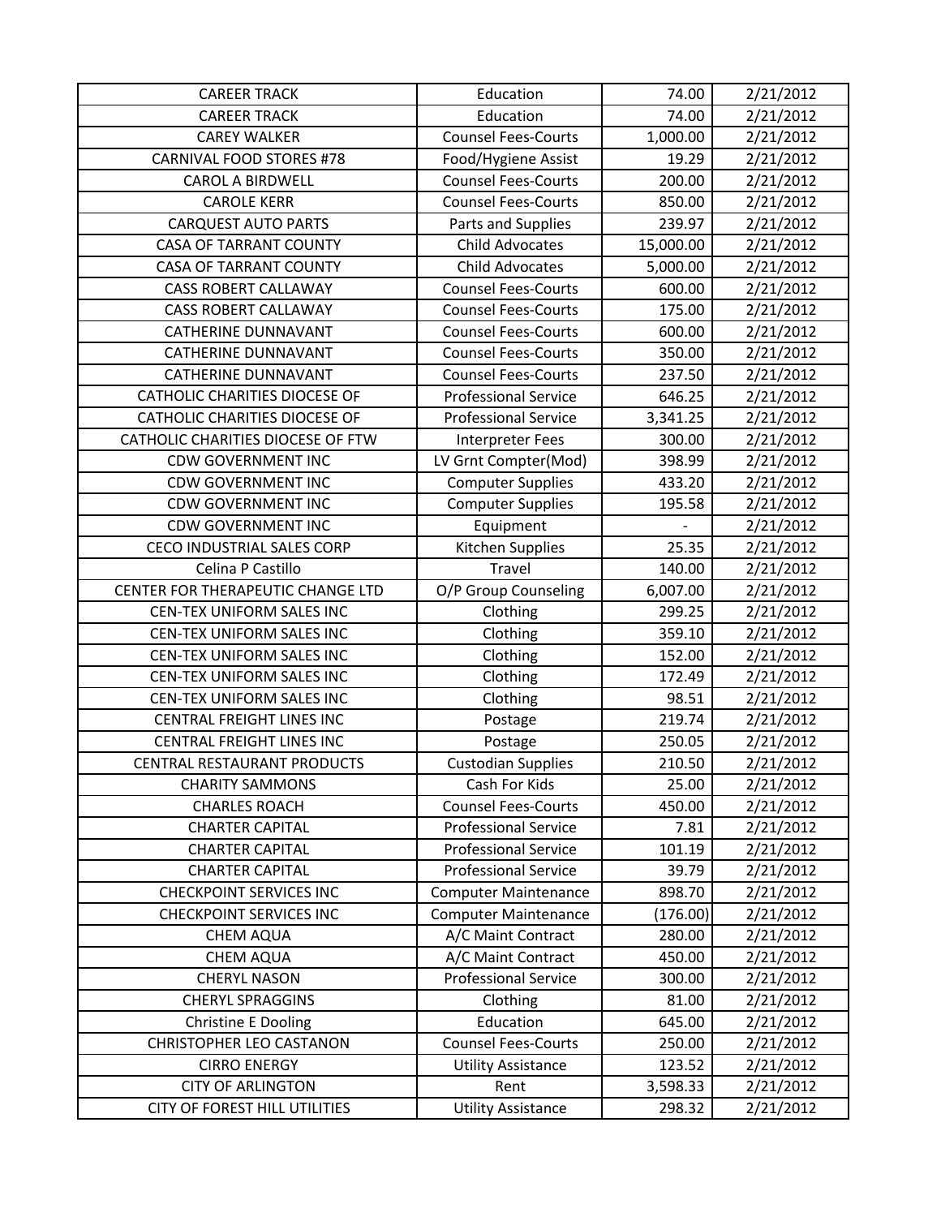| CAREER TRACK | Education | 74.00 | 2/21/2012 |
|---|---|---|---|
| CAREER TRACK | Education | 74.00 | 2/21/2012 |
| CAREY WALKER | Counsel Fees-Courts | 1,000.00 | 2/21/2012 |
| CARNIVAL FOOD STORES #78 | Food/Hygiene Assist | 19.29 | 2/21/2012 |
| CAROL A BIRDWELL | Counsel Fees-Courts | 200.00 | 2/21/2012 |
| CAROLE KERR | Counsel Fees-Courts | 850.00 | 2/21/2012 |
| CARQUEST AUTO PARTS | Parts and Supplies | 239.97 | 2/21/2012 |
| CASA OF TARRANT COUNTY | Child Advocates | 15,000.00 | 2/21/2012 |
| CASA OF TARRANT COUNTY | Child Advocates | 5,000.00 | 2/21/2012 |
| CASS ROBERT CALLAWAY | Counsel Fees-Courts | 600.00 | 2/21/2012 |
| CASS ROBERT CALLAWAY | Counsel Fees-Courts | 175.00 | 2/21/2012 |
| CATHERINE DUNNAVANT | Counsel Fees-Courts | 600.00 | 2/21/2012 |
| CATHERINE DUNNAVANT | Counsel Fees-Courts | 350.00 | 2/21/2012 |
| CATHERINE DUNNAVANT | Counsel Fees-Courts | 237.50 | 2/21/2012 |
| CATHOLIC CHARITIES DIOCESE OF | Professional Service | 646.25 | 2/21/2012 |
| CATHOLIC CHARITIES DIOCESE OF | Professional Service | 3,341.25 | 2/21/2012 |
| CATHOLIC CHARITIES DIOCESE OF FTW | Interpreter Fees | 300.00 | 2/21/2012 |
| CDW GOVERNMENT INC | LV Grnt Compter(Mod) | 398.99 | 2/21/2012 |
| CDW GOVERNMENT INC | Computer Supplies | 433.20 | 2/21/2012 |
| CDW GOVERNMENT INC | Computer Supplies | 195.58 | 2/21/2012 |
| CDW GOVERNMENT INC | Equipment | - | 2/21/2012 |
| CECO INDUSTRIAL SALES CORP | Kitchen Supplies | 25.35 | 2/21/2012 |
| Celina P Castillo | Travel | 140.00 | 2/21/2012 |
| CENTER FOR THERAPEUTIC CHANGE LTD | O/P Group Counseling | 6,007.00 | 2/21/2012 |
| CEN-TEX UNIFORM SALES INC | Clothing | 299.25 | 2/21/2012 |
| CEN-TEX UNIFORM SALES INC | Clothing | 359.10 | 2/21/2012 |
| CEN-TEX UNIFORM SALES INC | Clothing | 152.00 | 2/21/2012 |
| CEN-TEX UNIFORM SALES INC | Clothing | 172.49 | 2/21/2012 |
| CEN-TEX UNIFORM SALES INC | Clothing | 98.51 | 2/21/2012 |
| CENTRAL FREIGHT LINES INC | Postage | 219.74 | 2/21/2012 |
| CENTRAL FREIGHT LINES INC | Postage | 250.05 | 2/21/2012 |
| CENTRAL RESTAURANT PRODUCTS | Custodian Supplies | 210.50 | 2/21/2012 |
| CHARITY SAMMONS | Cash For Kids | 25.00 | 2/21/2012 |
| CHARLES ROACH | Counsel Fees-Courts | 450.00 | 2/21/2012 |
| CHARTER CAPITAL | Professional Service | 7.81 | 2/21/2012 |
| CHARTER CAPITAL | Professional Service | 101.19 | 2/21/2012 |
| CHARTER CAPITAL | Professional Service | 39.79 | 2/21/2012 |
| CHECKPOINT SERVICES INC | Computer Maintenance | 898.70 | 2/21/2012 |
| CHECKPOINT SERVICES INC | Computer Maintenance | (176.00) | 2/21/2012 |
| CHEM AQUA | A/C Maint Contract | 280.00 | 2/21/2012 |
| CHEM AQUA | A/C Maint Contract | 450.00 | 2/21/2012 |
| CHERYL NASON | Professional Service | 300.00 | 2/21/2012 |
| CHERYL SPRAGGINS | Clothing | 81.00 | 2/21/2012 |
| Christine E Dooling | Education | 645.00 | 2/21/2012 |
| CHRISTOPHER LEO CASTANON | Counsel Fees-Courts | 250.00 | 2/21/2012 |
| CIRRO ENERGY | Utility Assistance | 123.52 | 2/21/2012 |
| CITY OF ARLINGTON | Rent | 3,598.33 | 2/21/2012 |
| CITY OF FOREST HILL UTILITIES | Utility Assistance | 298.32 | 2/21/2012 |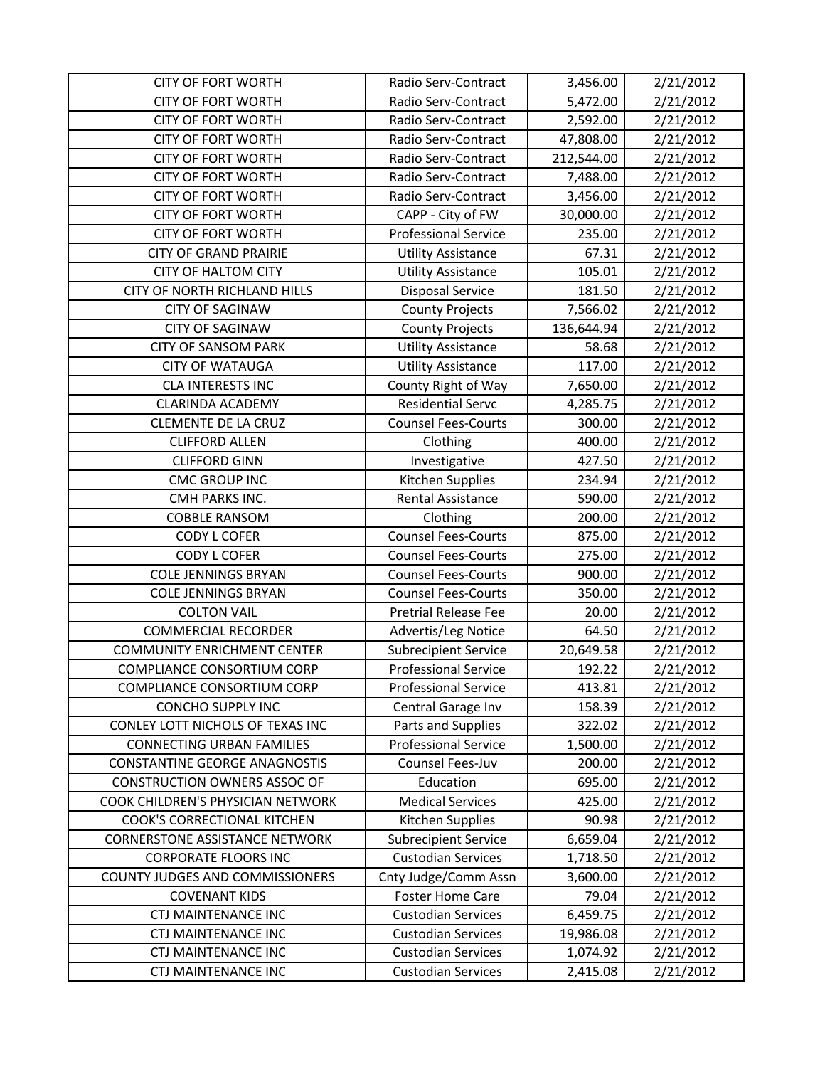| CITY OF FORT WORTH | Radio Serv-Contract | 3,456.00 | 2/21/2012 |
|---|---|---|---|
| CITY OF FORT WORTH | Radio Serv-Contract | 5,472.00 | 2/21/2012 |
| CITY OF FORT WORTH | Radio Serv-Contract | 2,592.00 | 2/21/2012 |
| CITY OF FORT WORTH | Radio Serv-Contract | 47,808.00 | 2/21/2012 |
| CITY OF FORT WORTH | Radio Serv-Contract | 212,544.00 | 2/21/2012 |
| CITY OF FORT WORTH | Radio Serv-Contract | 7,488.00 | 2/21/2012 |
| CITY OF FORT WORTH | Radio Serv-Contract | 3,456.00 | 2/21/2012 |
| CITY OF FORT WORTH | CAPP - City of FW | 30,000.00 | 2/21/2012 |
| CITY OF FORT WORTH | Professional Service | 235.00 | 2/21/2012 |
| CITY OF GRAND PRAIRIE | Utility Assistance | 67.31 | 2/21/2012 |
| CITY OF HALTOM CITY | Utility Assistance | 105.01 | 2/21/2012 |
| CITY OF NORTH RICHLAND HILLS | Disposal Service | 181.50 | 2/21/2012 |
| CITY OF SAGINAW | County Projects | 7,566.02 | 2/21/2012 |
| CITY OF SAGINAW | County Projects | 136,644.94 | 2/21/2012 |
| CITY OF SANSOM PARK | Utility Assistance | 58.68 | 2/21/2012 |
| CITY OF WATAUGA | Utility Assistance | 117.00 | 2/21/2012 |
| CLA INTERESTS INC | County Right of Way | 7,650.00 | 2/21/2012 |
| CLARINDA ACADEMY | Residential Servc | 4,285.75 | 2/21/2012 |
| CLEMENTE DE LA CRUZ | Counsel Fees-Courts | 300.00 | 2/21/2012 |
| CLIFFORD ALLEN | Clothing | 400.00 | 2/21/2012 |
| CLIFFORD GINN | Investigative | 427.50 | 2/21/2012 |
| CMC GROUP INC | Kitchen Supplies | 234.94 | 2/21/2012 |
| CMH PARKS INC. | Rental Assistance | 590.00 | 2/21/2012 |
| COBBLE RANSOM | Clothing | 200.00 | 2/21/2012 |
| CODY L COFER | Counsel Fees-Courts | 875.00 | 2/21/2012 |
| CODY L COFER | Counsel Fees-Courts | 275.00 | 2/21/2012 |
| COLE JENNINGS BRYAN | Counsel Fees-Courts | 900.00 | 2/21/2012 |
| COLE JENNINGS BRYAN | Counsel Fees-Courts | 350.00 | 2/21/2012 |
| COLTON VAIL | Pretrial Release Fee | 20.00 | 2/21/2012 |
| COMMERCIAL RECORDER | Advertis/Leg Notice | 64.50 | 2/21/2012 |
| COMMUNITY ENRICHMENT CENTER | Subrecipient Service | 20,649.58 | 2/21/2012 |
| COMPLIANCE CONSORTIUM CORP | Professional Service | 192.22 | 2/21/2012 |
| COMPLIANCE CONSORTIUM CORP | Professional Service | 413.81 | 2/21/2012 |
| CONCHO SUPPLY INC | Central Garage Inv | 158.39 | 2/21/2012 |
| CONLEY LOTT NICHOLS OF TEXAS INC | Parts and Supplies | 322.02 | 2/21/2012 |
| CONNECTING URBAN FAMILIES | Professional Service | 1,500.00 | 2/21/2012 |
| CONSTANTINE GEORGE ANAGNOSTIS | Counsel Fees-Juv | 200.00 | 2/21/2012 |
| CONSTRUCTION OWNERS ASSOC OF | Education | 695.00 | 2/21/2012 |
| COOK CHILDREN'S PHYSICIAN NETWORK | Medical Services | 425.00 | 2/21/2012 |
| COOK'S CORRECTIONAL KITCHEN | Kitchen Supplies | 90.98 | 2/21/2012 |
| CORNERSTONE ASSISTANCE NETWORK | Subrecipient Service | 6,659.04 | 2/21/2012 |
| CORPORATE FLOORS INC | Custodian Services | 1,718.50 | 2/21/2012 |
| COUNTY JUDGES AND COMMISSIONERS | Cnty Judge/Comm Assn | 3,600.00 | 2/21/2012 |
| COVENANT KIDS | Foster Home Care | 79.04 | 2/21/2012 |
| CTJ MAINTENANCE INC | Custodian Services | 6,459.75 | 2/21/2012 |
| CTJ MAINTENANCE INC | Custodian Services | 19,986.08 | 2/21/2012 |
| CTJ MAINTENANCE INC | Custodian Services | 1,074.92 | 2/21/2012 |
| CTJ MAINTENANCE INC | Custodian Services | 2,415.08 | 2/21/2012 |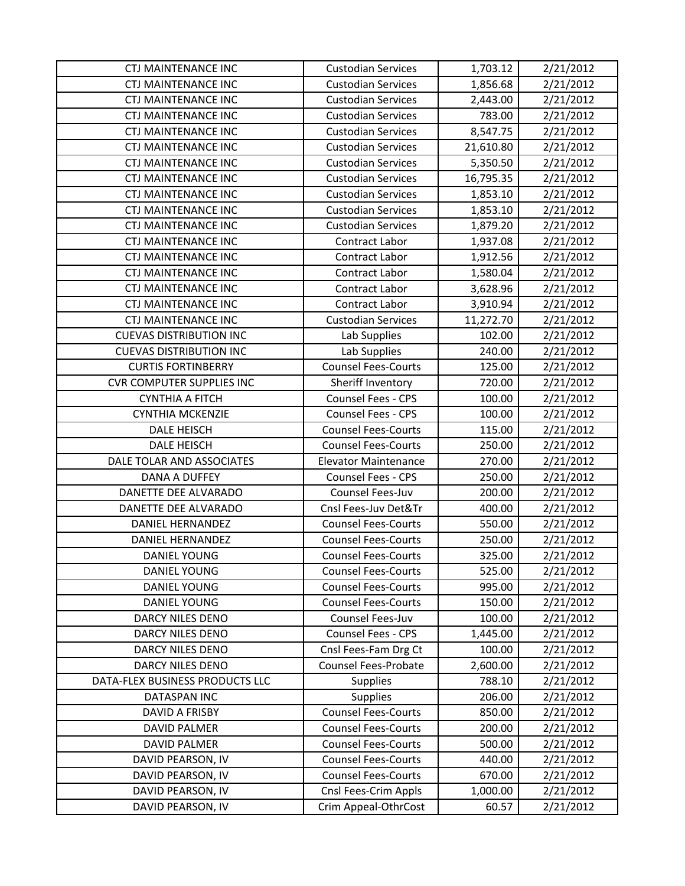| | | | |
|---|---|---|---|
| CTJ MAINTENANCE INC | Custodian Services | 1,703.12 | 2/21/2012 |
| CTJ MAINTENANCE INC | Custodian Services | 1,856.68 | 2/21/2012 |
| CTJ MAINTENANCE INC | Custodian Services | 2,443.00 | 2/21/2012 |
| CTJ MAINTENANCE INC | Custodian Services | 783.00 | 2/21/2012 |
| CTJ MAINTENANCE INC | Custodian Services | 8,547.75 | 2/21/2012 |
| CTJ MAINTENANCE INC | Custodian Services | 21,610.80 | 2/21/2012 |
| CTJ MAINTENANCE INC | Custodian Services | 5,350.50 | 2/21/2012 |
| CTJ MAINTENANCE INC | Custodian Services | 16,795.35 | 2/21/2012 |
| CTJ MAINTENANCE INC | Custodian Services | 1,853.10 | 2/21/2012 |
| CTJ MAINTENANCE INC | Custodian Services | 1,853.10 | 2/21/2012 |
| CTJ MAINTENANCE INC | Custodian Services | 1,879.20 | 2/21/2012 |
| CTJ MAINTENANCE INC | Contract Labor | 1,937.08 | 2/21/2012 |
| CTJ MAINTENANCE INC | Contract Labor | 1,912.56 | 2/21/2012 |
| CTJ MAINTENANCE INC | Contract Labor | 1,580.04 | 2/21/2012 |
| CTJ MAINTENANCE INC | Contract Labor | 3,628.96 | 2/21/2012 |
| CTJ MAINTENANCE INC | Contract Labor | 3,910.94 | 2/21/2012 |
| CTJ MAINTENANCE INC | Custodian Services | 11,272.70 | 2/21/2012 |
| CUEVAS DISTRIBUTION INC | Lab Supplies | 102.00 | 2/21/2012 |
| CUEVAS DISTRIBUTION INC | Lab Supplies | 240.00 | 2/21/2012 |
| CURTIS FORTINBERRY | Counsel Fees-Courts | 125.00 | 2/21/2012 |
| CVR COMPUTER SUPPLIES INC | Sheriff Inventory | 720.00 | 2/21/2012 |
| CYNTHIA A FITCH | Counsel Fees - CPS | 100.00 | 2/21/2012 |
| CYNTHIA MCKENZIE | Counsel Fees - CPS | 100.00 | 2/21/2012 |
| DALE HEISCH | Counsel Fees-Courts | 115.00 | 2/21/2012 |
| DALE HEISCH | Counsel Fees-Courts | 250.00 | 2/21/2012 |
| DALE TOLAR AND ASSOCIATES | Elevator Maintenance | 270.00 | 2/21/2012 |
| DANA A DUFFEY | Counsel Fees - CPS | 250.00 | 2/21/2012 |
| DANETTE DEE ALVARADO | Counsel Fees-Juv | 200.00 | 2/21/2012 |
| DANETTE DEE ALVARADO | Cnsl Fees-Juv Det&Tr | 400.00 | 2/21/2012 |
| DANIEL HERNANDEZ | Counsel Fees-Courts | 550.00 | 2/21/2012 |
| DANIEL HERNANDEZ | Counsel Fees-Courts | 250.00 | 2/21/2012 |
| DANIEL YOUNG | Counsel Fees-Courts | 325.00 | 2/21/2012 |
| DANIEL YOUNG | Counsel Fees-Courts | 525.00 | 2/21/2012 |
| DANIEL YOUNG | Counsel Fees-Courts | 995.00 | 2/21/2012 |
| DANIEL YOUNG | Counsel Fees-Courts | 150.00 | 2/21/2012 |
| DARCY NILES DENO | Counsel Fees-Juv | 100.00 | 2/21/2012 |
| DARCY NILES DENO | Counsel Fees - CPS | 1,445.00 | 2/21/2012 |
| DARCY NILES DENO | Cnsl Fees-Fam Drg Ct | 100.00 | 2/21/2012 |
| DARCY NILES DENO | Counsel Fees-Probate | 2,600.00 | 2/21/2012 |
| DATA-FLEX BUSINESS PRODUCTS LLC | Supplies | 788.10 | 2/21/2012 |
| DATASPAN INC | Supplies | 206.00 | 2/21/2012 |
| DAVID A FRISBY | Counsel Fees-Courts | 850.00 | 2/21/2012 |
| DAVID PALMER | Counsel Fees-Courts | 200.00 | 2/21/2012 |
| DAVID PALMER | Counsel Fees-Courts | 500.00 | 2/21/2012 |
| DAVID PEARSON, IV | Counsel Fees-Courts | 440.00 | 2/21/2012 |
| DAVID PEARSON, IV | Counsel Fees-Courts | 670.00 | 2/21/2012 |
| DAVID PEARSON, IV | Cnsl Fees-Crim Appls | 1,000.00 | 2/21/2012 |
| DAVID PEARSON, IV | Crim Appeal-OthrCost | 60.57 | 2/21/2012 |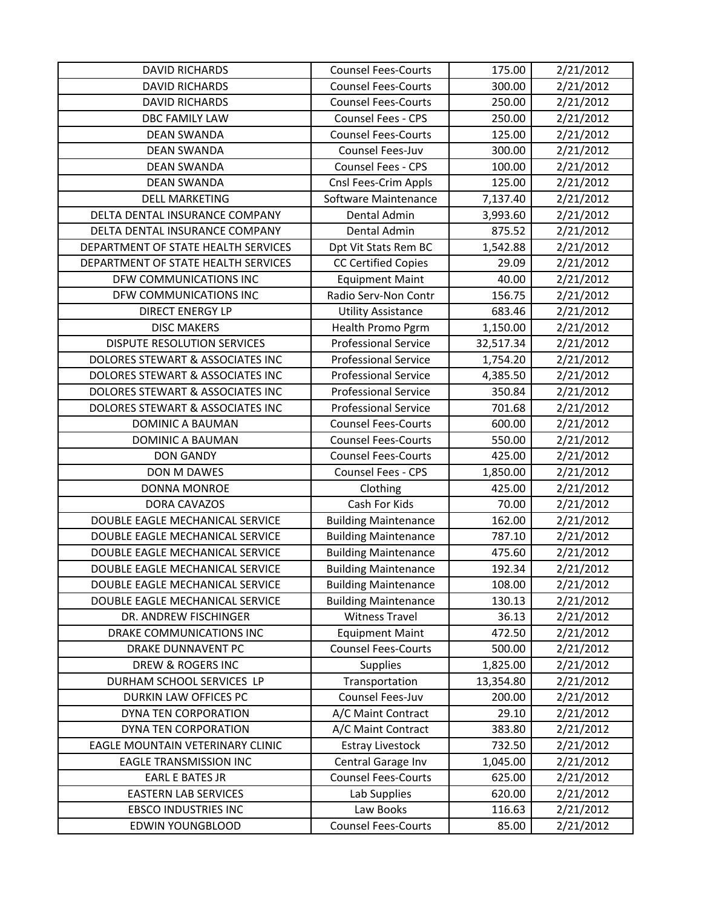| DAVID RICHARDS | Counsel Fees-Courts | 175.00 | 2/21/2012 |
|---|---|---|---|
| DAVID RICHARDS | Counsel Fees-Courts | 300.00 | 2/21/2012 |
| DAVID RICHARDS | Counsel Fees-Courts | 250.00 | 2/21/2012 |
| DBC FAMILY LAW | Counsel Fees - CPS | 250.00 | 2/21/2012 |
| DEAN SWANDA | Counsel Fees-Courts | 125.00 | 2/21/2012 |
| DEAN SWANDA | Counsel Fees-Juv | 300.00 | 2/21/2012 |
| DEAN SWANDA | Counsel Fees - CPS | 100.00 | 2/21/2012 |
| DEAN SWANDA | Cnsl Fees-Crim Appls | 125.00 | 2/21/2012 |
| DELL MARKETING | Software Maintenance | 7,137.40 | 2/21/2012 |
| DELTA DENTAL INSURANCE COMPANY | Dental Admin | 3,993.60 | 2/21/2012 |
| DELTA DENTAL INSURANCE COMPANY | Dental Admin | 875.52 | 2/21/2012 |
| DEPARTMENT OF STATE HEALTH SERVICES | Dpt Vit Stats Rem BC | 1,542.88 | 2/21/2012 |
| DEPARTMENT OF STATE HEALTH SERVICES | CC Certified Copies | 29.09 | 2/21/2012 |
| DFW COMMUNICATIONS INC | Equipment Maint | 40.00 | 2/21/2012 |
| DFW COMMUNICATIONS INC | Radio Serv-Non Contr | 156.75 | 2/21/2012 |
| DIRECT ENERGY LP | Utility Assistance | 683.46 | 2/21/2012 |
| DISC MAKERS | Health Promo Pgrm | 1,150.00 | 2/21/2012 |
| DISPUTE RESOLUTION SERVICES | Professional Service | 32,517.34 | 2/21/2012 |
| DOLORES STEWART & ASSOCIATES INC | Professional Service | 1,754.20 | 2/21/2012 |
| DOLORES STEWART & ASSOCIATES INC | Professional Service | 4,385.50 | 2/21/2012 |
| DOLORES STEWART & ASSOCIATES INC | Professional Service | 350.84 | 2/21/2012 |
| DOLORES STEWART & ASSOCIATES INC | Professional Service | 701.68 | 2/21/2012 |
| DOMINIC A BAUMAN | Counsel Fees-Courts | 600.00 | 2/21/2012 |
| DOMINIC A BAUMAN | Counsel Fees-Courts | 550.00 | 2/21/2012 |
| DON GANDY | Counsel Fees-Courts | 425.00 | 2/21/2012 |
| DON M DAWES | Counsel Fees - CPS | 1,850.00 | 2/21/2012 |
| DONNA MONROE | Clothing | 425.00 | 2/21/2012 |
| DORA CAVAZOS | Cash For Kids | 70.00 | 2/21/2012 |
| DOUBLE EAGLE MECHANICAL SERVICE | Building Maintenance | 162.00 | 2/21/2012 |
| DOUBLE EAGLE MECHANICAL SERVICE | Building Maintenance | 787.10 | 2/21/2012 |
| DOUBLE EAGLE MECHANICAL SERVICE | Building Maintenance | 475.60 | 2/21/2012 |
| DOUBLE EAGLE MECHANICAL SERVICE | Building Maintenance | 192.34 | 2/21/2012 |
| DOUBLE EAGLE MECHANICAL SERVICE | Building Maintenance | 108.00 | 2/21/2012 |
| DOUBLE EAGLE MECHANICAL SERVICE | Building Maintenance | 130.13 | 2/21/2012 |
| DR. ANDREW FISCHINGER | Witness Travel | 36.13 | 2/21/2012 |
| DRAKE COMMUNICATIONS INC | Equipment Maint | 472.50 | 2/21/2012 |
| DRAKE DUNNAVENT PC | Counsel Fees-Courts | 500.00 | 2/21/2012 |
| DREW & ROGERS INC | Supplies | 1,825.00 | 2/21/2012 |
| DURHAM SCHOOL SERVICES LP | Transportation | 13,354.80 | 2/21/2012 |
| DURKIN LAW OFFICES PC | Counsel Fees-Juv | 200.00 | 2/21/2012 |
| DYNA TEN CORPORATION | A/C Maint Contract | 29.10 | 2/21/2012 |
| DYNA TEN CORPORATION | A/C Maint Contract | 383.80 | 2/21/2012 |
| EAGLE MOUNTAIN VETERINARY CLINIC | Estray Livestock | 732.50 | 2/21/2012 |
| EAGLE TRANSMISSION INC | Central Garage Inv | 1,045.00 | 2/21/2012 |
| EARL E BATES JR | Counsel Fees-Courts | 625.00 | 2/21/2012 |
| EASTERN LAB SERVICES | Lab Supplies | 620.00 | 2/21/2012 |
| EBSCO INDUSTRIES INC | Law Books | 116.63 | 2/21/2012 |
| EDWIN YOUNGBLOOD | Counsel Fees-Courts | 85.00 | 2/21/2012 |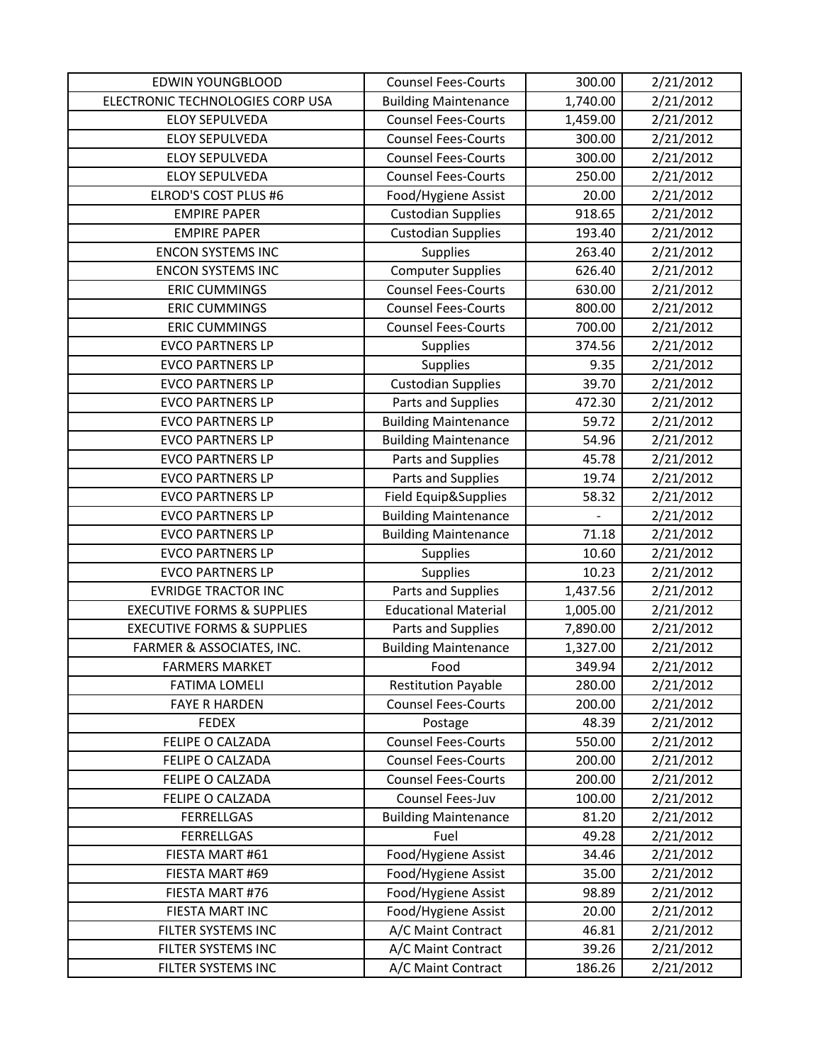| EDWIN YOUNGBLOOD | Counsel Fees-Courts | 300.00 | 2/21/2012 |
|---|---|---|---|
| ELECTRONIC TECHNOLOGIES CORP USA | Building Maintenance | 1,740.00 | 2/21/2012 |
| ELOY SEPULVEDA | Counsel Fees-Courts | 1,459.00 | 2/21/2012 |
| ELOY SEPULVEDA | Counsel Fees-Courts | 300.00 | 2/21/2012 |
| ELOY SEPULVEDA | Counsel Fees-Courts | 300.00 | 2/21/2012 |
| ELOY SEPULVEDA | Counsel Fees-Courts | 250.00 | 2/21/2012 |
| ELROD'S COST PLUS #6 | Food/Hygiene Assist | 20.00 | 2/21/2012 |
| EMPIRE PAPER | Custodian Supplies | 918.65 | 2/21/2012 |
| EMPIRE PAPER | Custodian Supplies | 193.40 | 2/21/2012 |
| ENCON SYSTEMS INC | Supplies | 263.40 | 2/21/2012 |
| ENCON SYSTEMS INC | Computer Supplies | 626.40 | 2/21/2012 |
| ERIC CUMMINGS | Counsel Fees-Courts | 630.00 | 2/21/2012 |
| ERIC CUMMINGS | Counsel Fees-Courts | 800.00 | 2/21/2012 |
| ERIC CUMMINGS | Counsel Fees-Courts | 700.00 | 2/21/2012 |
| EVCO PARTNERS LP | Supplies | 374.56 | 2/21/2012 |
| EVCO PARTNERS LP | Supplies | 9.35 | 2/21/2012 |
| EVCO PARTNERS LP | Custodian Supplies | 39.70 | 2/21/2012 |
| EVCO PARTNERS LP | Parts and Supplies | 472.30 | 2/21/2012 |
| EVCO PARTNERS LP | Building Maintenance | 59.72 | 2/21/2012 |
| EVCO PARTNERS LP | Building Maintenance | 54.96 | 2/21/2012 |
| EVCO PARTNERS LP | Parts and Supplies | 45.78 | 2/21/2012 |
| EVCO PARTNERS LP | Parts and Supplies | 19.74 | 2/21/2012 |
| EVCO PARTNERS LP | Field Equip&Supplies | 58.32 | 2/21/2012 |
| EVCO PARTNERS LP | Building Maintenance | - | 2/21/2012 |
| EVCO PARTNERS LP | Building Maintenance | 71.18 | 2/21/2012 |
| EVCO PARTNERS LP | Supplies | 10.60 | 2/21/2012 |
| EVCO PARTNERS LP | Supplies | 10.23 | 2/21/2012 |
| EVRIDGE TRACTOR INC | Parts and Supplies | 1,437.56 | 2/21/2012 |
| EXECUTIVE FORMS & SUPPLIES | Educational Material | 1,005.00 | 2/21/2012 |
| EXECUTIVE FORMS & SUPPLIES | Parts and Supplies | 7,890.00 | 2/21/2012 |
| FARMER & ASSOCIATES, INC. | Building Maintenance | 1,327.00 | 2/21/2012 |
| FARMERS MARKET | Food | 349.94 | 2/21/2012 |
| FATIMA LOMELI | Restitution Payable | 280.00 | 2/21/2012 |
| FAYE R HARDEN | Counsel Fees-Courts | 200.00 | 2/21/2012 |
| FEDEX | Postage | 48.39 | 2/21/2012 |
| FELIPE O CALZADA | Counsel Fees-Courts | 550.00 | 2/21/2012 |
| FELIPE O CALZADA | Counsel Fees-Courts | 200.00 | 2/21/2012 |
| FELIPE O CALZADA | Counsel Fees-Courts | 200.00 | 2/21/2012 |
| FELIPE O CALZADA | Counsel Fees-Juv | 100.00 | 2/21/2012 |
| FERRELLGAS | Building Maintenance | 81.20 | 2/21/2012 |
| FERRELLGAS | Fuel | 49.28 | 2/21/2012 |
| FIESTA MART #61 | Food/Hygiene Assist | 34.46 | 2/21/2012 |
| FIESTA MART #69 | Food/Hygiene Assist | 35.00 | 2/21/2012 |
| FIESTA MART #76 | Food/Hygiene Assist | 98.89 | 2/21/2012 |
| FIESTA MART INC | Food/Hygiene Assist | 20.00 | 2/21/2012 |
| FILTER SYSTEMS INC | A/C Maint Contract | 46.81 | 2/21/2012 |
| FILTER SYSTEMS INC | A/C Maint Contract | 39.26 | 2/21/2012 |
| FILTER SYSTEMS INC | A/C Maint Contract | 186.26 | 2/21/2012 |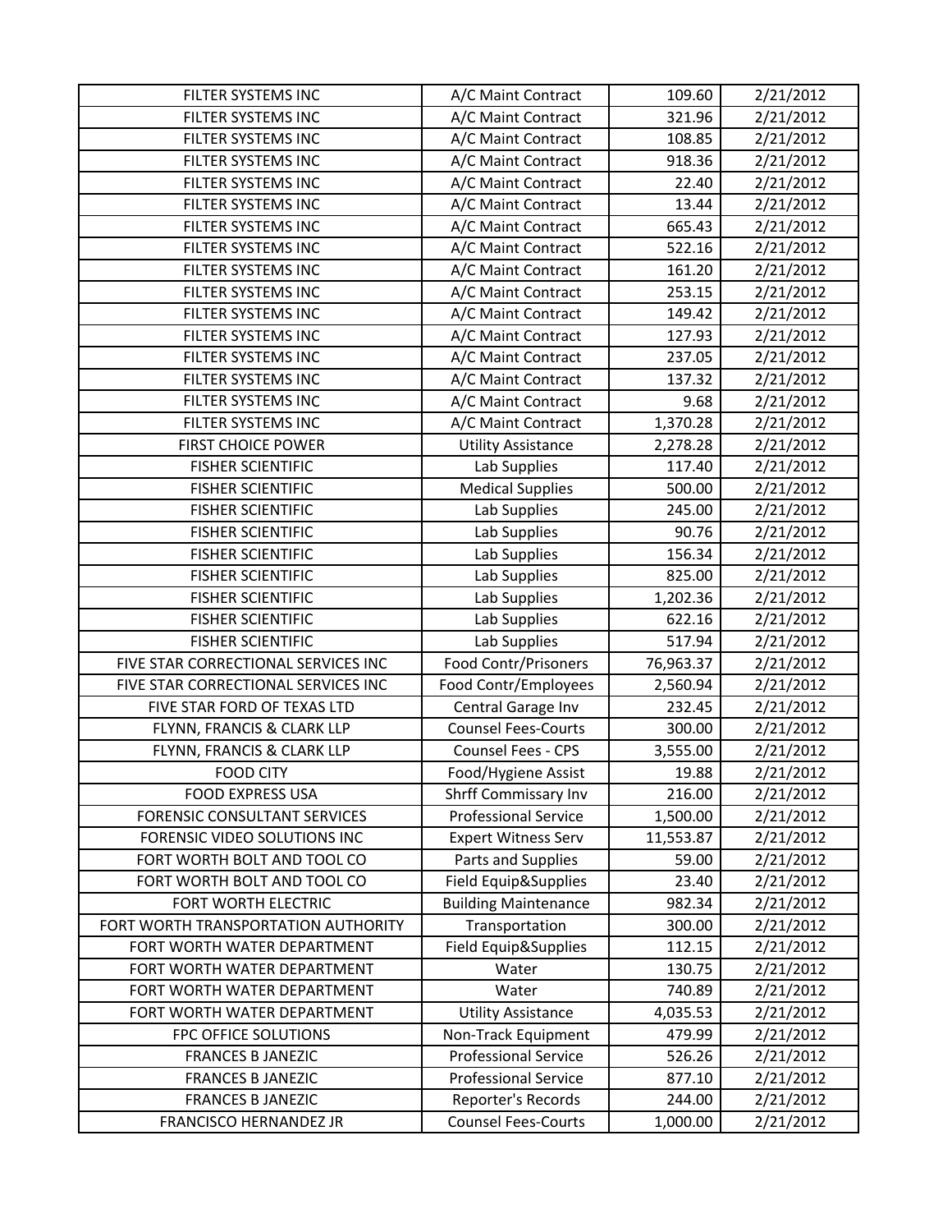| | | | |
|---|---|---|---|
| FILTER SYSTEMS INC | A/C Maint Contract | 109.60 | 2/21/2012 |
| FILTER SYSTEMS INC | A/C Maint Contract | 321.96 | 2/21/2012 |
| FILTER SYSTEMS INC | A/C Maint Contract | 108.85 | 2/21/2012 |
| FILTER SYSTEMS INC | A/C Maint Contract | 918.36 | 2/21/2012 |
| FILTER SYSTEMS INC | A/C Maint Contract | 22.40 | 2/21/2012 |
| FILTER SYSTEMS INC | A/C Maint Contract | 13.44 | 2/21/2012 |
| FILTER SYSTEMS INC | A/C Maint Contract | 665.43 | 2/21/2012 |
| FILTER SYSTEMS INC | A/C Maint Contract | 522.16 | 2/21/2012 |
| FILTER SYSTEMS INC | A/C Maint Contract | 161.20 | 2/21/2012 |
| FILTER SYSTEMS INC | A/C Maint Contract | 253.15 | 2/21/2012 |
| FILTER SYSTEMS INC | A/C Maint Contract | 149.42 | 2/21/2012 |
| FILTER SYSTEMS INC | A/C Maint Contract | 127.93 | 2/21/2012 |
| FILTER SYSTEMS INC | A/C Maint Contract | 237.05 | 2/21/2012 |
| FILTER SYSTEMS INC | A/C Maint Contract | 137.32 | 2/21/2012 |
| FILTER SYSTEMS INC | A/C Maint Contract | 9.68 | 2/21/2012 |
| FILTER SYSTEMS INC | A/C Maint Contract | 1,370.28 | 2/21/2012 |
| FIRST CHOICE POWER | Utility Assistance | 2,278.28 | 2/21/2012 |
| FISHER SCIENTIFIC | Lab Supplies | 117.40 | 2/21/2012 |
| FISHER SCIENTIFIC | Medical Supplies | 500.00 | 2/21/2012 |
| FISHER SCIENTIFIC | Lab Supplies | 245.00 | 2/21/2012 |
| FISHER SCIENTIFIC | Lab Supplies | 90.76 | 2/21/2012 |
| FISHER SCIENTIFIC | Lab Supplies | 156.34 | 2/21/2012 |
| FISHER SCIENTIFIC | Lab Supplies | 825.00 | 2/21/2012 |
| FISHER SCIENTIFIC | Lab Supplies | 1,202.36 | 2/21/2012 |
| FISHER SCIENTIFIC | Lab Supplies | 622.16 | 2/21/2012 |
| FISHER SCIENTIFIC | Lab Supplies | 517.94 | 2/21/2012 |
| FIVE STAR CORRECTIONAL SERVICES INC | Food Contr/Prisoners | 76,963.37 | 2/21/2012 |
| FIVE STAR CORRECTIONAL SERVICES INC | Food Contr/Employees | 2,560.94 | 2/21/2012 |
| FIVE STAR FORD OF TEXAS LTD | Central Garage Inv | 232.45 | 2/21/2012 |
| FLYNN, FRANCIS & CLARK LLP | Counsel Fees-Courts | 300.00 | 2/21/2012 |
| FLYNN, FRANCIS & CLARK LLP | Counsel Fees - CPS | 3,555.00 | 2/21/2012 |
| FOOD CITY | Food/Hygiene Assist | 19.88 | 2/21/2012 |
| FOOD EXPRESS USA | Shrff Commissary Inv | 216.00 | 2/21/2012 |
| FORENSIC CONSULTANT SERVICES | Professional Service | 1,500.00 | 2/21/2012 |
| FORENSIC VIDEO SOLUTIONS INC | Expert Witness Serv | 11,553.87 | 2/21/2012 |
| FORT WORTH BOLT AND TOOL CO | Parts and Supplies | 59.00 | 2/21/2012 |
| FORT WORTH BOLT AND TOOL CO | Field Equip&Supplies | 23.40 | 2/21/2012 |
| FORT WORTH ELECTRIC | Building Maintenance | 982.34 | 2/21/2012 |
| FORT WORTH TRANSPORTATION AUTHORITY | Transportation | 300.00 | 2/21/2012 |
| FORT WORTH WATER DEPARTMENT | Field Equip&Supplies | 112.15 | 2/21/2012 |
| FORT WORTH WATER DEPARTMENT | Water | 130.75 | 2/21/2012 |
| FORT WORTH WATER DEPARTMENT | Water | 740.89 | 2/21/2012 |
| FORT WORTH WATER DEPARTMENT | Utility Assistance | 4,035.53 | 2/21/2012 |
| FPC OFFICE SOLUTIONS | Non-Track Equipment | 479.99 | 2/21/2012 |
| FRANCES B JANEZIC | Professional Service | 526.26 | 2/21/2012 |
| FRANCES B JANEZIC | Professional Service | 877.10 | 2/21/2012 |
| FRANCES B JANEZIC | Reporter's Records | 244.00 | 2/21/2012 |
| FRANCISCO HERNANDEZ JR | Counsel Fees-Courts | 1,000.00 | 2/21/2012 |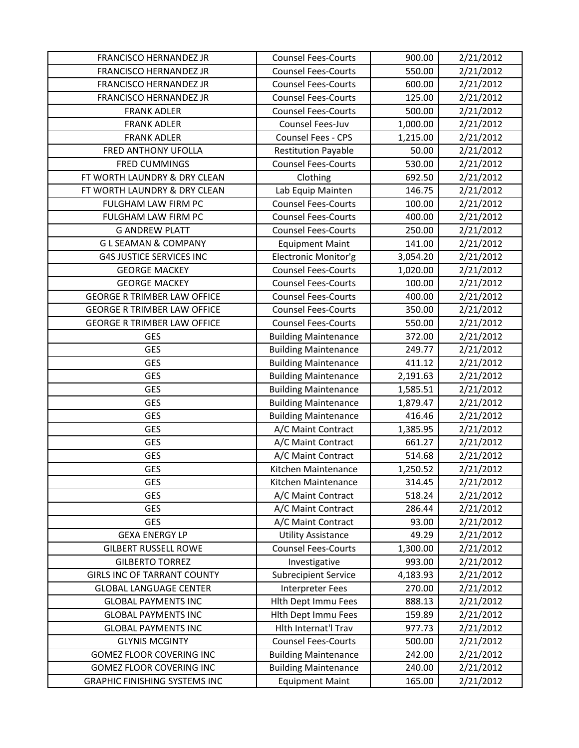| | | | |
|---|---|---|---|
| FRANCISCO HERNANDEZ JR | Counsel Fees-Courts | 900.00 | 2/21/2012 |
| FRANCISCO HERNANDEZ JR | Counsel Fees-Courts | 550.00 | 2/21/2012 |
| FRANCISCO HERNANDEZ JR | Counsel Fees-Courts | 600.00 | 2/21/2012 |
| FRANCISCO HERNANDEZ JR | Counsel Fees-Courts | 125.00 | 2/21/2012 |
| FRANK ADLER | Counsel Fees-Courts | 500.00 | 2/21/2012 |
| FRANK ADLER | Counsel Fees-Juv | 1,000.00 | 2/21/2012 |
| FRANK ADLER | Counsel Fees - CPS | 1,215.00 | 2/21/2012 |
| FRED ANTHONY UFOLLA | Restitution Payable | 50.00 | 2/21/2012 |
| FRED CUMMINGS | Counsel Fees-Courts | 530.00 | 2/21/2012 |
| FT WORTH LAUNDRY & DRY CLEAN | Clothing | 692.50 | 2/21/2012 |
| FT WORTH LAUNDRY & DRY CLEAN | Lab Equip Mainten | 146.75 | 2/21/2012 |
| FULGHAM LAW FIRM PC | Counsel Fees-Courts | 100.00 | 2/21/2012 |
| FULGHAM LAW FIRM PC | Counsel Fees-Courts | 400.00 | 2/21/2012 |
| G ANDREW PLATT | Counsel Fees-Courts | 250.00 | 2/21/2012 |
| G L SEAMAN & COMPANY | Equipment Maint | 141.00 | 2/21/2012 |
| G4S JUSTICE SERVICES INC | Electronic Monitor'g | 3,054.20 | 2/21/2012 |
| GEORGE MACKEY | Counsel Fees-Courts | 1,020.00 | 2/21/2012 |
| GEORGE MACKEY | Counsel Fees-Courts | 100.00 | 2/21/2012 |
| GEORGE R TRIMBER LAW OFFICE | Counsel Fees-Courts | 400.00 | 2/21/2012 |
| GEORGE R TRIMBER LAW OFFICE | Counsel Fees-Courts | 350.00 | 2/21/2012 |
| GEORGE R TRIMBER LAW OFFICE | Counsel Fees-Courts | 550.00 | 2/21/2012 |
| GES | Building Maintenance | 372.00 | 2/21/2012 |
| GES | Building Maintenance | 249.77 | 2/21/2012 |
| GES | Building Maintenance | 411.12 | 2/21/2012 |
| GES | Building Maintenance | 2,191.63 | 2/21/2012 |
| GES | Building Maintenance | 1,585.51 | 2/21/2012 |
| GES | Building Maintenance | 1,879.47 | 2/21/2012 |
| GES | Building Maintenance | 416.46 | 2/21/2012 |
| GES | A/C Maint Contract | 1,385.95 | 2/21/2012 |
| GES | A/C Maint Contract | 661.27 | 2/21/2012 |
| GES | A/C Maint Contract | 514.68 | 2/21/2012 |
| GES | Kitchen Maintenance | 1,250.52 | 2/21/2012 |
| GES | Kitchen Maintenance | 314.45 | 2/21/2012 |
| GES | A/C Maint Contract | 518.24 | 2/21/2012 |
| GES | A/C Maint Contract | 286.44 | 2/21/2012 |
| GES | A/C Maint Contract | 93.00 | 2/21/2012 |
| GEXA ENERGY LP | Utility Assistance | 49.29 | 2/21/2012 |
| GILBERT RUSSELL ROWE | Counsel Fees-Courts | 1,300.00 | 2/21/2012 |
| GILBERTO TORREZ | Investigative | 993.00 | 2/21/2012 |
| GIRLS INC OF TARRANT COUNTY | Subrecipient Service | 4,183.93 | 2/21/2012 |
| GLOBAL LANGUAGE CENTER | Interpreter Fees | 270.00 | 2/21/2012 |
| GLOBAL PAYMENTS INC | Hlth Dept Immu Fees | 888.13 | 2/21/2012 |
| GLOBAL PAYMENTS INC | Hlth Dept Immu Fees | 159.89 | 2/21/2012 |
| GLOBAL PAYMENTS INC | Hlth Internat'l Trav | 977.73 | 2/21/2012 |
| GLYNIS MCGINTY | Counsel Fees-Courts | 500.00 | 2/21/2012 |
| GOMEZ FLOOR COVERING INC | Building Maintenance | 242.00 | 2/21/2012 |
| GOMEZ FLOOR COVERING INC | Building Maintenance | 240.00 | 2/21/2012 |
| GRAPHIC FINISHING SYSTEMS INC | Equipment Maint | 165.00 | 2/21/2012 |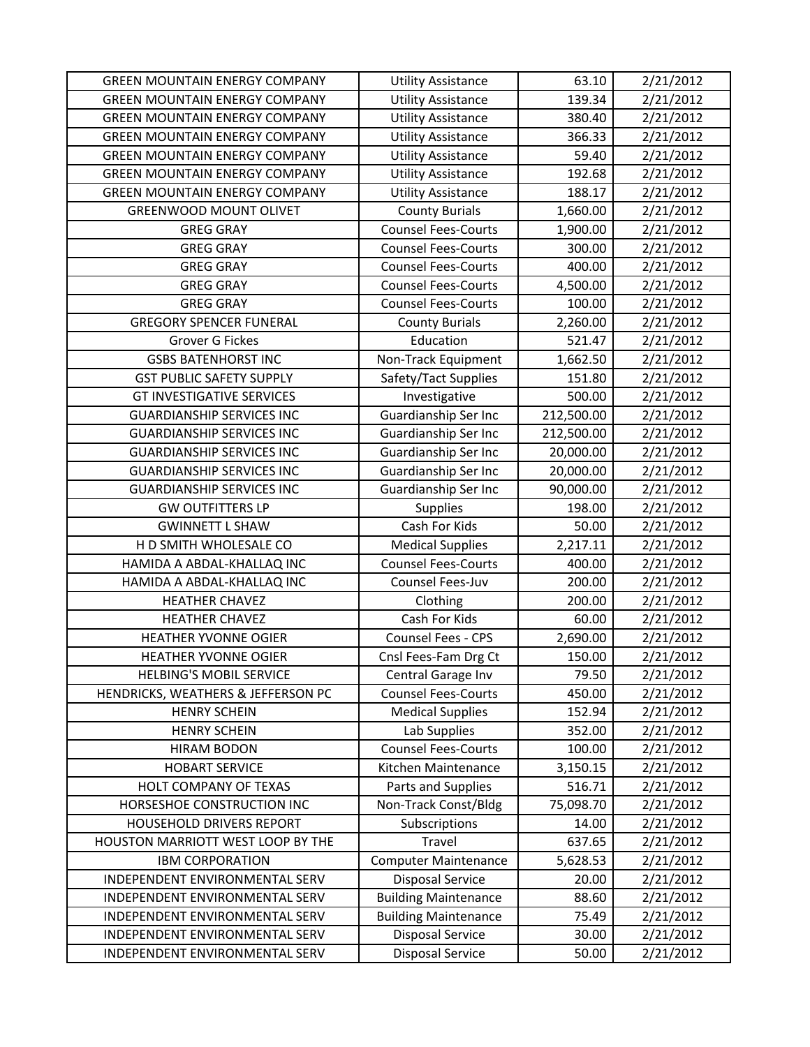| GREEN MOUNTAIN ENERGY COMPANY | Utility Assistance | 63.10 | 2/21/2012 |
|---|---|---|---|
| GREEN MOUNTAIN ENERGY COMPANY | Utility Assistance | 139.34 | 2/21/2012 |
| GREEN MOUNTAIN ENERGY COMPANY | Utility Assistance | 380.40 | 2/21/2012 |
| GREEN MOUNTAIN ENERGY COMPANY | Utility Assistance | 366.33 | 2/21/2012 |
| GREEN MOUNTAIN ENERGY COMPANY | Utility Assistance | 59.40 | 2/21/2012 |
| GREEN MOUNTAIN ENERGY COMPANY | Utility Assistance | 192.68 | 2/21/2012 |
| GREEN MOUNTAIN ENERGY COMPANY | Utility Assistance | 188.17 | 2/21/2012 |
| GREENWOOD MOUNT OLIVET | County Burials | 1,660.00 | 2/21/2012 |
| GREG GRAY | Counsel Fees-Courts | 1,900.00 | 2/21/2012 |
| GREG GRAY | Counsel Fees-Courts | 300.00 | 2/21/2012 |
| GREG GRAY | Counsel Fees-Courts | 400.00 | 2/21/2012 |
| GREG GRAY | Counsel Fees-Courts | 4,500.00 | 2/21/2012 |
| GREG GRAY | Counsel Fees-Courts | 100.00 | 2/21/2012 |
| GREGORY SPENCER FUNERAL | County Burials | 2,260.00 | 2/21/2012 |
| Grover G Fickes | Education | 521.47 | 2/21/2012 |
| GSBS BATENHORST INC | Non-Track Equipment | 1,662.50 | 2/21/2012 |
| GST PUBLIC SAFETY SUPPLY | Safety/Tact Supplies | 151.80 | 2/21/2012 |
| GT INVESTIGATIVE SERVICES | Investigative | 500.00 | 2/21/2012 |
| GUARDIANSHIP SERVICES INC | Guardianship Ser Inc | 212,500.00 | 2/21/2012 |
| GUARDIANSHIP SERVICES INC | Guardianship Ser Inc | 212,500.00 | 2/21/2012 |
| GUARDIANSHIP SERVICES INC | Guardianship Ser Inc | 20,000.00 | 2/21/2012 |
| GUARDIANSHIP SERVICES INC | Guardianship Ser Inc | 20,000.00 | 2/21/2012 |
| GUARDIANSHIP SERVICES INC | Guardianship Ser Inc | 90,000.00 | 2/21/2012 |
| GW OUTFITTERS LP | Supplies | 198.00 | 2/21/2012 |
| GWINNETT L SHAW | Cash For Kids | 50.00 | 2/21/2012 |
| H D SMITH WHOLESALE CO | Medical Supplies | 2,217.11 | 2/21/2012 |
| HAMIDA A ABDAL-KHALLAQ INC | Counsel Fees-Courts | 400.00 | 2/21/2012 |
| HAMIDA A ABDAL-KHALLAQ INC | Counsel Fees-Juv | 200.00 | 2/21/2012 |
| HEATHER CHAVEZ | Clothing | 200.00 | 2/21/2012 |
| HEATHER CHAVEZ | Cash For Kids | 60.00 | 2/21/2012 |
| HEATHER YVONNE OGIER | Counsel Fees - CPS | 2,690.00 | 2/21/2012 |
| HEATHER YVONNE OGIER | Cnsl Fees-Fam Drg Ct | 150.00 | 2/21/2012 |
| HELBING'S MOBIL SERVICE | Central Garage Inv | 79.50 | 2/21/2012 |
| HENDRICKS, WEATHERS & JEFFERSON PC | Counsel Fees-Courts | 450.00 | 2/21/2012 |
| HENRY SCHEIN | Medical Supplies | 152.94 | 2/21/2012 |
| HENRY SCHEIN | Lab Supplies | 352.00 | 2/21/2012 |
| HIRAM BODON | Counsel Fees-Courts | 100.00 | 2/21/2012 |
| HOBART SERVICE | Kitchen Maintenance | 3,150.15 | 2/21/2012 |
| HOLT COMPANY OF TEXAS | Parts and Supplies | 516.71 | 2/21/2012 |
| HORSESHOE CONSTRUCTION INC | Non-Track Const/Bldg | 75,098.70 | 2/21/2012 |
| HOUSEHOLD DRIVERS REPORT | Subscriptions | 14.00 | 2/21/2012 |
| HOUSTON MARRIOTT WEST LOOP BY THE | Travel | 637.65 | 2/21/2012 |
| IBM CORPORATION | Computer Maintenance | 5,628.53 | 2/21/2012 |
| INDEPENDENT ENVIRONMENTAL SERV | Disposal Service | 20.00 | 2/21/2012 |
| INDEPENDENT ENVIRONMENTAL SERV | Building Maintenance | 88.60 | 2/21/2012 |
| INDEPENDENT ENVIRONMENTAL SERV | Building Maintenance | 75.49 | 2/21/2012 |
| INDEPENDENT ENVIRONMENTAL SERV | Disposal Service | 30.00 | 2/21/2012 |
| INDEPENDENT ENVIRONMENTAL SERV | Disposal Service | 50.00 | 2/21/2012 |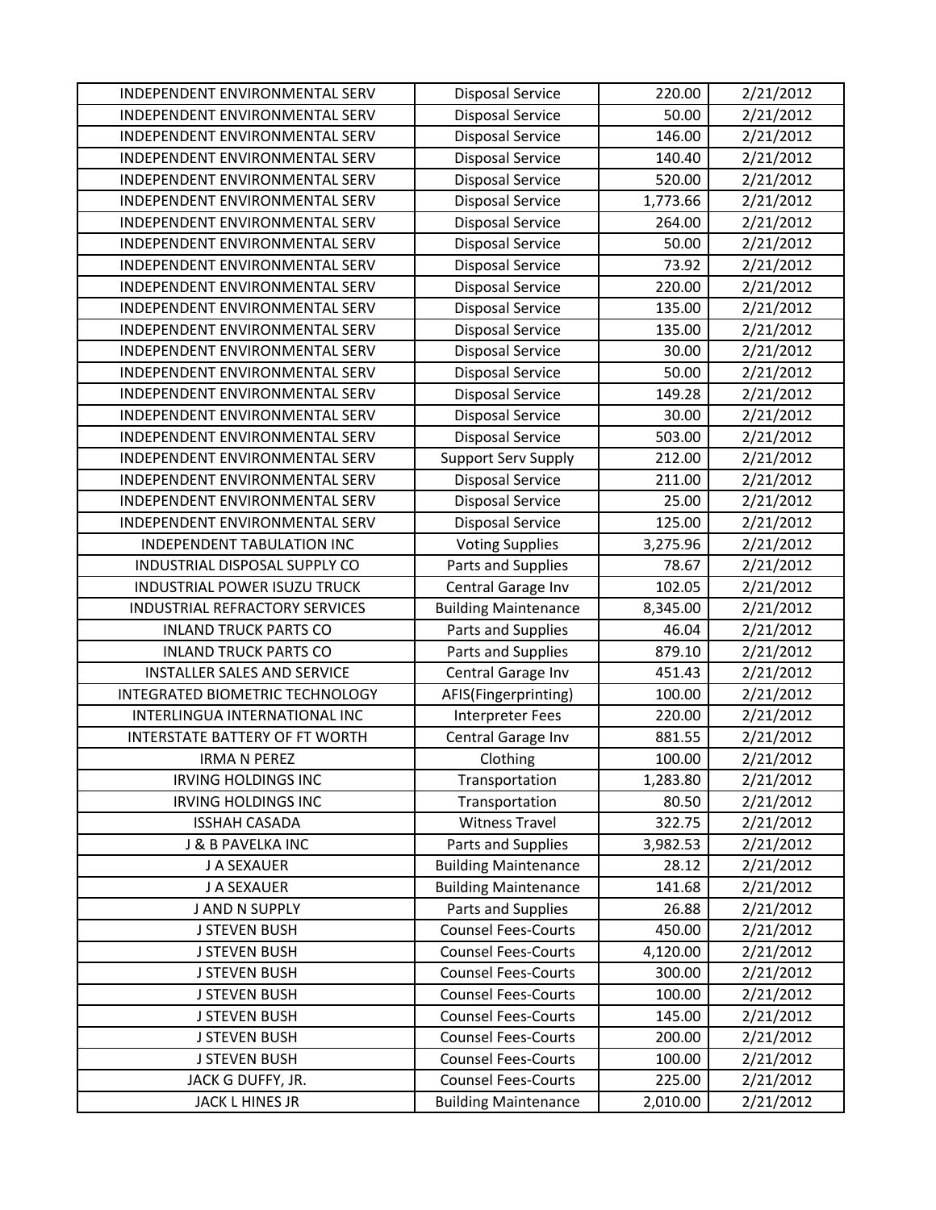| | | | |
|---|---|---|---|
| INDEPENDENT ENVIRONMENTAL SERV | Disposal Service | 220.00 | 2/21/2012 |
| INDEPENDENT ENVIRONMENTAL SERV | Disposal Service | 50.00 | 2/21/2012 |
| INDEPENDENT ENVIRONMENTAL SERV | Disposal Service | 146.00 | 2/21/2012 |
| INDEPENDENT ENVIRONMENTAL SERV | Disposal Service | 140.40 | 2/21/2012 |
| INDEPENDENT ENVIRONMENTAL SERV | Disposal Service | 520.00 | 2/21/2012 |
| INDEPENDENT ENVIRONMENTAL SERV | Disposal Service | 1,773.66 | 2/21/2012 |
| INDEPENDENT ENVIRONMENTAL SERV | Disposal Service | 264.00 | 2/21/2012 |
| INDEPENDENT ENVIRONMENTAL SERV | Disposal Service | 50.00 | 2/21/2012 |
| INDEPENDENT ENVIRONMENTAL SERV | Disposal Service | 73.92 | 2/21/2012 |
| INDEPENDENT ENVIRONMENTAL SERV | Disposal Service | 220.00 | 2/21/2012 |
| INDEPENDENT ENVIRONMENTAL SERV | Disposal Service | 135.00 | 2/21/2012 |
| INDEPENDENT ENVIRONMENTAL SERV | Disposal Service | 135.00 | 2/21/2012 |
| INDEPENDENT ENVIRONMENTAL SERV | Disposal Service | 30.00 | 2/21/2012 |
| INDEPENDENT ENVIRONMENTAL SERV | Disposal Service | 50.00 | 2/21/2012 |
| INDEPENDENT ENVIRONMENTAL SERV | Disposal Service | 149.28 | 2/21/2012 |
| INDEPENDENT ENVIRONMENTAL SERV | Disposal Service | 30.00 | 2/21/2012 |
| INDEPENDENT ENVIRONMENTAL SERV | Disposal Service | 503.00 | 2/21/2012 |
| INDEPENDENT ENVIRONMENTAL SERV | Support Serv Supply | 212.00 | 2/21/2012 |
| INDEPENDENT ENVIRONMENTAL SERV | Disposal Service | 211.00 | 2/21/2012 |
| INDEPENDENT ENVIRONMENTAL SERV | Disposal Service | 25.00 | 2/21/2012 |
| INDEPENDENT ENVIRONMENTAL SERV | Disposal Service | 125.00 | 2/21/2012 |
| INDEPENDENT TABULATION INC | Voting Supplies | 3,275.96 | 2/21/2012 |
| INDUSTRIAL DISPOSAL SUPPLY CO | Parts and Supplies | 78.67 | 2/21/2012 |
| INDUSTRIAL POWER ISUZU TRUCK | Central Garage Inv | 102.05 | 2/21/2012 |
| INDUSTRIAL REFRACTORY SERVICES | Building Maintenance | 8,345.00 | 2/21/2012 |
| INLAND TRUCK PARTS CO | Parts and Supplies | 46.04 | 2/21/2012 |
| INLAND TRUCK PARTS CO | Parts and Supplies | 879.10 | 2/21/2012 |
| INSTALLER SALES AND SERVICE | Central Garage Inv | 451.43 | 2/21/2012 |
| INTEGRATED BIOMETRIC TECHNOLOGY | AFIS(Fingerprinting) | 100.00 | 2/21/2012 |
| INTERLINGUA INTERNATIONAL INC | Interpreter Fees | 220.00 | 2/21/2012 |
| INTERSTATE BATTERY OF FT WORTH | Central Garage Inv | 881.55 | 2/21/2012 |
| IRMA N PEREZ | Clothing | 100.00 | 2/21/2012 |
| IRVING HOLDINGS INC | Transportation | 1,283.80 | 2/21/2012 |
| IRVING HOLDINGS INC | Transportation | 80.50 | 2/21/2012 |
| ISSHAH CASADA | Witness Travel | 322.75 | 2/21/2012 |
| J & B PAVELKA INC | Parts and Supplies | 3,982.53 | 2/21/2012 |
| J A SEXAUER | Building Maintenance | 28.12 | 2/21/2012 |
| J A SEXAUER | Building Maintenance | 141.68 | 2/21/2012 |
| J AND N SUPPLY | Parts and Supplies | 26.88 | 2/21/2012 |
| J STEVEN BUSH | Counsel Fees-Courts | 450.00 | 2/21/2012 |
| J STEVEN BUSH | Counsel Fees-Courts | 4,120.00 | 2/21/2012 |
| J STEVEN BUSH | Counsel Fees-Courts | 300.00 | 2/21/2012 |
| J STEVEN BUSH | Counsel Fees-Courts | 100.00 | 2/21/2012 |
| J STEVEN BUSH | Counsel Fees-Courts | 145.00 | 2/21/2012 |
| J STEVEN BUSH | Counsel Fees-Courts | 200.00 | 2/21/2012 |
| J STEVEN BUSH | Counsel Fees-Courts | 100.00 | 2/21/2012 |
| JACK G DUFFY, JR. | Counsel Fees-Courts | 225.00 | 2/21/2012 |
| JACK L HINES JR | Building Maintenance | 2,010.00 | 2/21/2012 |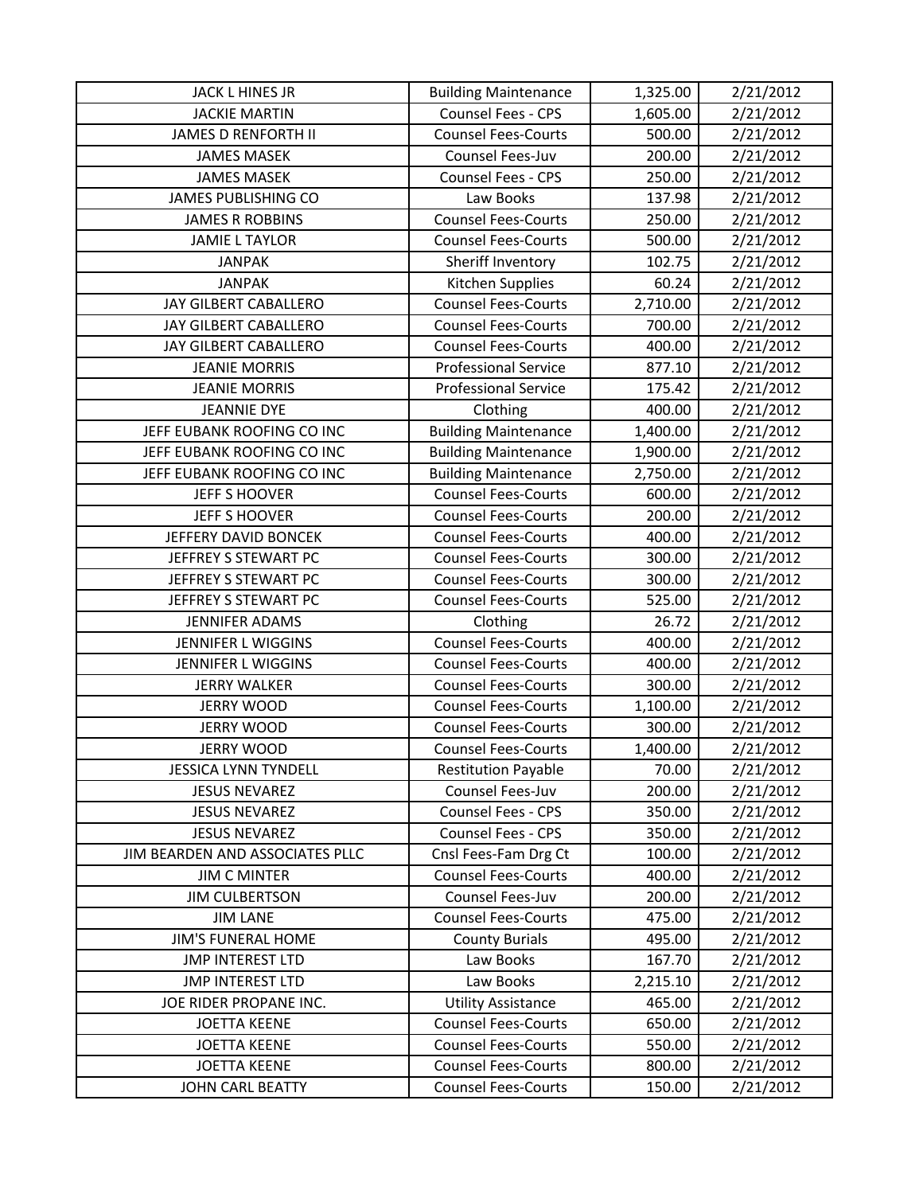| JACK L HINES JR | Building Maintenance | 1,325.00 | 2/21/2012 |
|---|---|---|---|
| JACKIE MARTIN | Counsel Fees - CPS | 1,605.00 | 2/21/2012 |
| JAMES D RENFORTH II | Counsel Fees-Courts | 500.00 | 2/21/2012 |
| JAMES MASEK | Counsel Fees-Juv | 200.00 | 2/21/2012 |
| JAMES MASEK | Counsel Fees - CPS | 250.00 | 2/21/2012 |
| JAMES PUBLISHING CO | Law Books | 137.98 | 2/21/2012 |
| JAMES R ROBBINS | Counsel Fees-Courts | 250.00 | 2/21/2012 |
| JAMIE L TAYLOR | Counsel Fees-Courts | 500.00 | 2/21/2012 |
| JANPAK | Sheriff Inventory | 102.75 | 2/21/2012 |
| JANPAK | Kitchen Supplies | 60.24 | 2/21/2012 |
| JAY GILBERT CABALLERO | Counsel Fees-Courts | 2,710.00 | 2/21/2012 |
| JAY GILBERT CABALLERO | Counsel Fees-Courts | 700.00 | 2/21/2012 |
| JAY GILBERT CABALLERO | Counsel Fees-Courts | 400.00 | 2/21/2012 |
| JEANIE MORRIS | Professional Service | 877.10 | 2/21/2012 |
| JEANIE MORRIS | Professional Service | 175.42 | 2/21/2012 |
| JEANNIE DYE | Clothing | 400.00 | 2/21/2012 |
| JEFF EUBANK ROOFING CO INC | Building Maintenance | 1,400.00 | 2/21/2012 |
| JEFF EUBANK ROOFING CO INC | Building Maintenance | 1,900.00 | 2/21/2012 |
| JEFF EUBANK ROOFING CO INC | Building Maintenance | 2,750.00 | 2/21/2012 |
| JEFF S HOOVER | Counsel Fees-Courts | 600.00 | 2/21/2012 |
| JEFF S HOOVER | Counsel Fees-Courts | 200.00 | 2/21/2012 |
| JEFFERY DAVID BONCEK | Counsel Fees-Courts | 400.00 | 2/21/2012 |
| JEFFREY S STEWART PC | Counsel Fees-Courts | 300.00 | 2/21/2012 |
| JEFFREY S STEWART PC | Counsel Fees-Courts | 300.00 | 2/21/2012 |
| JEFFREY S STEWART PC | Counsel Fees-Courts | 525.00 | 2/21/2012 |
| JENNIFER ADAMS | Clothing | 26.72 | 2/21/2012 |
| JENNIFER L WIGGINS | Counsel Fees-Courts | 400.00 | 2/21/2012 |
| JENNIFER L WIGGINS | Counsel Fees-Courts | 400.00 | 2/21/2012 |
| JERRY WALKER | Counsel Fees-Courts | 300.00 | 2/21/2012 |
| JERRY WOOD | Counsel Fees-Courts | 1,100.00 | 2/21/2012 |
| JERRY WOOD | Counsel Fees-Courts | 300.00 | 2/21/2012 |
| JERRY WOOD | Counsel Fees-Courts | 1,400.00 | 2/21/2012 |
| JESSICA LYNN TYNDELL | Restitution Payable | 70.00 | 2/21/2012 |
| JESUS NEVAREZ | Counsel Fees-Juv | 200.00 | 2/21/2012 |
| JESUS NEVAREZ | Counsel Fees - CPS | 350.00 | 2/21/2012 |
| JESUS NEVAREZ | Counsel Fees - CPS | 350.00 | 2/21/2012 |
| JIM BEARDEN AND ASSOCIATES PLLC | Cnsl Fees-Fam Drg Ct | 100.00 | 2/21/2012 |
| JIM C MINTER | Counsel Fees-Courts | 400.00 | 2/21/2012 |
| JIM CULBERTSON | Counsel Fees-Juv | 200.00 | 2/21/2012 |
| JIM LANE | Counsel Fees-Courts | 475.00 | 2/21/2012 |
| JIM'S FUNERAL HOME | County Burials | 495.00 | 2/21/2012 |
| JMP INTEREST LTD | Law Books | 167.70 | 2/21/2012 |
| JMP INTEREST LTD | Law Books | 2,215.10 | 2/21/2012 |
| JOE RIDER PROPANE INC. | Utility Assistance | 465.00 | 2/21/2012 |
| JOETTA KEENE | Counsel Fees-Courts | 650.00 | 2/21/2012 |
| JOETTA KEENE | Counsel Fees-Courts | 550.00 | 2/21/2012 |
| JOETTA KEENE | Counsel Fees-Courts | 800.00 | 2/21/2012 |
| JOHN CARL BEATTY | Counsel Fees-Courts | 150.00 | 2/21/2012 |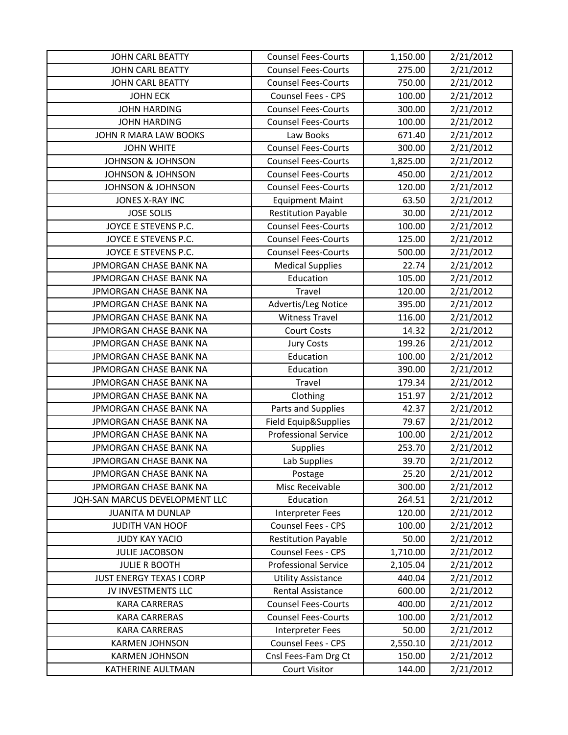| | | | |
|---|---|---|---|
| JOHN CARL BEATTY | Counsel Fees-Courts | 1,150.00 | 2/21/2012 |
| JOHN CARL BEATTY | Counsel Fees-Courts | 275.00 | 2/21/2012 |
| JOHN CARL BEATTY | Counsel Fees-Courts | 750.00 | 2/21/2012 |
| JOHN ECK | Counsel Fees - CPS | 100.00 | 2/21/2012 |
| JOHN HARDING | Counsel Fees-Courts | 300.00 | 2/21/2012 |
| JOHN HARDING | Counsel Fees-Courts | 100.00 | 2/21/2012 |
| JOHN R MARA LAW BOOKS | Law Books | 671.40 | 2/21/2012 |
| JOHN WHITE | Counsel Fees-Courts | 300.00 | 2/21/2012 |
| JOHNSON & JOHNSON | Counsel Fees-Courts | 1,825.00 | 2/21/2012 |
| JOHNSON & JOHNSON | Counsel Fees-Courts | 450.00 | 2/21/2012 |
| JOHNSON & JOHNSON | Counsel Fees-Courts | 120.00 | 2/21/2012 |
| JONES X-RAY INC | Equipment Maint | 63.50 | 2/21/2012 |
| JOSE SOLIS | Restitution Payable | 30.00 | 2/21/2012 |
| JOYCE E STEVENS P.C. | Counsel Fees-Courts | 100.00 | 2/21/2012 |
| JOYCE E STEVENS P.C. | Counsel Fees-Courts | 125.00 | 2/21/2012 |
| JOYCE E STEVENS P.C. | Counsel Fees-Courts | 500.00 | 2/21/2012 |
| JPMORGAN CHASE BANK NA | Medical Supplies | 22.74 | 2/21/2012 |
| JPMORGAN CHASE BANK NA | Education | 105.00 | 2/21/2012 |
| JPMORGAN CHASE BANK NA | Travel | 120.00 | 2/21/2012 |
| JPMORGAN CHASE BANK NA | Advertis/Leg Notice | 395.00 | 2/21/2012 |
| JPMORGAN CHASE BANK NA | Witness Travel | 116.00 | 2/21/2012 |
| JPMORGAN CHASE BANK NA | Court Costs | 14.32 | 2/21/2012 |
| JPMORGAN CHASE BANK NA | Jury Costs | 199.26 | 2/21/2012 |
| JPMORGAN CHASE BANK NA | Education | 100.00 | 2/21/2012 |
| JPMORGAN CHASE BANK NA | Education | 390.00 | 2/21/2012 |
| JPMORGAN CHASE BANK NA | Travel | 179.34 | 2/21/2012 |
| JPMORGAN CHASE BANK NA | Clothing | 151.97 | 2/21/2012 |
| JPMORGAN CHASE BANK NA | Parts and Supplies | 42.37 | 2/21/2012 |
| JPMORGAN CHASE BANK NA | Field Equip&Supplies | 79.67 | 2/21/2012 |
| JPMORGAN CHASE BANK NA | Professional Service | 100.00 | 2/21/2012 |
| JPMORGAN CHASE BANK NA | Supplies | 253.70 | 2/21/2012 |
| JPMORGAN CHASE BANK NA | Lab Supplies | 39.70 | 2/21/2012 |
| JPMORGAN CHASE BANK NA | Postage | 25.20 | 2/21/2012 |
| JPMORGAN CHASE BANK NA | Misc Receivable | 300.00 | 2/21/2012 |
| JQH-SAN MARCUS DEVELOPMENT LLC | Education | 264.51 | 2/21/2012 |
| JUANITA M DUNLAP | Interpreter Fees | 120.00 | 2/21/2012 |
| JUDITH VAN HOOF | Counsel Fees - CPS | 100.00 | 2/21/2012 |
| JUDY KAY YACIO | Restitution Payable | 50.00 | 2/21/2012 |
| JULIE JACOBSON | Counsel Fees - CPS | 1,710.00 | 2/21/2012 |
| JULIE R BOOTH | Professional Service | 2,105.04 | 2/21/2012 |
| JUST ENERGY TEXAS I CORP | Utility Assistance | 440.04 | 2/21/2012 |
| JV INVESTMENTS LLC | Rental Assistance | 600.00 | 2/21/2012 |
| KARA CARRERAS | Counsel Fees-Courts | 400.00 | 2/21/2012 |
| KARA CARRERAS | Counsel Fees-Courts | 100.00 | 2/21/2012 |
| KARA CARRERAS | Interpreter Fees | 50.00 | 2/21/2012 |
| KARMEN JOHNSON | Counsel Fees - CPS | 2,550.10 | 2/21/2012 |
| KARMEN JOHNSON | Cnsl Fees-Fam Drg Ct | 150.00 | 2/21/2012 |
| KATHERINE AULTMAN | Court Visitor | 144.00 | 2/21/2012 |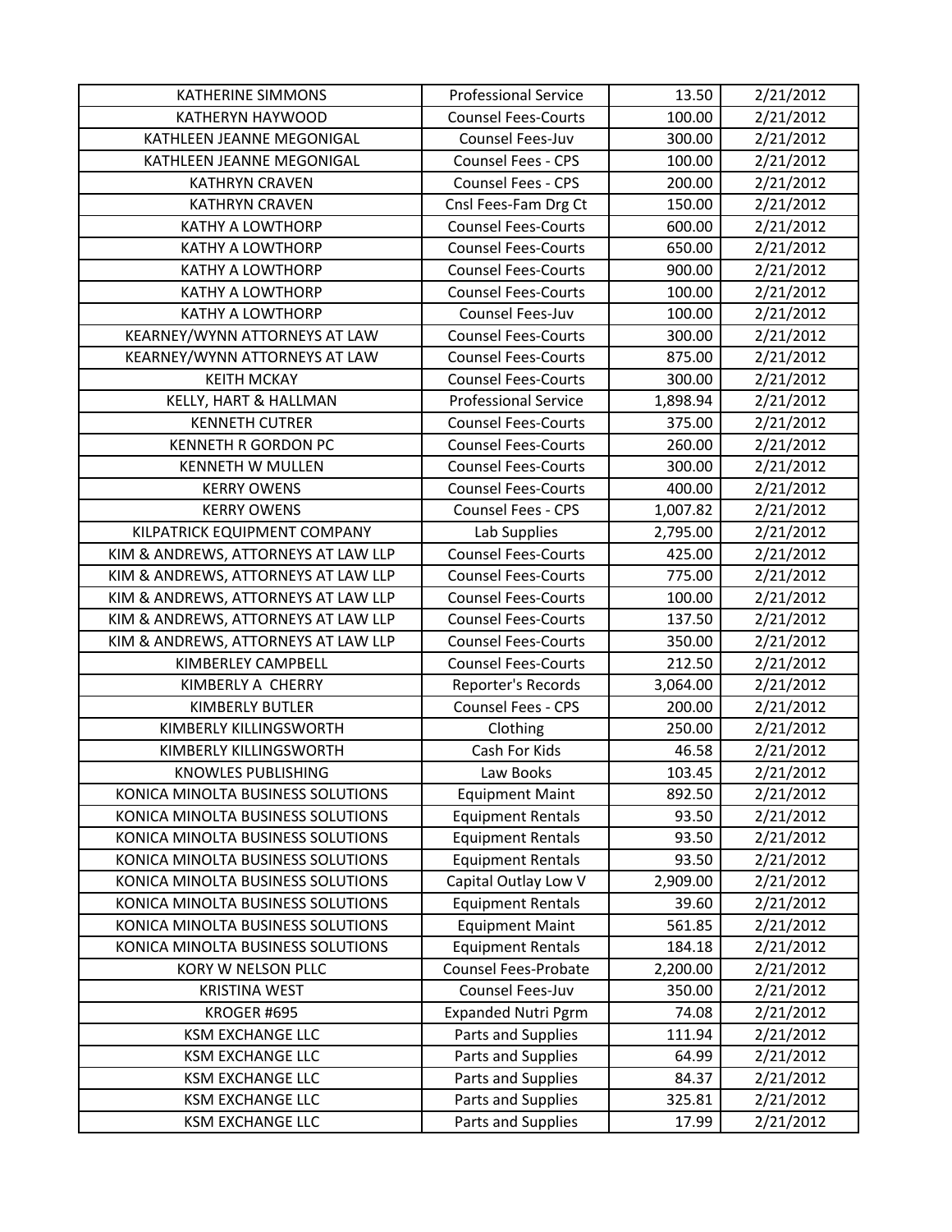| KATHERINE SIMMONS | Professional Service | 13.50 | 2/21/2012 |
|---|---|---|---|
| KATHERYN HAYWOOD | Counsel Fees-Courts | 100.00 | 2/21/2012 |
| KATHLEEN JEANNE MEGONIGAL | Counsel Fees-Juv | 300.00 | 2/21/2012 |
| KATHLEEN JEANNE MEGONIGAL | Counsel Fees - CPS | 100.00 | 2/21/2012 |
| KATHRYN CRAVEN | Counsel Fees - CPS | 200.00 | 2/21/2012 |
| KATHRYN CRAVEN | Cnsl Fees-Fam Drg Ct | 150.00 | 2/21/2012 |
| KATHY A LOWTHORP | Counsel Fees-Courts | 600.00 | 2/21/2012 |
| KATHY A LOWTHORP | Counsel Fees-Courts | 650.00 | 2/21/2012 |
| KATHY A LOWTHORP | Counsel Fees-Courts | 900.00 | 2/21/2012 |
| KATHY A LOWTHORP | Counsel Fees-Courts | 100.00 | 2/21/2012 |
| KATHY A LOWTHORP | Counsel Fees-Juv | 100.00 | 2/21/2012 |
| KEARNEY/WYNN ATTORNEYS AT LAW | Counsel Fees-Courts | 300.00 | 2/21/2012 |
| KEARNEY/WYNN ATTORNEYS AT LAW | Counsel Fees-Courts | 875.00 | 2/21/2012 |
| KEITH MCKAY | Counsel Fees-Courts | 300.00 | 2/21/2012 |
| KELLY, HART & HALLMAN | Professional Service | 1,898.94 | 2/21/2012 |
| KENNETH CUTRER | Counsel Fees-Courts | 375.00 | 2/21/2012 |
| KENNETH R GORDON PC | Counsel Fees-Courts | 260.00 | 2/21/2012 |
| KENNETH W MULLEN | Counsel Fees-Courts | 300.00 | 2/21/2012 |
| KERRY OWENS | Counsel Fees-Courts | 400.00 | 2/21/2012 |
| KERRY OWENS | Counsel Fees - CPS | 1,007.82 | 2/21/2012 |
| KILPATRICK EQUIPMENT COMPANY | Lab Supplies | 2,795.00 | 2/21/2012 |
| KIM & ANDREWS, ATTORNEYS AT LAW LLP | Counsel Fees-Courts | 425.00 | 2/21/2012 |
| KIM & ANDREWS, ATTORNEYS AT LAW LLP | Counsel Fees-Courts | 775.00 | 2/21/2012 |
| KIM & ANDREWS, ATTORNEYS AT LAW LLP | Counsel Fees-Courts | 100.00 | 2/21/2012 |
| KIM & ANDREWS, ATTORNEYS AT LAW LLP | Counsel Fees-Courts | 137.50 | 2/21/2012 |
| KIM & ANDREWS, ATTORNEYS AT LAW LLP | Counsel Fees-Courts | 350.00 | 2/21/2012 |
| KIMBERLEY CAMPBELL | Counsel Fees-Courts | 212.50 | 2/21/2012 |
| KIMBERLY A CHERRY | Reporter's Records | 3,064.00 | 2/21/2012 |
| KIMBERLY BUTLER | Counsel Fees - CPS | 200.00 | 2/21/2012 |
| KIMBERLY KILLINGSWORTH | Clothing | 250.00 | 2/21/2012 |
| KIMBERLY KILLINGSWORTH | Cash For Kids | 46.58 | 2/21/2012 |
| KNOWLES PUBLISHING | Law Books | 103.45 | 2/21/2012 |
| KONICA MINOLTA BUSINESS SOLUTIONS | Equipment Maint | 892.50 | 2/21/2012 |
| KONICA MINOLTA BUSINESS SOLUTIONS | Equipment Rentals | 93.50 | 2/21/2012 |
| KONICA MINOLTA BUSINESS SOLUTIONS | Equipment Rentals | 93.50 | 2/21/2012 |
| KONICA MINOLTA BUSINESS SOLUTIONS | Equipment Rentals | 93.50 | 2/21/2012 |
| KONICA MINOLTA BUSINESS SOLUTIONS | Capital Outlay Low V | 2,909.00 | 2/21/2012 |
| KONICA MINOLTA BUSINESS SOLUTIONS | Equipment Rentals | 39.60 | 2/21/2012 |
| KONICA MINOLTA BUSINESS SOLUTIONS | Equipment Maint | 561.85 | 2/21/2012 |
| KONICA MINOLTA BUSINESS SOLUTIONS | Equipment Rentals | 184.18 | 2/21/2012 |
| KORY W NELSON PLLC | Counsel Fees-Probate | 2,200.00 | 2/21/2012 |
| KRISTINA WEST | Counsel Fees-Juv | 350.00 | 2/21/2012 |
| KROGER #695 | Expanded Nutri Pgrm | 74.08 | 2/21/2012 |
| KSM EXCHANGE LLC | Parts and Supplies | 111.94 | 2/21/2012 |
| KSM EXCHANGE LLC | Parts and Supplies | 64.99 | 2/21/2012 |
| KSM EXCHANGE LLC | Parts and Supplies | 84.37 | 2/21/2012 |
| KSM EXCHANGE LLC | Parts and Supplies | 325.81 | 2/21/2012 |
| KSM EXCHANGE LLC | Parts and Supplies | 17.99 | 2/21/2012 |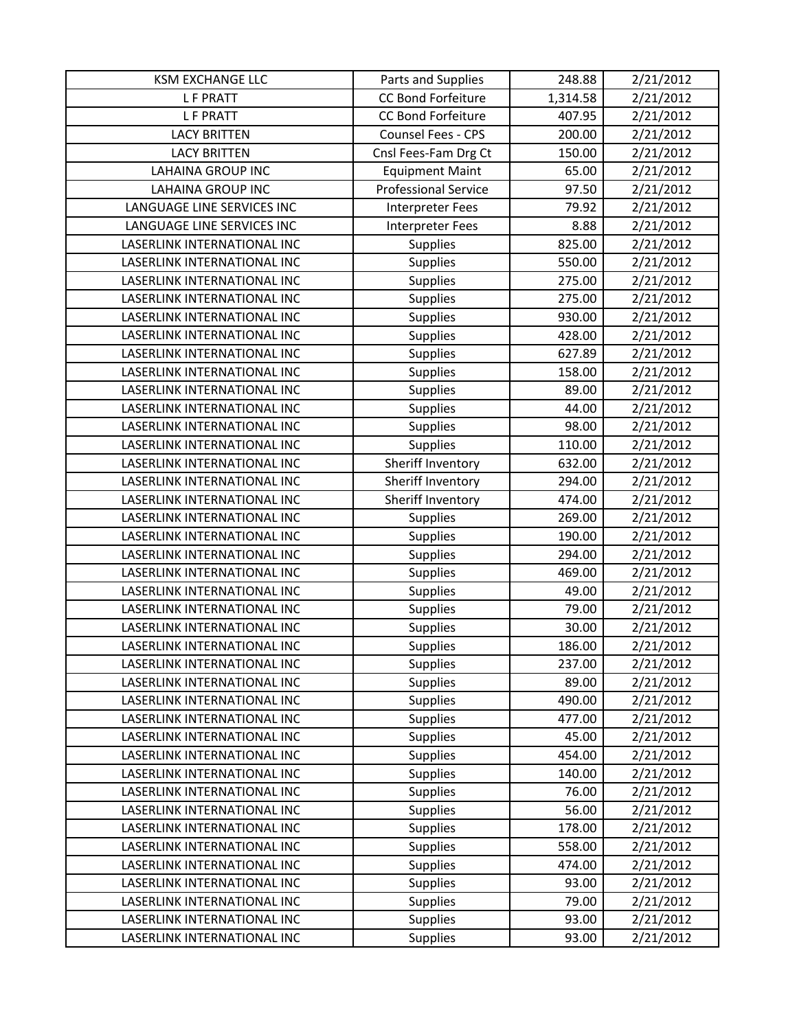| KSM EXCHANGE LLC | Parts and Supplies | 248.88 | 2/21/2012 |
|---|---|---|---|
| L F PRATT | CC Bond Forfeiture | 1,314.58 | 2/21/2012 |
| L F PRATT | CC Bond Forfeiture | 407.95 | 2/21/2012 |
| LACY BRITTEN | Counsel Fees - CPS | 200.00 | 2/21/2012 |
| LACY BRITTEN | Cnsl Fees-Fam Drg Ct | 150.00 | 2/21/2012 |
| LAHAINA GROUP INC | Equipment Maint | 65.00 | 2/21/2012 |
| LAHAINA GROUP INC | Professional Service | 97.50 | 2/21/2012 |
| LANGUAGE LINE SERVICES INC | Interpreter Fees | 79.92 | 2/21/2012 |
| LANGUAGE LINE SERVICES INC | Interpreter Fees | 8.88 | 2/21/2012 |
| LASERLINK INTERNATIONAL INC | Supplies | 825.00 | 2/21/2012 |
| LASERLINK INTERNATIONAL INC | Supplies | 550.00 | 2/21/2012 |
| LASERLINK INTERNATIONAL INC | Supplies | 275.00 | 2/21/2012 |
| LASERLINK INTERNATIONAL INC | Supplies | 275.00 | 2/21/2012 |
| LASERLINK INTERNATIONAL INC | Supplies | 930.00 | 2/21/2012 |
| LASERLINK INTERNATIONAL INC | Supplies | 428.00 | 2/21/2012 |
| LASERLINK INTERNATIONAL INC | Supplies | 627.89 | 2/21/2012 |
| LASERLINK INTERNATIONAL INC | Supplies | 158.00 | 2/21/2012 |
| LASERLINK INTERNATIONAL INC | Supplies | 89.00 | 2/21/2012 |
| LASERLINK INTERNATIONAL INC | Supplies | 44.00 | 2/21/2012 |
| LASERLINK INTERNATIONAL INC | Supplies | 98.00 | 2/21/2012 |
| LASERLINK INTERNATIONAL INC | Supplies | 110.00 | 2/21/2012 |
| LASERLINK INTERNATIONAL INC | Sheriff Inventory | 632.00 | 2/21/2012 |
| LASERLINK INTERNATIONAL INC | Sheriff Inventory | 294.00 | 2/21/2012 |
| LASERLINK INTERNATIONAL INC | Sheriff Inventory | 474.00 | 2/21/2012 |
| LASERLINK INTERNATIONAL INC | Supplies | 269.00 | 2/21/2012 |
| LASERLINK INTERNATIONAL INC | Supplies | 190.00 | 2/21/2012 |
| LASERLINK INTERNATIONAL INC | Supplies | 294.00 | 2/21/2012 |
| LASERLINK INTERNATIONAL INC | Supplies | 469.00 | 2/21/2012 |
| LASERLINK INTERNATIONAL INC | Supplies | 49.00 | 2/21/2012 |
| LASERLINK INTERNATIONAL INC | Supplies | 79.00 | 2/21/2012 |
| LASERLINK INTERNATIONAL INC | Supplies | 30.00 | 2/21/2012 |
| LASERLINK INTERNATIONAL INC | Supplies | 186.00 | 2/21/2012 |
| LASERLINK INTERNATIONAL INC | Supplies | 237.00 | 2/21/2012 |
| LASERLINK INTERNATIONAL INC | Supplies | 89.00 | 2/21/2012 |
| LASERLINK INTERNATIONAL INC | Supplies | 490.00 | 2/21/2012 |
| LASERLINK INTERNATIONAL INC | Supplies | 477.00 | 2/21/2012 |
| LASERLINK INTERNATIONAL INC | Supplies | 45.00 | 2/21/2012 |
| LASERLINK INTERNATIONAL INC | Supplies | 454.00 | 2/21/2012 |
| LASERLINK INTERNATIONAL INC | Supplies | 140.00 | 2/21/2012 |
| LASERLINK INTERNATIONAL INC | Supplies | 76.00 | 2/21/2012 |
| LASERLINK INTERNATIONAL INC | Supplies | 56.00 | 2/21/2012 |
| LASERLINK INTERNATIONAL INC | Supplies | 178.00 | 2/21/2012 |
| LASERLINK INTERNATIONAL INC | Supplies | 558.00 | 2/21/2012 |
| LASERLINK INTERNATIONAL INC | Supplies | 474.00 | 2/21/2012 |
| LASERLINK INTERNATIONAL INC | Supplies | 93.00 | 2/21/2012 |
| LASERLINK INTERNATIONAL INC | Supplies | 79.00 | 2/21/2012 |
| LASERLINK INTERNATIONAL INC | Supplies | 93.00 | 2/21/2012 |
| LASERLINK INTERNATIONAL INC | Supplies | 93.00 | 2/21/2012 |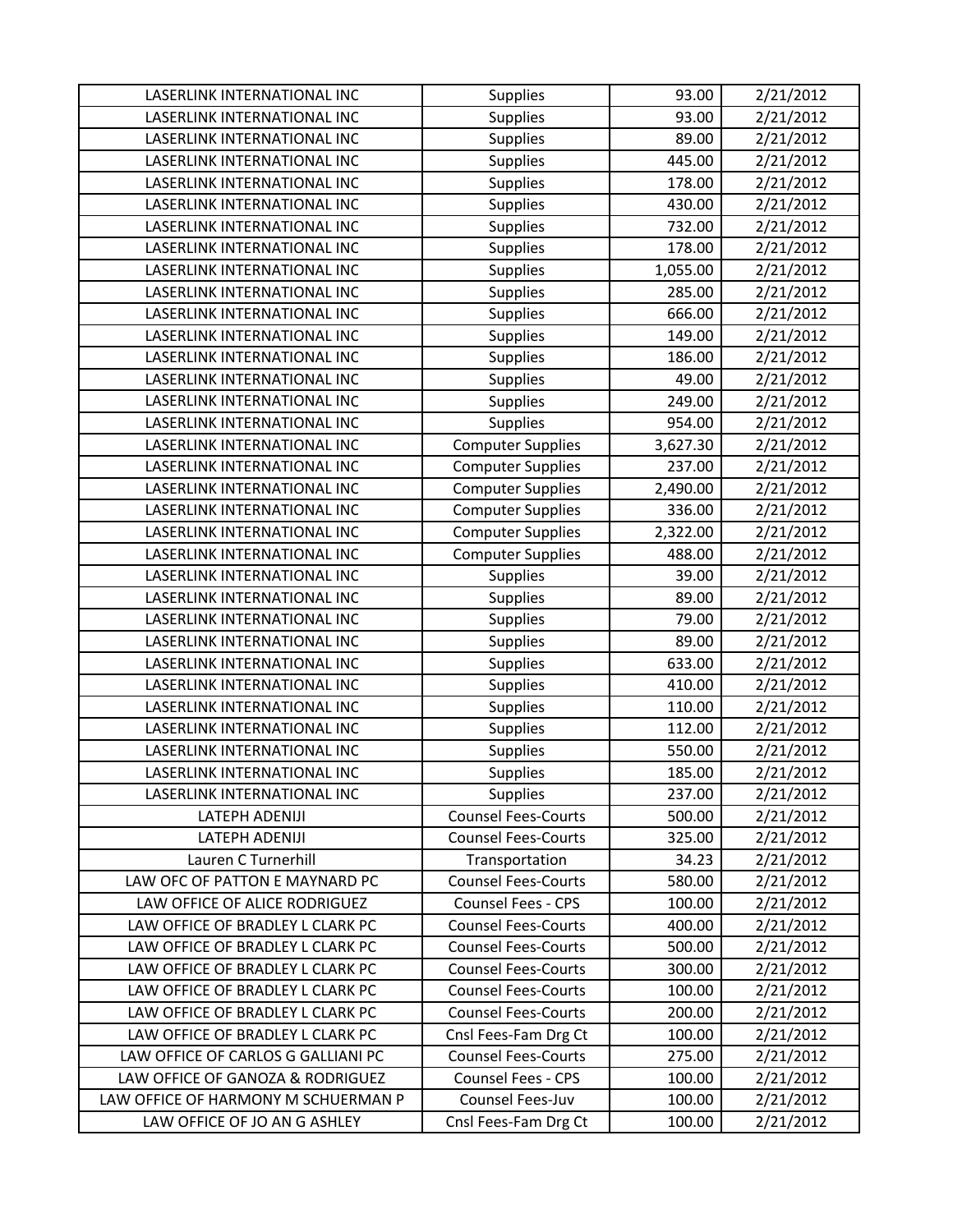| | | | |
|---|---|---|---|
| LASERLINK INTERNATIONAL INC | Supplies | 93.00 | 2/21/2012 |
| LASERLINK INTERNATIONAL INC | Supplies | 93.00 | 2/21/2012 |
| LASERLINK INTERNATIONAL INC | Supplies | 89.00 | 2/21/2012 |
| LASERLINK INTERNATIONAL INC | Supplies | 445.00 | 2/21/2012 |
| LASERLINK INTERNATIONAL INC | Supplies | 178.00 | 2/21/2012 |
| LASERLINK INTERNATIONAL INC | Supplies | 430.00 | 2/21/2012 |
| LASERLINK INTERNATIONAL INC | Supplies | 732.00 | 2/21/2012 |
| LASERLINK INTERNATIONAL INC | Supplies | 178.00 | 2/21/2012 |
| LASERLINK INTERNATIONAL INC | Supplies | 1,055.00 | 2/21/2012 |
| LASERLINK INTERNATIONAL INC | Supplies | 285.00 | 2/21/2012 |
| LASERLINK INTERNATIONAL INC | Supplies | 666.00 | 2/21/2012 |
| LASERLINK INTERNATIONAL INC | Supplies | 149.00 | 2/21/2012 |
| LASERLINK INTERNATIONAL INC | Supplies | 186.00 | 2/21/2012 |
| LASERLINK INTERNATIONAL INC | Supplies | 49.00 | 2/21/2012 |
| LASERLINK INTERNATIONAL INC | Supplies | 249.00 | 2/21/2012 |
| LASERLINK INTERNATIONAL INC | Supplies | 954.00 | 2/21/2012 |
| LASERLINK INTERNATIONAL INC | Computer Supplies | 3,627.30 | 2/21/2012 |
| LASERLINK INTERNATIONAL INC | Computer Supplies | 237.00 | 2/21/2012 |
| LASERLINK INTERNATIONAL INC | Computer Supplies | 2,490.00 | 2/21/2012 |
| LASERLINK INTERNATIONAL INC | Computer Supplies | 336.00 | 2/21/2012 |
| LASERLINK INTERNATIONAL INC | Computer Supplies | 2,322.00 | 2/21/2012 |
| LASERLINK INTERNATIONAL INC | Computer Supplies | 488.00 | 2/21/2012 |
| LASERLINK INTERNATIONAL INC | Supplies | 39.00 | 2/21/2012 |
| LASERLINK INTERNATIONAL INC | Supplies | 89.00 | 2/21/2012 |
| LASERLINK INTERNATIONAL INC | Supplies | 79.00 | 2/21/2012 |
| LASERLINK INTERNATIONAL INC | Supplies | 89.00 | 2/21/2012 |
| LASERLINK INTERNATIONAL INC | Supplies | 633.00 | 2/21/2012 |
| LASERLINK INTERNATIONAL INC | Supplies | 410.00 | 2/21/2012 |
| LASERLINK INTERNATIONAL INC | Supplies | 110.00 | 2/21/2012 |
| LASERLINK INTERNATIONAL INC | Supplies | 112.00 | 2/21/2012 |
| LASERLINK INTERNATIONAL INC | Supplies | 550.00 | 2/21/2012 |
| LASERLINK INTERNATIONAL INC | Supplies | 185.00 | 2/21/2012 |
| LASERLINK INTERNATIONAL INC | Supplies | 237.00 | 2/21/2012 |
| LATEPH ADENIJI | Counsel Fees-Courts | 500.00 | 2/21/2012 |
| LATEPH ADENIJI | Counsel Fees-Courts | 325.00 | 2/21/2012 |
| Lauren C Turnerhill | Transportation | 34.23 | 2/21/2012 |
| LAW OFC OF PATTON E MAYNARD PC | Counsel Fees-Courts | 580.00 | 2/21/2012 |
| LAW OFFICE OF ALICE RODRIGUEZ | Counsel Fees - CPS | 100.00 | 2/21/2012 |
| LAW OFFICE OF BRADLEY L CLARK PC | Counsel Fees-Courts | 400.00 | 2/21/2012 |
| LAW OFFICE OF BRADLEY L CLARK PC | Counsel Fees-Courts | 500.00 | 2/21/2012 |
| LAW OFFICE OF BRADLEY L CLARK PC | Counsel Fees-Courts | 300.00 | 2/21/2012 |
| LAW OFFICE OF BRADLEY L CLARK PC | Counsel Fees-Courts | 100.00 | 2/21/2012 |
| LAW OFFICE OF BRADLEY L CLARK PC | Counsel Fees-Courts | 200.00 | 2/21/2012 |
| LAW OFFICE OF BRADLEY L CLARK PC | Cnsl Fees-Fam Drg Ct | 100.00 | 2/21/2012 |
| LAW OFFICE OF CARLOS G GALLIANI PC | Counsel Fees-Courts | 275.00 | 2/21/2012 |
| LAW OFFICE OF GANOZA & RODRIGUEZ | Counsel Fees - CPS | 100.00 | 2/21/2012 |
| LAW OFFICE OF HARMONY M SCHUERMAN P | Counsel Fees-Juv | 100.00 | 2/21/2012 |
| LAW OFFICE OF JO AN G ASHLEY | Cnsl Fees-Fam Drg Ct | 100.00 | 2/21/2012 |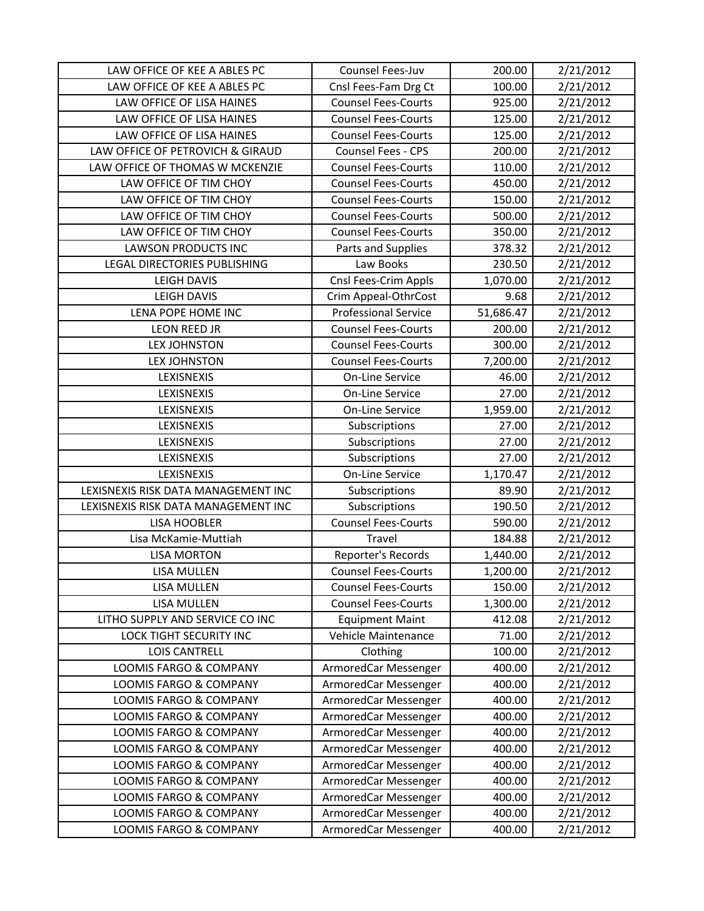| LAW OFFICE OF KEE A ABLES PC | Counsel Fees-Juv | 200.00 | 2/21/2012 |
|---|---|---|---|
| LAW OFFICE OF KEE A ABLES PC | Cnsl Fees-Fam Drg Ct | 100.00 | 2/21/2012 |
| LAW OFFICE OF LISA HAINES | Counsel Fees-Courts | 925.00 | 2/21/2012 |
| LAW OFFICE OF LISA HAINES | Counsel Fees-Courts | 125.00 | 2/21/2012 |
| LAW OFFICE OF LISA HAINES | Counsel Fees-Courts | 125.00 | 2/21/2012 |
| LAW OFFICE OF PETROVICH & GIRAUD | Counsel Fees - CPS | 200.00 | 2/21/2012 |
| LAW OFFICE OF THOMAS W MCKENZIE | Counsel Fees-Courts | 110.00 | 2/21/2012 |
| LAW OFFICE OF TIM CHOY | Counsel Fees-Courts | 450.00 | 2/21/2012 |
| LAW OFFICE OF TIM CHOY | Counsel Fees-Courts | 150.00 | 2/21/2012 |
| LAW OFFICE OF TIM CHOY | Counsel Fees-Courts | 500.00 | 2/21/2012 |
| LAW OFFICE OF TIM CHOY | Counsel Fees-Courts | 350.00 | 2/21/2012 |
| LAWSON PRODUCTS INC | Parts and Supplies | 378.32 | 2/21/2012 |
| LEGAL DIRECTORIES PUBLISHING | Law Books | 230.50 | 2/21/2012 |
| LEIGH DAVIS | Cnsl Fees-Crim Appls | 1,070.00 | 2/21/2012 |
| LEIGH DAVIS | Crim Appeal-OthrCost | 9.68 | 2/21/2012 |
| LENA POPE HOME INC | Professional Service | 51,686.47 | 2/21/2012 |
| LEON REED JR | Counsel Fees-Courts | 200.00 | 2/21/2012 |
| LEX JOHNSTON | Counsel Fees-Courts | 300.00 | 2/21/2012 |
| LEX JOHNSTON | Counsel Fees-Courts | 7,200.00 | 2/21/2012 |
| LEXISNEXIS | On-Line Service | 46.00 | 2/21/2012 |
| LEXISNEXIS | On-Line Service | 27.00 | 2/21/2012 |
| LEXISNEXIS | On-Line Service | 1,959.00 | 2/21/2012 |
| LEXISNEXIS | Subscriptions | 27.00 | 2/21/2012 |
| LEXISNEXIS | Subscriptions | 27.00 | 2/21/2012 |
| LEXISNEXIS | Subscriptions | 27.00 | 2/21/2012 |
| LEXISNEXIS | On-Line Service | 1,170.47 | 2/21/2012 |
| LEXISNEXIS RISK DATA MANAGEMENT INC | Subscriptions | 89.90 | 2/21/2012 |
| LEXISNEXIS RISK DATA MANAGEMENT INC | Subscriptions | 190.50 | 2/21/2012 |
| LISA HOOBLER | Counsel Fees-Courts | 590.00 | 2/21/2012 |
| Lisa McKamie-Muttiah | Travel | 184.88 | 2/21/2012 |
| LISA MORTON | Reporter's Records | 1,440.00 | 2/21/2012 |
| LISA MULLEN | Counsel Fees-Courts | 1,200.00 | 2/21/2012 |
| LISA MULLEN | Counsel Fees-Courts | 150.00 | 2/21/2012 |
| LISA MULLEN | Counsel Fees-Courts | 1,300.00 | 2/21/2012 |
| LITHO SUPPLY AND SERVICE CO INC | Equipment Maint | 412.08 | 2/21/2012 |
| LOCK TIGHT SECURITY INC | Vehicle Maintenance | 71.00 | 2/21/2012 |
| LOIS CANTRELL | Clothing | 100.00 | 2/21/2012 |
| LOOMIS FARGO & COMPANY | ArmoredCar Messenger | 400.00 | 2/21/2012 |
| LOOMIS FARGO & COMPANY | ArmoredCar Messenger | 400.00 | 2/21/2012 |
| LOOMIS FARGO & COMPANY | ArmoredCar Messenger | 400.00 | 2/21/2012 |
| LOOMIS FARGO & COMPANY | ArmoredCar Messenger | 400.00 | 2/21/2012 |
| LOOMIS FARGO & COMPANY | ArmoredCar Messenger | 400.00 | 2/21/2012 |
| LOOMIS FARGO & COMPANY | ArmoredCar Messenger | 400.00 | 2/21/2012 |
| LOOMIS FARGO & COMPANY | ArmoredCar Messenger | 400.00 | 2/21/2012 |
| LOOMIS FARGO & COMPANY | ArmoredCar Messenger | 400.00 | 2/21/2012 |
| LOOMIS FARGO & COMPANY | ArmoredCar Messenger | 400.00 | 2/21/2012 |
| LOOMIS FARGO & COMPANY | ArmoredCar Messenger | 400.00 | 2/21/2012 |
| LOOMIS FARGO & COMPANY | ArmoredCar Messenger | 400.00 | 2/21/2012 |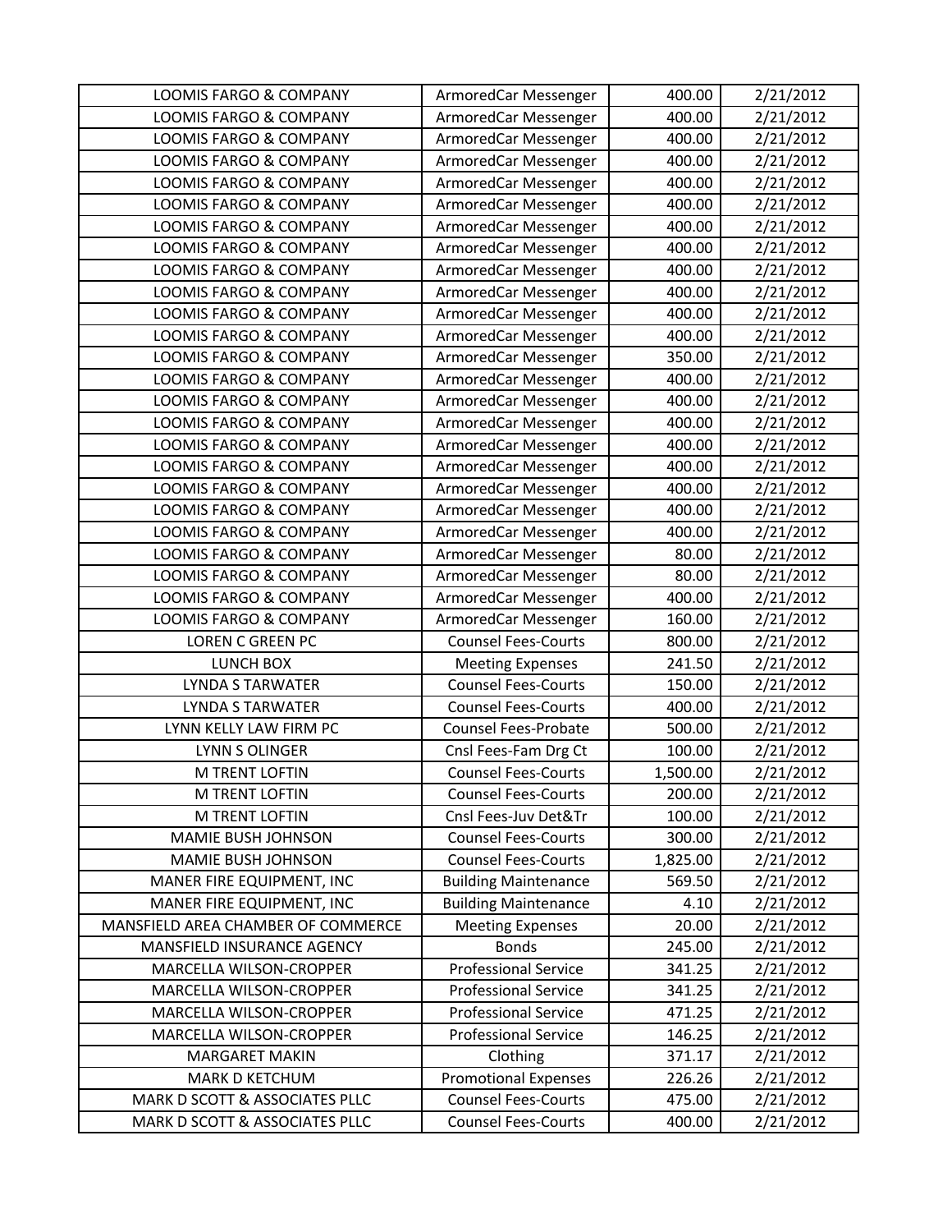| LOOMIS FARGO & COMPANY | ArmoredCar Messenger | 400.00 | 2/21/2012 |
|---|---|---|---|
| LOOMIS FARGO & COMPANY | ArmoredCar Messenger | 400.00 | 2/21/2012 |
| LOOMIS FARGO & COMPANY | ArmoredCar Messenger | 400.00 | 2/21/2012 |
| LOOMIS FARGO & COMPANY | ArmoredCar Messenger | 400.00 | 2/21/2012 |
| LOOMIS FARGO & COMPANY | ArmoredCar Messenger | 400.00 | 2/21/2012 |
| LOOMIS FARGO & COMPANY | ArmoredCar Messenger | 400.00 | 2/21/2012 |
| LOOMIS FARGO & COMPANY | ArmoredCar Messenger | 400.00 | 2/21/2012 |
| LOOMIS FARGO & COMPANY | ArmoredCar Messenger | 400.00 | 2/21/2012 |
| LOOMIS FARGO & COMPANY | ArmoredCar Messenger | 400.00 | 2/21/2012 |
| LOOMIS FARGO & COMPANY | ArmoredCar Messenger | 400.00 | 2/21/2012 |
| LOOMIS FARGO & COMPANY | ArmoredCar Messenger | 400.00 | 2/21/2012 |
| LOOMIS FARGO & COMPANY | ArmoredCar Messenger | 400.00 | 2/21/2012 |
| LOOMIS FARGO & COMPANY | ArmoredCar Messenger | 350.00 | 2/21/2012 |
| LOOMIS FARGO & COMPANY | ArmoredCar Messenger | 400.00 | 2/21/2012 |
| LOOMIS FARGO & COMPANY | ArmoredCar Messenger | 400.00 | 2/21/2012 |
| LOOMIS FARGO & COMPANY | ArmoredCar Messenger | 400.00 | 2/21/2012 |
| LOOMIS FARGO & COMPANY | ArmoredCar Messenger | 400.00 | 2/21/2012 |
| LOOMIS FARGO & COMPANY | ArmoredCar Messenger | 400.00 | 2/21/2012 |
| LOOMIS FARGO & COMPANY | ArmoredCar Messenger | 400.00 | 2/21/2012 |
| LOOMIS FARGO & COMPANY | ArmoredCar Messenger | 400.00 | 2/21/2012 |
| LOOMIS FARGO & COMPANY | ArmoredCar Messenger | 400.00 | 2/21/2012 |
| LOOMIS FARGO & COMPANY | ArmoredCar Messenger | 80.00 | 2/21/2012 |
| LOOMIS FARGO & COMPANY | ArmoredCar Messenger | 80.00 | 2/21/2012 |
| LOOMIS FARGO & COMPANY | ArmoredCar Messenger | 400.00 | 2/21/2012 |
| LOOMIS FARGO & COMPANY | ArmoredCar Messenger | 160.00 | 2/21/2012 |
| LOREN C GREEN PC | Counsel Fees-Courts | 800.00 | 2/21/2012 |
| LUNCH BOX | Meeting Expenses | 241.50 | 2/21/2012 |
| LYNDA S TARWATER | Counsel Fees-Courts | 150.00 | 2/21/2012 |
| LYNDA S TARWATER | Counsel Fees-Courts | 400.00 | 2/21/2012 |
| LYNN KELLY LAW FIRM PC | Counsel Fees-Probate | 500.00 | 2/21/2012 |
| LYNN S OLINGER | Cnsl Fees-Fam Drg Ct | 100.00 | 2/21/2012 |
| M TRENT LOFTIN | Counsel Fees-Courts | 1,500.00 | 2/21/2012 |
| M TRENT LOFTIN | Counsel Fees-Courts | 200.00 | 2/21/2012 |
| M TRENT LOFTIN | Cnsl Fees-Juv Det&Tr | 100.00 | 2/21/2012 |
| MAMIE BUSH JOHNSON | Counsel Fees-Courts | 300.00 | 2/21/2012 |
| MAMIE BUSH JOHNSON | Counsel Fees-Courts | 1,825.00 | 2/21/2012 |
| MANER FIRE EQUIPMENT, INC | Building Maintenance | 569.50 | 2/21/2012 |
| MANER FIRE EQUIPMENT, INC | Building Maintenance | 4.10 | 2/21/2012 |
| MANSFIELD AREA CHAMBER OF COMMERCE | Meeting Expenses | 20.00 | 2/21/2012 |
| MANSFIELD INSURANCE AGENCY | Bonds | 245.00 | 2/21/2012 |
| MARCELLA WILSON-CROPPER | Professional Service | 341.25 | 2/21/2012 |
| MARCELLA WILSON-CROPPER | Professional Service | 341.25 | 2/21/2012 |
| MARCELLA WILSON-CROPPER | Professional Service | 471.25 | 2/21/2012 |
| MARCELLA WILSON-CROPPER | Professional Service | 146.25 | 2/21/2012 |
| MARGARET MAKIN | Clothing | 371.17 | 2/21/2012 |
| MARK D KETCHUM | Promotional Expenses | 226.26 | 2/21/2012 |
| MARK D SCOTT & ASSOCIATES PLLC | Counsel Fees-Courts | 475.00 | 2/21/2012 |
| MARK D SCOTT & ASSOCIATES PLLC | Counsel Fees-Courts | 400.00 | 2/21/2012 |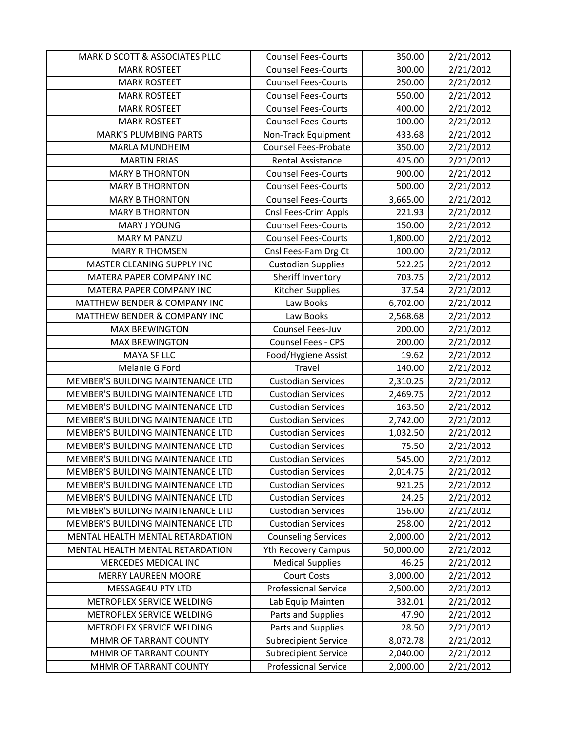| MARK D SCOTT & ASSOCIATES PLLC | Counsel Fees-Courts | 350.00 | 2/21/2012 |
|---|---|---|---|
| MARK ROSTEET | Counsel Fees-Courts | 300.00 | 2/21/2012 |
| MARK ROSTEET | Counsel Fees-Courts | 250.00 | 2/21/2012 |
| MARK ROSTEET | Counsel Fees-Courts | 550.00 | 2/21/2012 |
| MARK ROSTEET | Counsel Fees-Courts | 400.00 | 2/21/2012 |
| MARK ROSTEET | Counsel Fees-Courts | 100.00 | 2/21/2012 |
| MARK'S PLUMBING PARTS | Non-Track Equipment | 433.68 | 2/21/2012 |
| MARLA MUNDHEIM | Counsel Fees-Probate | 350.00 | 2/21/2012 |
| MARTIN FRIAS | Rental Assistance | 425.00 | 2/21/2012 |
| MARY B THORNTON | Counsel Fees-Courts | 900.00 | 2/21/2012 |
| MARY B THORNTON | Counsel Fees-Courts | 500.00 | 2/21/2012 |
| MARY B THORNTON | Counsel Fees-Courts | 3,665.00 | 2/21/2012 |
| MARY B THORNTON | Cnsl Fees-Crim Appls | 221.93 | 2/21/2012 |
| MARY J YOUNG | Counsel Fees-Courts | 150.00 | 2/21/2012 |
| MARY M PANZU | Counsel Fees-Courts | 1,800.00 | 2/21/2012 |
| MARY R THOMSEN | Cnsl Fees-Fam Drg Ct | 100.00 | 2/21/2012 |
| MASTER CLEANING SUPPLY INC | Custodian Supplies | 522.25 | 2/21/2012 |
| MATERA PAPER COMPANY INC | Sheriff Inventory | 703.75 | 2/21/2012 |
| MATERA PAPER COMPANY INC | Kitchen Supplies | 37.54 | 2/21/2012 |
| MATTHEW BENDER & COMPANY INC | Law Books | 6,702.00 | 2/21/2012 |
| MATTHEW BENDER & COMPANY INC | Law Books | 2,568.68 | 2/21/2012 |
| MAX BREWINGTON | Counsel Fees-Juv | 200.00 | 2/21/2012 |
| MAX BREWINGTON | Counsel Fees - CPS | 200.00 | 2/21/2012 |
| MAYA SF LLC | Food/Hygiene Assist | 19.62 | 2/21/2012 |
| Melanie G Ford | Travel | 140.00 | 2/21/2012 |
| MEMBER'S BUILDING MAINTENANCE LTD | Custodian Services | 2,310.25 | 2/21/2012 |
| MEMBER'S BUILDING MAINTENANCE LTD | Custodian Services | 2,469.75 | 2/21/2012 |
| MEMBER'S BUILDING MAINTENANCE LTD | Custodian Services | 163.50 | 2/21/2012 |
| MEMBER'S BUILDING MAINTENANCE LTD | Custodian Services | 2,742.00 | 2/21/2012 |
| MEMBER'S BUILDING MAINTENANCE LTD | Custodian Services | 1,032.50 | 2/21/2012 |
| MEMBER'S BUILDING MAINTENANCE LTD | Custodian Services | 75.50 | 2/21/2012 |
| MEMBER'S BUILDING MAINTENANCE LTD | Custodian Services | 545.00 | 2/21/2012 |
| MEMBER'S BUILDING MAINTENANCE LTD | Custodian Services | 2,014.75 | 2/21/2012 |
| MEMBER'S BUILDING MAINTENANCE LTD | Custodian Services | 921.25 | 2/21/2012 |
| MEMBER'S BUILDING MAINTENANCE LTD | Custodian Services | 24.25 | 2/21/2012 |
| MEMBER'S BUILDING MAINTENANCE LTD | Custodian Services | 156.00 | 2/21/2012 |
| MEMBER'S BUILDING MAINTENANCE LTD | Custodian Services | 258.00 | 2/21/2012 |
| MENTAL HEALTH MENTAL RETARDATION | Counseling Services | 2,000.00 | 2/21/2012 |
| MENTAL HEALTH MENTAL RETARDATION | Yth Recovery Campus | 50,000.00 | 2/21/2012 |
| MERCEDES MEDICAL INC | Medical Supplies | 46.25 | 2/21/2012 |
| MERRY LAUREEN MOORE | Court Costs | 3,000.00 | 2/21/2012 |
| MESSAGE4U PTY LTD | Professional Service | 2,500.00 | 2/21/2012 |
| METROPLEX SERVICE WELDING | Lab Equip Mainten | 332.01 | 2/21/2012 |
| METROPLEX SERVICE WELDING | Parts and Supplies | 47.90 | 2/21/2012 |
| METROPLEX SERVICE WELDING | Parts and Supplies | 28.50 | 2/21/2012 |
| MHMR OF TARRANT COUNTY | Subrecipient Service | 8,072.78 | 2/21/2012 |
| MHMR OF TARRANT COUNTY | Subrecipient Service | 2,040.00 | 2/21/2012 |
| MHMR OF TARRANT COUNTY | Professional Service | 2,000.00 | 2/21/2012 |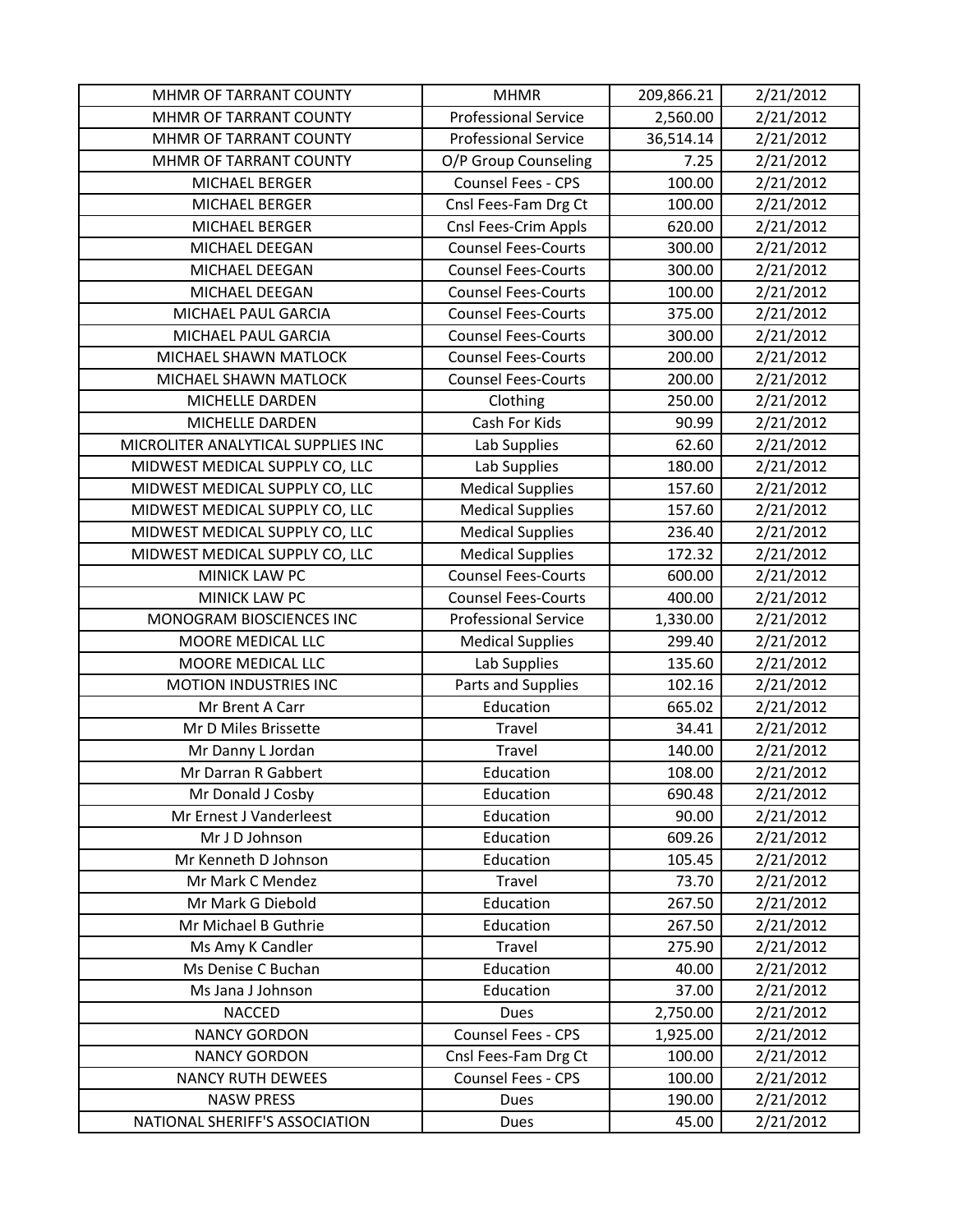| | | | |
|---|---|---|---|
| MHMR OF TARRANT COUNTY | MHMR | 209,866.21 | 2/21/2012 |
| MHMR OF TARRANT COUNTY | Professional Service | 2,560.00 | 2/21/2012 |
| MHMR OF TARRANT COUNTY | Professional Service | 36,514.14 | 2/21/2012 |
| MHMR OF TARRANT COUNTY | O/P Group Counseling | 7.25 | 2/21/2012 |
| MICHAEL BERGER | Counsel Fees - CPS | 100.00 | 2/21/2012 |
| MICHAEL BERGER | Cnsl Fees-Fam Drg Ct | 100.00 | 2/21/2012 |
| MICHAEL BERGER | Cnsl Fees-Crim Appls | 620.00 | 2/21/2012 |
| MICHAEL DEEGAN | Counsel Fees-Courts | 300.00 | 2/21/2012 |
| MICHAEL DEEGAN | Counsel Fees-Courts | 300.00 | 2/21/2012 |
| MICHAEL DEEGAN | Counsel Fees-Courts | 100.00 | 2/21/2012 |
| MICHAEL PAUL GARCIA | Counsel Fees-Courts | 375.00 | 2/21/2012 |
| MICHAEL PAUL GARCIA | Counsel Fees-Courts | 300.00 | 2/21/2012 |
| MICHAEL SHAWN MATLOCK | Counsel Fees-Courts | 200.00 | 2/21/2012 |
| MICHAEL SHAWN MATLOCK | Counsel Fees-Courts | 200.00 | 2/21/2012 |
| MICHELLE DARDEN | Clothing | 250.00 | 2/21/2012 |
| MICHELLE DARDEN | Cash For Kids | 90.99 | 2/21/2012 |
| MICROLITER ANALYTICAL SUPPLIES INC | Lab Supplies | 62.60 | 2/21/2012 |
| MIDWEST MEDICAL SUPPLY CO, LLC | Lab Supplies | 180.00 | 2/21/2012 |
| MIDWEST MEDICAL SUPPLY CO, LLC | Medical Supplies | 157.60 | 2/21/2012 |
| MIDWEST MEDICAL SUPPLY CO, LLC | Medical Supplies | 157.60 | 2/21/2012 |
| MIDWEST MEDICAL SUPPLY CO, LLC | Medical Supplies | 236.40 | 2/21/2012 |
| MIDWEST MEDICAL SUPPLY CO, LLC | Medical Supplies | 172.32 | 2/21/2012 |
| MINICK LAW PC | Counsel Fees-Courts | 600.00 | 2/21/2012 |
| MINICK LAW PC | Counsel Fees-Courts | 400.00 | 2/21/2012 |
| MONOGRAM BIOSCIENCES INC | Professional Service | 1,330.00 | 2/21/2012 |
| MOORE MEDICAL LLC | Medical Supplies | 299.40 | 2/21/2012 |
| MOORE MEDICAL LLC | Lab Supplies | 135.60 | 2/21/2012 |
| MOTION INDUSTRIES INC | Parts and Supplies | 102.16 | 2/21/2012 |
| Mr Brent A Carr | Education | 665.02 | 2/21/2012 |
| Mr D Miles Brissette | Travel | 34.41 | 2/21/2012 |
| Mr Danny L Jordan | Travel | 140.00 | 2/21/2012 |
| Mr Darran R Gabbert | Education | 108.00 | 2/21/2012 |
| Mr Donald J Cosby | Education | 690.48 | 2/21/2012 |
| Mr Ernest J Vanderleest | Education | 90.00 | 2/21/2012 |
| Mr J D Johnson | Education | 609.26 | 2/21/2012 |
| Mr Kenneth D Johnson | Education | 105.45 | 2/21/2012 |
| Mr Mark C Mendez | Travel | 73.70 | 2/21/2012 |
| Mr Mark G Diebold | Education | 267.50 | 2/21/2012 |
| Mr Michael B Guthrie | Education | 267.50 | 2/21/2012 |
| Ms Amy K Candler | Travel | 275.90 | 2/21/2012 |
| Ms Denise C Buchan | Education | 40.00 | 2/21/2012 |
| Ms Jana J Johnson | Education | 37.00 | 2/21/2012 |
| NACCED | Dues | 2,750.00 | 2/21/2012 |
| NANCY GORDON | Counsel Fees - CPS | 1,925.00 | 2/21/2012 |
| NANCY GORDON | Cnsl Fees-Fam Drg Ct | 100.00 | 2/21/2012 |
| NANCY RUTH DEWEES | Counsel Fees - CPS | 100.00 | 2/21/2012 |
| NASW PRESS | Dues | 190.00 | 2/21/2012 |
| NATIONAL SHERIFF'S ASSOCIATION | Dues | 45.00 | 2/21/2012 |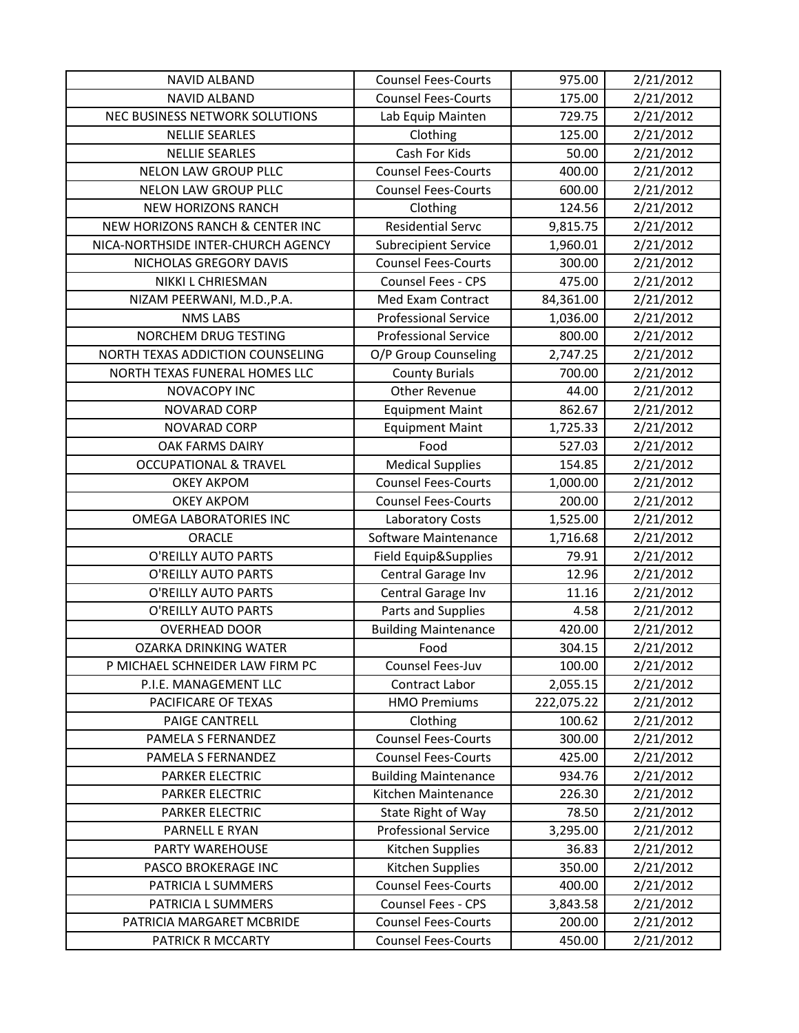| NAVID ALBAND | Counsel Fees-Courts | 975.00 | 2/21/2012 |
|---|---|---|---|
| NAVID ALBAND | Counsel Fees-Courts | 175.00 | 2/21/2012 |
| NEC BUSINESS NETWORK SOLUTIONS | Lab Equip Mainten | 729.75 | 2/21/2012 |
| NELLIE SEARLES | Clothing | 125.00 | 2/21/2012 |
| NELLIE SEARLES | Cash For Kids | 50.00 | 2/21/2012 |
| NELON LAW GROUP PLLC | Counsel Fees-Courts | 400.00 | 2/21/2012 |
| NELON LAW GROUP PLLC | Counsel Fees-Courts | 600.00 | 2/21/2012 |
| NEW HORIZONS RANCH | Clothing | 124.56 | 2/21/2012 |
| NEW HORIZONS RANCH & CENTER INC | Residential Servc | 9,815.75 | 2/21/2012 |
| NICA-NORTHSIDE INTER-CHURCH AGENCY | Subrecipient Service | 1,960.01 | 2/21/2012 |
| NICHOLAS GREGORY DAVIS | Counsel Fees-Courts | 300.00 | 2/21/2012 |
| NIKKI L CHRIESMAN | Counsel Fees - CPS | 475.00 | 2/21/2012 |
| NIZAM PEERWANI, M.D.,P.A. | Med Exam Contract | 84,361.00 | 2/21/2012 |
| NMS LABS | Professional Service | 1,036.00 | 2/21/2012 |
| NORCHEM DRUG TESTING | Professional Service | 800.00 | 2/21/2012 |
| NORTH TEXAS ADDICTION COUNSELING | O/P Group Counseling | 2,747.25 | 2/21/2012 |
| NORTH TEXAS FUNERAL HOMES LLC | County Burials | 700.00 | 2/21/2012 |
| NOVACOPY INC | Other Revenue | 44.00 | 2/21/2012 |
| NOVARAD CORP | Equipment Maint | 862.67 | 2/21/2012 |
| NOVARAD CORP | Equipment Maint | 1,725.33 | 2/21/2012 |
| OAK FARMS DAIRY | Food | 527.03 | 2/21/2012 |
| OCCUPATIONAL & TRAVEL | Medical Supplies | 154.85 | 2/21/2012 |
| OKEY AKPOM | Counsel Fees-Courts | 1,000.00 | 2/21/2012 |
| OKEY AKPOM | Counsel Fees-Courts | 200.00 | 2/21/2012 |
| OMEGA LABORATORIES INC | Laboratory Costs | 1,525.00 | 2/21/2012 |
| ORACLE | Software Maintenance | 1,716.68 | 2/21/2012 |
| O'REILLY AUTO PARTS | Field Equip&Supplies | 79.91 | 2/21/2012 |
| O'REILLY AUTO PARTS | Central Garage Inv | 12.96 | 2/21/2012 |
| O'REILLY AUTO PARTS | Central Garage Inv | 11.16 | 2/21/2012 |
| O'REILLY AUTO PARTS | Parts and Supplies | 4.58 | 2/21/2012 |
| OVERHEAD DOOR | Building Maintenance | 420.00 | 2/21/2012 |
| OZARKA DRINKING WATER | Food | 304.15 | 2/21/2012 |
| P MICHAEL SCHNEIDER LAW FIRM PC | Counsel Fees-Juv | 100.00 | 2/21/2012 |
| P.I.E. MANAGEMENT LLC | Contract Labor | 2,055.15 | 2/21/2012 |
| PACIFICARE OF TEXAS | HMO Premiums | 222,075.22 | 2/21/2012 |
| PAIGE CANTRELL | Clothing | 100.62 | 2/21/2012 |
| PAMELA S FERNANDEZ | Counsel Fees-Courts | 300.00 | 2/21/2012 |
| PAMELA S FERNANDEZ | Counsel Fees-Courts | 425.00 | 2/21/2012 |
| PARKER ELECTRIC | Building Maintenance | 934.76 | 2/21/2012 |
| PARKER ELECTRIC | Kitchen Maintenance | 226.30 | 2/21/2012 |
| PARKER ELECTRIC | State Right of Way | 78.50 | 2/21/2012 |
| PARNELL E RYAN | Professional Service | 3,295.00 | 2/21/2012 |
| PARTY WAREHOUSE | Kitchen Supplies | 36.83 | 2/21/2012 |
| PASCO BROKERAGE INC | Kitchen Supplies | 350.00 | 2/21/2012 |
| PATRICIA L SUMMERS | Counsel Fees-Courts | 400.00 | 2/21/2012 |
| PATRICIA L SUMMERS | Counsel Fees - CPS | 3,843.58 | 2/21/2012 |
| PATRICIA MARGARET MCBRIDE | Counsel Fees-Courts | 200.00 | 2/21/2012 |
| PATRICK R MCCARTY | Counsel Fees-Courts | 450.00 | 2/21/2012 |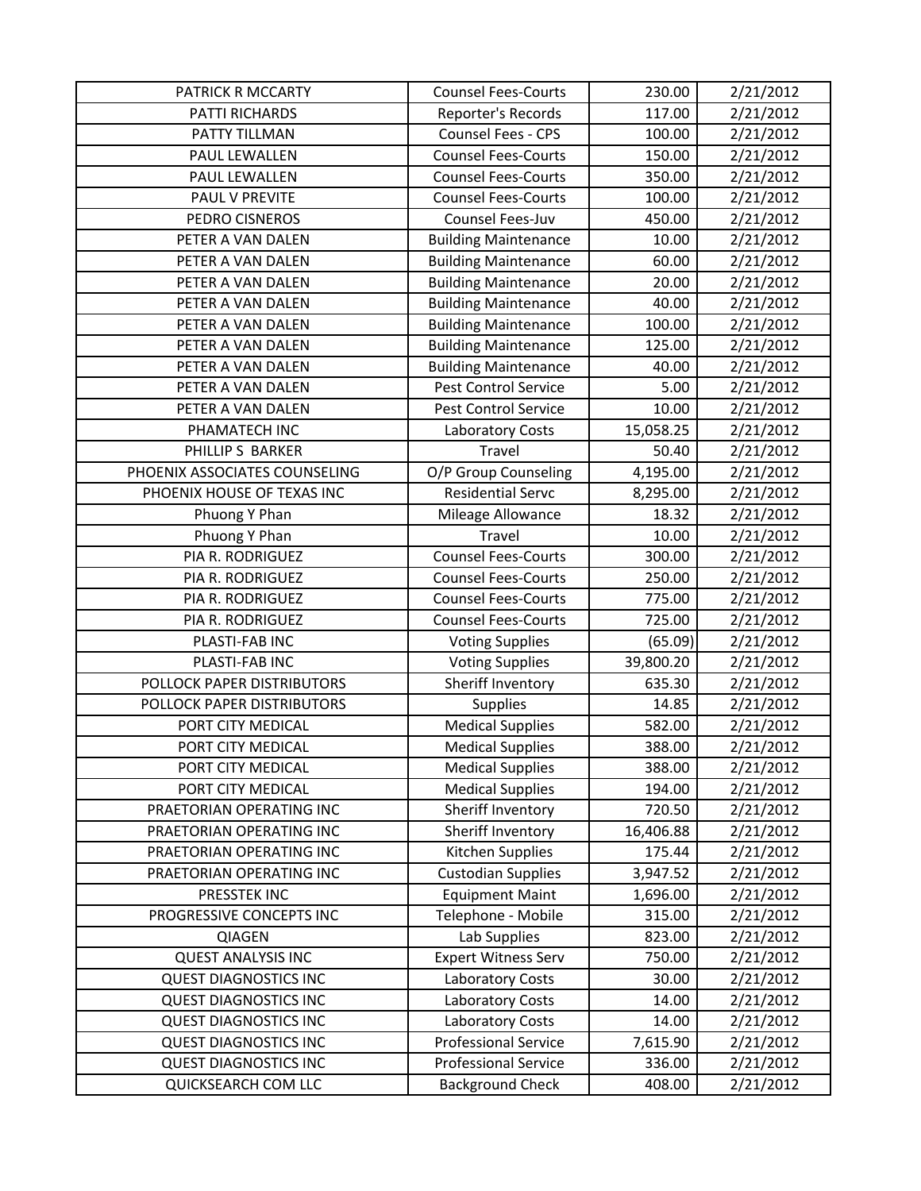| PATRICK R MCCARTY | Counsel Fees-Courts | 230.00 | 2/21/2012 |
|---|---|---|---|
| PATTI RICHARDS | Reporter's Records | 117.00 | 2/21/2012 |
| PATTY TILLMAN | Counsel Fees - CPS | 100.00 | 2/21/2012 |
| PAUL LEWALLEN | Counsel Fees-Courts | 150.00 | 2/21/2012 |
| PAUL LEWALLEN | Counsel Fees-Courts | 350.00 | 2/21/2012 |
| PAUL V PREVITE | Counsel Fees-Courts | 100.00 | 2/21/2012 |
| PEDRO CISNEROS | Counsel Fees-Juv | 450.00 | 2/21/2012 |
| PETER A VAN DALEN | Building Maintenance | 10.00 | 2/21/2012 |
| PETER A VAN DALEN | Building Maintenance | 60.00 | 2/21/2012 |
| PETER A VAN DALEN | Building Maintenance | 20.00 | 2/21/2012 |
| PETER A VAN DALEN | Building Maintenance | 40.00 | 2/21/2012 |
| PETER A VAN DALEN | Building Maintenance | 100.00 | 2/21/2012 |
| PETER A VAN DALEN | Building Maintenance | 125.00 | 2/21/2012 |
| PETER A VAN DALEN | Building Maintenance | 40.00 | 2/21/2012 |
| PETER A VAN DALEN | Pest Control Service | 5.00 | 2/21/2012 |
| PETER A VAN DALEN | Pest Control Service | 10.00 | 2/21/2012 |
| PHAMATECH INC | Laboratory Costs | 15,058.25 | 2/21/2012 |
| PHILLIP S BARKER | Travel | 50.40 | 2/21/2012 |
| PHOENIX ASSOCIATES COUNSELING | O/P Group Counseling | 4,195.00 | 2/21/2012 |
| PHOENIX HOUSE OF TEXAS INC | Residential Servc | 8,295.00 | 2/21/2012 |
| Phuong Y Phan | Mileage Allowance | 18.32 | 2/21/2012 |
| Phuong Y Phan | Travel | 10.00 | 2/21/2012 |
| PIA R. RODRIGUEZ | Counsel Fees-Courts | 300.00 | 2/21/2012 |
| PIA R. RODRIGUEZ | Counsel Fees-Courts | 250.00 | 2/21/2012 |
| PIA R. RODRIGUEZ | Counsel Fees-Courts | 775.00 | 2/21/2012 |
| PIA R. RODRIGUEZ | Counsel Fees-Courts | 725.00 | 2/21/2012 |
| PLASTI-FAB INC | Voting Supplies | (65.09) | 2/21/2012 |
| PLASTI-FAB INC | Voting Supplies | 39,800.20 | 2/21/2012 |
| POLLOCK PAPER DISTRIBUTORS | Sheriff Inventory | 635.30 | 2/21/2012 |
| POLLOCK PAPER DISTRIBUTORS | Supplies | 14.85 | 2/21/2012 |
| PORT CITY MEDICAL | Medical Supplies | 582.00 | 2/21/2012 |
| PORT CITY MEDICAL | Medical Supplies | 388.00 | 2/21/2012 |
| PORT CITY MEDICAL | Medical Supplies | 388.00 | 2/21/2012 |
| PORT CITY MEDICAL | Medical Supplies | 194.00 | 2/21/2012 |
| PRAETORIAN OPERATING INC | Sheriff Inventory | 720.50 | 2/21/2012 |
| PRAETORIAN OPERATING INC | Sheriff Inventory | 16,406.88 | 2/21/2012 |
| PRAETORIAN OPERATING INC | Kitchen Supplies | 175.44 | 2/21/2012 |
| PRAETORIAN OPERATING INC | Custodian Supplies | 3,947.52 | 2/21/2012 |
| PRESSTEK INC | Equipment Maint | 1,696.00 | 2/21/2012 |
| PROGRESSIVE CONCEPTS INC | Telephone - Mobile | 315.00 | 2/21/2012 |
| QIAGEN | Lab Supplies | 823.00 | 2/21/2012 |
| QUEST ANALYSIS INC | Expert Witness Serv | 750.00 | 2/21/2012 |
| QUEST DIAGNOSTICS INC | Laboratory Costs | 30.00 | 2/21/2012 |
| QUEST DIAGNOSTICS INC | Laboratory Costs | 14.00 | 2/21/2012 |
| QUEST DIAGNOSTICS INC | Laboratory Costs | 14.00 | 2/21/2012 |
| QUEST DIAGNOSTICS INC | Professional Service | 7,615.90 | 2/21/2012 |
| QUEST DIAGNOSTICS INC | Professional Service | 336.00 | 2/21/2012 |
| QUICKSEARCH COM LLC | Background Check | 408.00 | 2/21/2012 |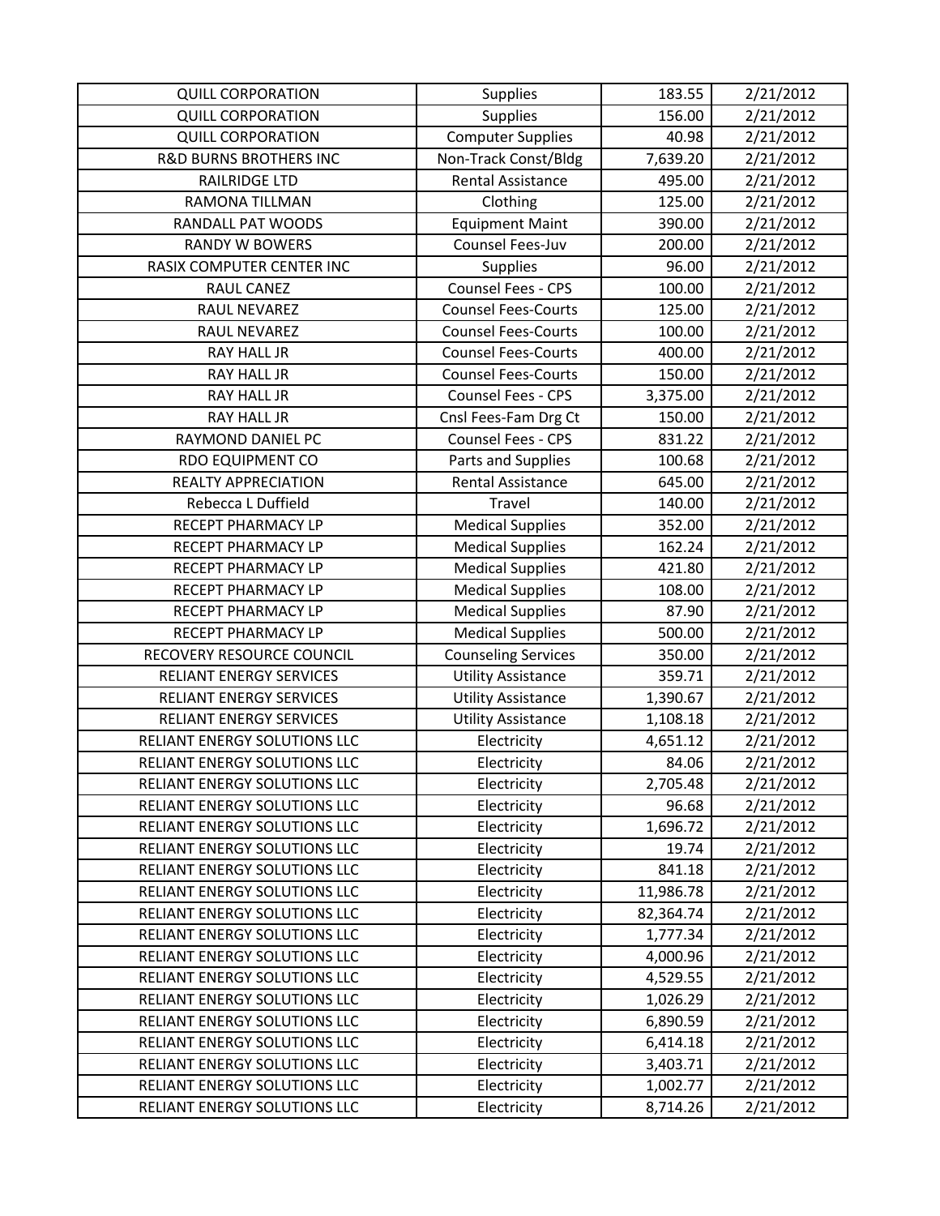| QUILL CORPORATION | Supplies | 183.55 | 2/21/2012 |
|---|---|---|---|
| QUILL CORPORATION | Supplies | 156.00 | 2/21/2012 |
| QUILL CORPORATION | Computer Supplies | 40.98 | 2/21/2012 |
| R&D BURNS BROTHERS INC | Non-Track Const/Bldg | 7,639.20 | 2/21/2012 |
| RAILRIDGE LTD | Rental Assistance | 495.00 | 2/21/2012 |
| RAMONA TILLMAN | Clothing | 125.00 | 2/21/2012 |
| RANDALL PAT WOODS | Equipment Maint | 390.00 | 2/21/2012 |
| RANDY W BOWERS | Counsel Fees-Juv | 200.00 | 2/21/2012 |
| RASIX COMPUTER CENTER INC | Supplies | 96.00 | 2/21/2012 |
| RAUL CANEZ | Counsel Fees - CPS | 100.00 | 2/21/2012 |
| RAUL NEVAREZ | Counsel Fees-Courts | 125.00 | 2/21/2012 |
| RAUL NEVAREZ | Counsel Fees-Courts | 100.00 | 2/21/2012 |
| RAY HALL JR | Counsel Fees-Courts | 400.00 | 2/21/2012 |
| RAY HALL JR | Counsel Fees-Courts | 150.00 | 2/21/2012 |
| RAY HALL JR | Counsel Fees - CPS | 3,375.00 | 2/21/2012 |
| RAY HALL JR | Cnsl Fees-Fam Drg Ct | 150.00 | 2/21/2012 |
| RAYMOND DANIEL PC | Counsel Fees - CPS | 831.22 | 2/21/2012 |
| RDO EQUIPMENT CO | Parts and Supplies | 100.68 | 2/21/2012 |
| REALTY APPRECIATION | Rental Assistance | 645.00 | 2/21/2012 |
| Rebecca L Duffield | Travel | 140.00 | 2/21/2012 |
| RECEPT PHARMACY LP | Medical Supplies | 352.00 | 2/21/2012 |
| RECEPT PHARMACY LP | Medical Supplies | 162.24 | 2/21/2012 |
| RECEPT PHARMACY LP | Medical Supplies | 421.80 | 2/21/2012 |
| RECEPT PHARMACY LP | Medical Supplies | 108.00 | 2/21/2012 |
| RECEPT PHARMACY LP | Medical Supplies | 87.90 | 2/21/2012 |
| RECEPT PHARMACY LP | Medical Supplies | 500.00 | 2/21/2012 |
| RECOVERY RESOURCE COUNCIL | Counseling Services | 350.00 | 2/21/2012 |
| RELIANT ENERGY SERVICES | Utility Assistance | 359.71 | 2/21/2012 |
| RELIANT ENERGY SERVICES | Utility Assistance | 1,390.67 | 2/21/2012 |
| RELIANT ENERGY SERVICES | Utility Assistance | 1,108.18 | 2/21/2012 |
| RELIANT ENERGY SOLUTIONS LLC | Electricity | 4,651.12 | 2/21/2012 |
| RELIANT ENERGY SOLUTIONS LLC | Electricity | 84.06 | 2/21/2012 |
| RELIANT ENERGY SOLUTIONS LLC | Electricity | 2,705.48 | 2/21/2012 |
| RELIANT ENERGY SOLUTIONS LLC | Electricity | 96.68 | 2/21/2012 |
| RELIANT ENERGY SOLUTIONS LLC | Electricity | 1,696.72 | 2/21/2012 |
| RELIANT ENERGY SOLUTIONS LLC | Electricity | 19.74 | 2/21/2012 |
| RELIANT ENERGY SOLUTIONS LLC | Electricity | 841.18 | 2/21/2012 |
| RELIANT ENERGY SOLUTIONS LLC | Electricity | 11,986.78 | 2/21/2012 |
| RELIANT ENERGY SOLUTIONS LLC | Electricity | 82,364.74 | 2/21/2012 |
| RELIANT ENERGY SOLUTIONS LLC | Electricity | 1,777.34 | 2/21/2012 |
| RELIANT ENERGY SOLUTIONS LLC | Electricity | 4,000.96 | 2/21/2012 |
| RELIANT ENERGY SOLUTIONS LLC | Electricity | 4,529.55 | 2/21/2012 |
| RELIANT ENERGY SOLUTIONS LLC | Electricity | 1,026.29 | 2/21/2012 |
| RELIANT ENERGY SOLUTIONS LLC | Electricity | 6,890.59 | 2/21/2012 |
| RELIANT ENERGY SOLUTIONS LLC | Electricity | 6,414.18 | 2/21/2012 |
| RELIANT ENERGY SOLUTIONS LLC | Electricity | 3,403.71 | 2/21/2012 |
| RELIANT ENERGY SOLUTIONS LLC | Electricity | 1,002.77 | 2/21/2012 |
| RELIANT ENERGY SOLUTIONS LLC | Electricity | 8,714.26 | 2/21/2012 |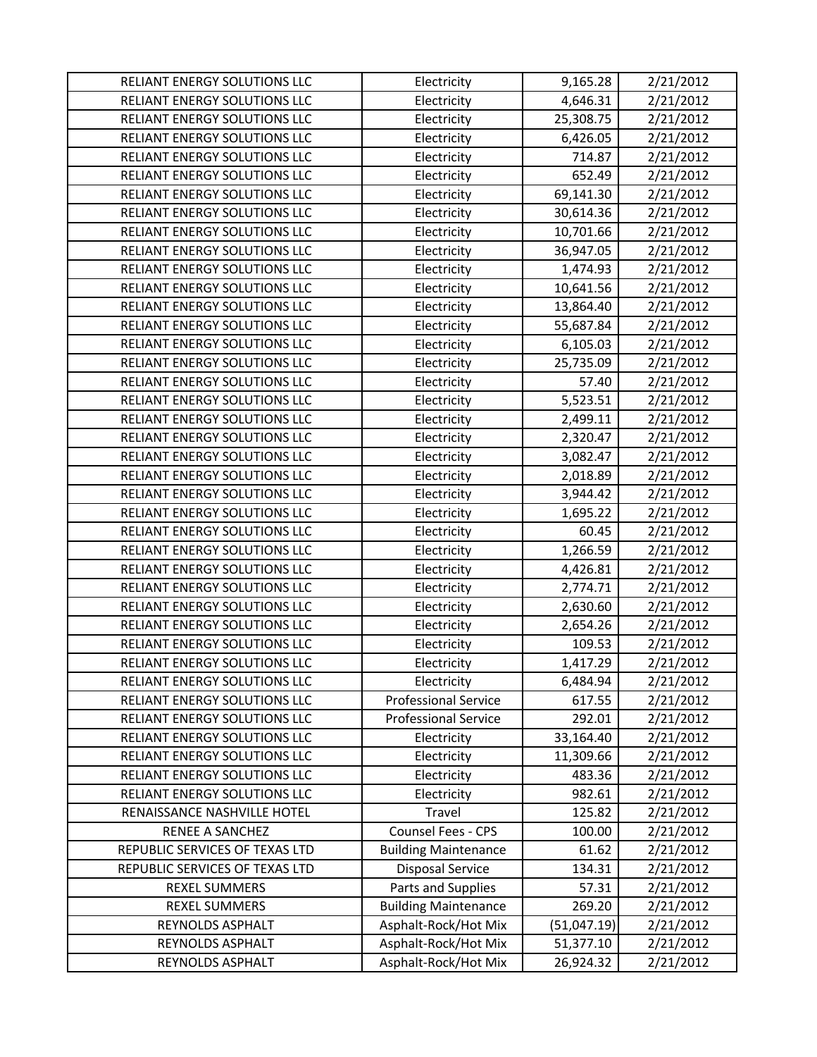| RELIANT ENERGY SOLUTIONS LLC | Electricity | 9,165.28 | 2/21/2012 |
|---|---|---|---|
| RELIANT ENERGY SOLUTIONS LLC | Electricity | 4,646.31 | 2/21/2012 |
| RELIANT ENERGY SOLUTIONS LLC | Electricity | 25,308.75 | 2/21/2012 |
| RELIANT ENERGY SOLUTIONS LLC | Electricity | 6,426.05 | 2/21/2012 |
| RELIANT ENERGY SOLUTIONS LLC | Electricity | 714.87 | 2/21/2012 |
| RELIANT ENERGY SOLUTIONS LLC | Electricity | 652.49 | 2/21/2012 |
| RELIANT ENERGY SOLUTIONS LLC | Electricity | 69,141.30 | 2/21/2012 |
| RELIANT ENERGY SOLUTIONS LLC | Electricity | 30,614.36 | 2/21/2012 |
| RELIANT ENERGY SOLUTIONS LLC | Electricity | 10,701.66 | 2/21/2012 |
| RELIANT ENERGY SOLUTIONS LLC | Electricity | 36,947.05 | 2/21/2012 |
| RELIANT ENERGY SOLUTIONS LLC | Electricity | 1,474.93 | 2/21/2012 |
| RELIANT ENERGY SOLUTIONS LLC | Electricity | 10,641.56 | 2/21/2012 |
| RELIANT ENERGY SOLUTIONS LLC | Electricity | 13,864.40 | 2/21/2012 |
| RELIANT ENERGY SOLUTIONS LLC | Electricity | 55,687.84 | 2/21/2012 |
| RELIANT ENERGY SOLUTIONS LLC | Electricity | 6,105.03 | 2/21/2012 |
| RELIANT ENERGY SOLUTIONS LLC | Electricity | 25,735.09 | 2/21/2012 |
| RELIANT ENERGY SOLUTIONS LLC | Electricity | 57.40 | 2/21/2012 |
| RELIANT ENERGY SOLUTIONS LLC | Electricity | 5,523.51 | 2/21/2012 |
| RELIANT ENERGY SOLUTIONS LLC | Electricity | 2,499.11 | 2/21/2012 |
| RELIANT ENERGY SOLUTIONS LLC | Electricity | 2,320.47 | 2/21/2012 |
| RELIANT ENERGY SOLUTIONS LLC | Electricity | 3,082.47 | 2/21/2012 |
| RELIANT ENERGY SOLUTIONS LLC | Electricity | 2,018.89 | 2/21/2012 |
| RELIANT ENERGY SOLUTIONS LLC | Electricity | 3,944.42 | 2/21/2012 |
| RELIANT ENERGY SOLUTIONS LLC | Electricity | 1,695.22 | 2/21/2012 |
| RELIANT ENERGY SOLUTIONS LLC | Electricity | 60.45 | 2/21/2012 |
| RELIANT ENERGY SOLUTIONS LLC | Electricity | 1,266.59 | 2/21/2012 |
| RELIANT ENERGY SOLUTIONS LLC | Electricity | 4,426.81 | 2/21/2012 |
| RELIANT ENERGY SOLUTIONS LLC | Electricity | 2,774.71 | 2/21/2012 |
| RELIANT ENERGY SOLUTIONS LLC | Electricity | 2,630.60 | 2/21/2012 |
| RELIANT ENERGY SOLUTIONS LLC | Electricity | 2,654.26 | 2/21/2012 |
| RELIANT ENERGY SOLUTIONS LLC | Electricity | 109.53 | 2/21/2012 |
| RELIANT ENERGY SOLUTIONS LLC | Electricity | 1,417.29 | 2/21/2012 |
| RELIANT ENERGY SOLUTIONS LLC | Electricity | 6,484.94 | 2/21/2012 |
| RELIANT ENERGY SOLUTIONS LLC | Professional Service | 617.55 | 2/21/2012 |
| RELIANT ENERGY SOLUTIONS LLC | Professional Service | 292.01 | 2/21/2012 |
| RELIANT ENERGY SOLUTIONS LLC | Electricity | 33,164.40 | 2/21/2012 |
| RELIANT ENERGY SOLUTIONS LLC | Electricity | 11,309.66 | 2/21/2012 |
| RELIANT ENERGY SOLUTIONS LLC | Electricity | 483.36 | 2/21/2012 |
| RELIANT ENERGY SOLUTIONS LLC | Electricity | 982.61 | 2/21/2012 |
| RENAISSANCE NASHVILLE HOTEL | Travel | 125.82 | 2/21/2012 |
| RENEE A SANCHEZ | Counsel Fees - CPS | 100.00 | 2/21/2012 |
| REPUBLIC SERVICES OF TEXAS LTD | Building Maintenance | 61.62 | 2/21/2012 |
| REPUBLIC SERVICES OF TEXAS LTD | Disposal Service | 134.31 | 2/21/2012 |
| REXEL SUMMERS | Parts and Supplies | 57.31 | 2/21/2012 |
| REXEL SUMMERS | Building Maintenance | 269.20 | 2/21/2012 |
| REYNOLDS ASPHALT | Asphalt-Rock/Hot Mix | (51,047.19) | 2/21/2012 |
| REYNOLDS ASPHALT | Asphalt-Rock/Hot Mix | 51,377.10 | 2/21/2012 |
| REYNOLDS ASPHALT | Asphalt-Rock/Hot Mix | 26,924.32 | 2/21/2012 |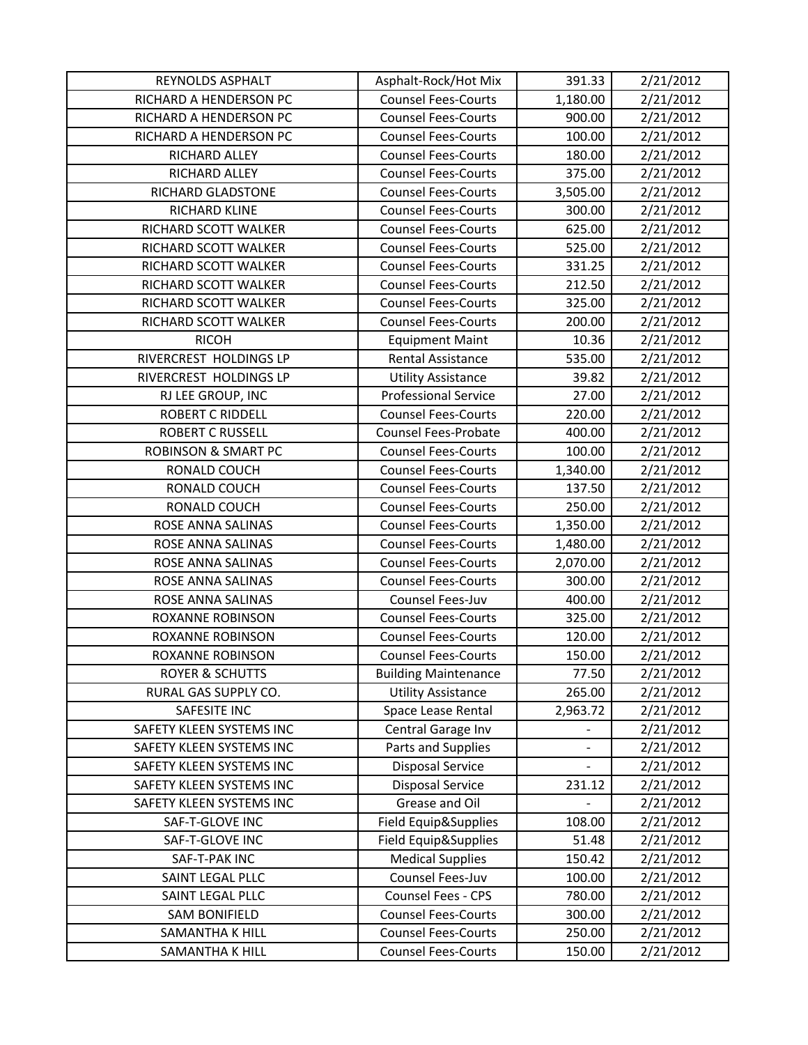| REYNOLDS ASPHALT | Asphalt-Rock/Hot Mix | 391.33 | 2/21/2012 |
|---|---|---|---|
| RICHARD A HENDERSON PC | Counsel Fees-Courts | 1,180.00 | 2/21/2012 |
| RICHARD A HENDERSON PC | Counsel Fees-Courts | 900.00 | 2/21/2012 |
| RICHARD A HENDERSON PC | Counsel Fees-Courts | 100.00 | 2/21/2012 |
| RICHARD ALLEY | Counsel Fees-Courts | 180.00 | 2/21/2012 |
| RICHARD ALLEY | Counsel Fees-Courts | 375.00 | 2/21/2012 |
| RICHARD GLADSTONE | Counsel Fees-Courts | 3,505.00 | 2/21/2012 |
| RICHARD KLINE | Counsel Fees-Courts | 300.00 | 2/21/2012 |
| RICHARD SCOTT WALKER | Counsel Fees-Courts | 625.00 | 2/21/2012 |
| RICHARD SCOTT WALKER | Counsel Fees-Courts | 525.00 | 2/21/2012 |
| RICHARD SCOTT WALKER | Counsel Fees-Courts | 331.25 | 2/21/2012 |
| RICHARD SCOTT WALKER | Counsel Fees-Courts | 212.50 | 2/21/2012 |
| RICHARD SCOTT WALKER | Counsel Fees-Courts | 325.00 | 2/21/2012 |
| RICHARD SCOTT WALKER | Counsel Fees-Courts | 200.00 | 2/21/2012 |
| RICOH | Equipment Maint | 10.36 | 2/21/2012 |
| RIVERCREST HOLDINGS LP | Rental Assistance | 535.00 | 2/21/2012 |
| RIVERCREST HOLDINGS LP | Utility Assistance | 39.82 | 2/21/2012 |
| RJ LEE GROUP, INC | Professional Service | 27.00 | 2/21/2012 |
| ROBERT C RIDDELL | Counsel Fees-Courts | 220.00 | 2/21/2012 |
| ROBERT C RUSSELL | Counsel Fees-Probate | 400.00 | 2/21/2012 |
| ROBINSON & SMART PC | Counsel Fees-Courts | 100.00 | 2/21/2012 |
| RONALD COUCH | Counsel Fees-Courts | 1,340.00 | 2/21/2012 |
| RONALD COUCH | Counsel Fees-Courts | 137.50 | 2/21/2012 |
| RONALD COUCH | Counsel Fees-Courts | 250.00 | 2/21/2012 |
| ROSE ANNA SALINAS | Counsel Fees-Courts | 1,350.00 | 2/21/2012 |
| ROSE ANNA SALINAS | Counsel Fees-Courts | 1,480.00 | 2/21/2012 |
| ROSE ANNA SALINAS | Counsel Fees-Courts | 2,070.00 | 2/21/2012 |
| ROSE ANNA SALINAS | Counsel Fees-Courts | 300.00 | 2/21/2012 |
| ROSE ANNA SALINAS | Counsel Fees-Juv | 400.00 | 2/21/2012 |
| ROXANNE ROBINSON | Counsel Fees-Courts | 325.00 | 2/21/2012 |
| ROXANNE ROBINSON | Counsel Fees-Courts | 120.00 | 2/21/2012 |
| ROXANNE ROBINSON | Counsel Fees-Courts | 150.00 | 2/21/2012 |
| ROYER & SCHUTTS | Building Maintenance | 77.50 | 2/21/2012 |
| RURAL GAS SUPPLY CO. | Utility Assistance | 265.00 | 2/21/2012 |
| SAFESITE INC | Space Lease Rental | 2,963.72 | 2/21/2012 |
| SAFETY KLEEN SYSTEMS INC | Central Garage Inv | - | 2/21/2012 |
| SAFETY KLEEN SYSTEMS INC | Parts and Supplies | - | 2/21/2012 |
| SAFETY KLEEN SYSTEMS INC | Disposal Service | - | 2/21/2012 |
| SAFETY KLEEN SYSTEMS INC | Disposal Service | 231.12 | 2/21/2012 |
| SAFETY KLEEN SYSTEMS INC | Grease and Oil | - | 2/21/2012 |
| SAF-T-GLOVE INC | Field Equip&Supplies | 108.00 | 2/21/2012 |
| SAF-T-GLOVE INC | Field Equip&Supplies | 51.48 | 2/21/2012 |
| SAF-T-PAK INC | Medical Supplies | 150.42 | 2/21/2012 |
| SAINT LEGAL PLLC | Counsel Fees-Juv | 100.00 | 2/21/2012 |
| SAINT LEGAL PLLC | Counsel Fees - CPS | 780.00 | 2/21/2012 |
| SAM BONIFIELD | Counsel Fees-Courts | 300.00 | 2/21/2012 |
| SAMANTHA K HILL | Counsel Fees-Courts | 250.00 | 2/21/2012 |
| SAMANTHA K HILL | Counsel Fees-Courts | 150.00 | 2/21/2012 |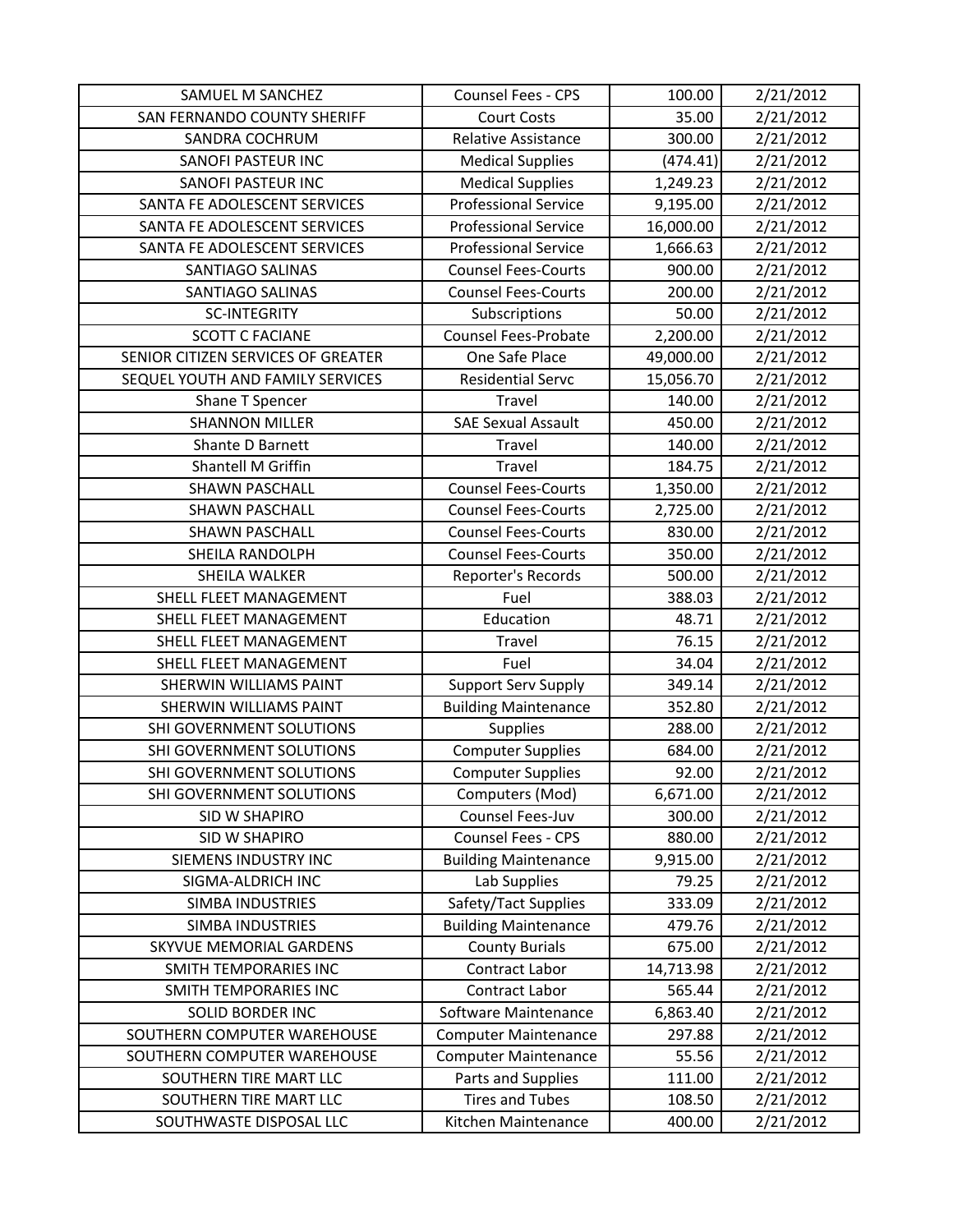| SAMUEL M SANCHEZ | Counsel Fees - CPS | 100.00 | 2/21/2012 |
|---|---|---|---|
| SAN FERNANDO COUNTY SHERIFF | Court Costs | 35.00 | 2/21/2012 |
| SANDRA COCHRUM | Relative Assistance | 300.00 | 2/21/2012 |
| SANOFI PASTEUR INC | Medical Supplies | (474.41) | 2/21/2012 |
| SANOFI PASTEUR INC | Medical Supplies | 1,249.23 | 2/21/2012 |
| SANTA FE ADOLESCENT SERVICES | Professional Service | 9,195.00 | 2/21/2012 |
| SANTA FE ADOLESCENT SERVICES | Professional Service | 16,000.00 | 2/21/2012 |
| SANTA FE ADOLESCENT SERVICES | Professional Service | 1,666.63 | 2/21/2012 |
| SANTIAGO SALINAS | Counsel Fees-Courts | 900.00 | 2/21/2012 |
| SANTIAGO SALINAS | Counsel Fees-Courts | 200.00 | 2/21/2012 |
| SC-INTEGRITY | Subscriptions | 50.00 | 2/21/2012 |
| SCOTT C FACIANE | Counsel Fees-Probate | 2,200.00 | 2/21/2012 |
| SENIOR CITIZEN SERVICES OF GREATER | One Safe Place | 49,000.00 | 2/21/2012 |
| SEQUEL YOUTH AND FAMILY SERVICES | Residential Servc | 15,056.70 | 2/21/2012 |
| Shane T Spencer | Travel | 140.00 | 2/21/2012 |
| SHANNON MILLER | SAE Sexual Assault | 450.00 | 2/21/2012 |
| Shante D Barnett | Travel | 140.00 | 2/21/2012 |
| Shantell M Griffin | Travel | 184.75 | 2/21/2012 |
| SHAWN PASCHALL | Counsel Fees-Courts | 1,350.00 | 2/21/2012 |
| SHAWN PASCHALL | Counsel Fees-Courts | 2,725.00 | 2/21/2012 |
| SHAWN PASCHALL | Counsel Fees-Courts | 830.00 | 2/21/2012 |
| SHEILA RANDOLPH | Counsel Fees-Courts | 350.00 | 2/21/2012 |
| SHEILA WALKER | Reporter's Records | 500.00 | 2/21/2012 |
| SHELL FLEET MANAGEMENT | Fuel | 388.03 | 2/21/2012 |
| SHELL FLEET MANAGEMENT | Education | 48.71 | 2/21/2012 |
| SHELL FLEET MANAGEMENT | Travel | 76.15 | 2/21/2012 |
| SHELL FLEET MANAGEMENT | Fuel | 34.04 | 2/21/2012 |
| SHERWIN WILLIAMS PAINT | Support Serv Supply | 349.14 | 2/21/2012 |
| SHERWIN WILLIAMS PAINT | Building Maintenance | 352.80 | 2/21/2012 |
| SHI GOVERNMENT SOLUTIONS | Supplies | 288.00 | 2/21/2012 |
| SHI GOVERNMENT SOLUTIONS | Computer Supplies | 684.00 | 2/21/2012 |
| SHI GOVERNMENT SOLUTIONS | Computer Supplies | 92.00 | 2/21/2012 |
| SHI GOVERNMENT SOLUTIONS | Computers (Mod) | 6,671.00 | 2/21/2012 |
| SID W SHAPIRO | Counsel Fees-Juv | 300.00 | 2/21/2012 |
| SID W SHAPIRO | Counsel Fees - CPS | 880.00 | 2/21/2012 |
| SIEMENS INDUSTRY INC | Building Maintenance | 9,915.00 | 2/21/2012 |
| SIGMA-ALDRICH INC | Lab Supplies | 79.25 | 2/21/2012 |
| SIMBA INDUSTRIES | Safety/Tact Supplies | 333.09 | 2/21/2012 |
| SIMBA INDUSTRIES | Building Maintenance | 479.76 | 2/21/2012 |
| SKYVUE MEMORIAL GARDENS | County Burials | 675.00 | 2/21/2012 |
| SMITH TEMPORARIES INC | Contract Labor | 14,713.98 | 2/21/2012 |
| SMITH TEMPORARIES INC | Contract Labor | 565.44 | 2/21/2012 |
| SOLID BORDER INC | Software Maintenance | 6,863.40 | 2/21/2012 |
| SOUTHERN COMPUTER WAREHOUSE | Computer Maintenance | 297.88 | 2/21/2012 |
| SOUTHERN COMPUTER WAREHOUSE | Computer Maintenance | 55.56 | 2/21/2012 |
| SOUTHERN TIRE MART LLC | Parts and Supplies | 111.00 | 2/21/2012 |
| SOUTHERN TIRE MART LLC | Tires and Tubes | 108.50 | 2/21/2012 |
| SOUTHWASTE DISPOSAL LLC | Kitchen Maintenance | 400.00 | 2/21/2012 |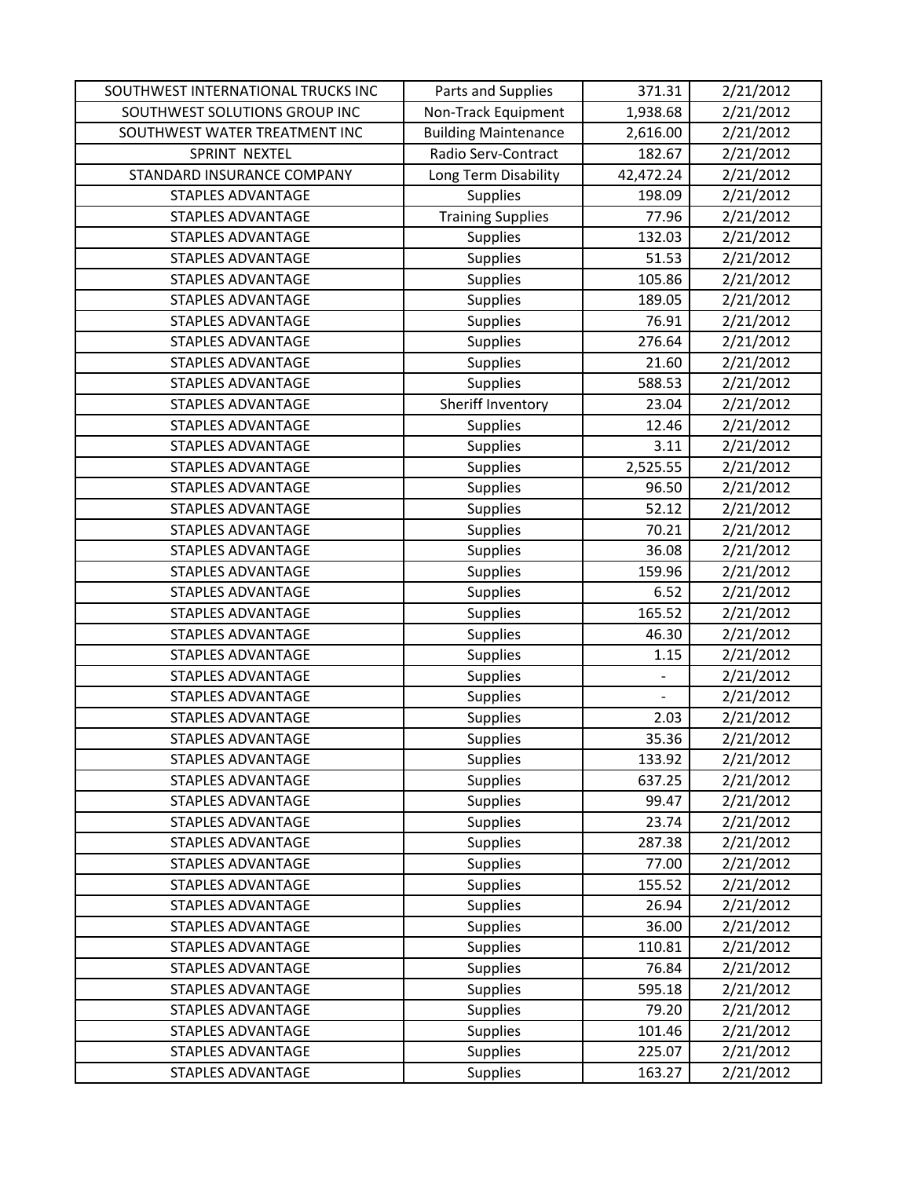| | | | |
|---|---|---|---|
| SOUTHWEST INTERNATIONAL TRUCKS INC | Parts and Supplies | 371.31 | 2/21/2012 |
| SOUTHWEST SOLUTIONS GROUP INC | Non-Track Equipment | 1,938.68 | 2/21/2012 |
| SOUTHWEST WATER TREATMENT INC | Building Maintenance | 2,616.00 | 2/21/2012 |
| SPRINT NEXTEL | Radio Serv-Contract | 182.67 | 2/21/2012 |
| STANDARD INSURANCE COMPANY | Long Term Disability | 42,472.24 | 2/21/2012 |
| STAPLES ADVANTAGE | Supplies | 198.09 | 2/21/2012 |
| STAPLES ADVANTAGE | Training Supplies | 77.96 | 2/21/2012 |
| STAPLES ADVANTAGE | Supplies | 132.03 | 2/21/2012 |
| STAPLES ADVANTAGE | Supplies | 51.53 | 2/21/2012 |
| STAPLES ADVANTAGE | Supplies | 105.86 | 2/21/2012 |
| STAPLES ADVANTAGE | Supplies | 189.05 | 2/21/2012 |
| STAPLES ADVANTAGE | Supplies | 76.91 | 2/21/2012 |
| STAPLES ADVANTAGE | Supplies | 276.64 | 2/21/2012 |
| STAPLES ADVANTAGE | Supplies | 21.60 | 2/21/2012 |
| STAPLES ADVANTAGE | Supplies | 588.53 | 2/21/2012 |
| STAPLES ADVANTAGE | Sheriff Inventory | 23.04 | 2/21/2012 |
| STAPLES ADVANTAGE | Supplies | 12.46 | 2/21/2012 |
| STAPLES ADVANTAGE | Supplies | 3.11 | 2/21/2012 |
| STAPLES ADVANTAGE | Supplies | 2,525.55 | 2/21/2012 |
| STAPLES ADVANTAGE | Supplies | 96.50 | 2/21/2012 |
| STAPLES ADVANTAGE | Supplies | 52.12 | 2/21/2012 |
| STAPLES ADVANTAGE | Supplies | 70.21 | 2/21/2012 |
| STAPLES ADVANTAGE | Supplies | 36.08 | 2/21/2012 |
| STAPLES ADVANTAGE | Supplies | 159.96 | 2/21/2012 |
| STAPLES ADVANTAGE | Supplies | 6.52 | 2/21/2012 |
| STAPLES ADVANTAGE | Supplies | 165.52 | 2/21/2012 |
| STAPLES ADVANTAGE | Supplies | 46.30 | 2/21/2012 |
| STAPLES ADVANTAGE | Supplies | 1.15 | 2/21/2012 |
| STAPLES ADVANTAGE | Supplies | - | 2/21/2012 |
| STAPLES ADVANTAGE | Supplies | - | 2/21/2012 |
| STAPLES ADVANTAGE | Supplies | 2.03 | 2/21/2012 |
| STAPLES ADVANTAGE | Supplies | 35.36 | 2/21/2012 |
| STAPLES ADVANTAGE | Supplies | 133.92 | 2/21/2012 |
| STAPLES ADVANTAGE | Supplies | 637.25 | 2/21/2012 |
| STAPLES ADVANTAGE | Supplies | 99.47 | 2/21/2012 |
| STAPLES ADVANTAGE | Supplies | 23.74 | 2/21/2012 |
| STAPLES ADVANTAGE | Supplies | 287.38 | 2/21/2012 |
| STAPLES ADVANTAGE | Supplies | 77.00 | 2/21/2012 |
| STAPLES ADVANTAGE | Supplies | 155.52 | 2/21/2012 |
| STAPLES ADVANTAGE | Supplies | 26.94 | 2/21/2012 |
| STAPLES ADVANTAGE | Supplies | 36.00 | 2/21/2012 |
| STAPLES ADVANTAGE | Supplies | 110.81 | 2/21/2012 |
| STAPLES ADVANTAGE | Supplies | 76.84 | 2/21/2012 |
| STAPLES ADVANTAGE | Supplies | 595.18 | 2/21/2012 |
| STAPLES ADVANTAGE | Supplies | 79.20 | 2/21/2012 |
| STAPLES ADVANTAGE | Supplies | 101.46 | 2/21/2012 |
| STAPLES ADVANTAGE | Supplies | 225.07 | 2/21/2012 |
| STAPLES ADVANTAGE | Supplies | 163.27 | 2/21/2012 |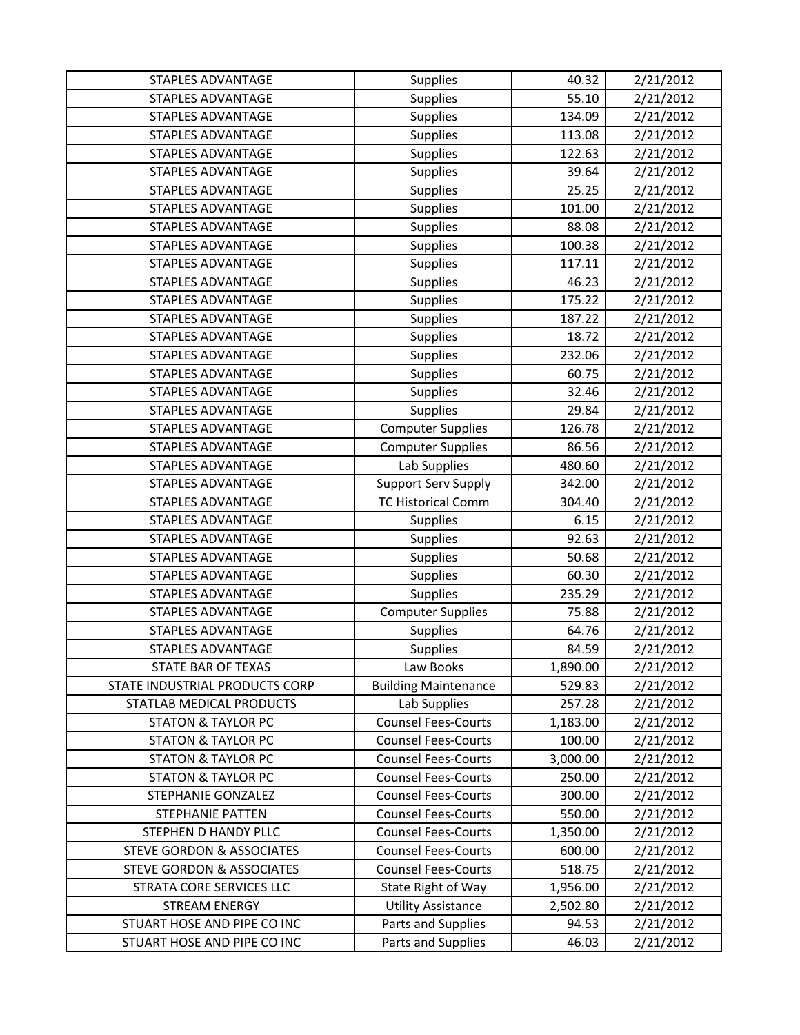| STAPLES ADVANTAGE | Supplies | 40.32 | 2/21/2012 |
|---|---|---|---|
| STAPLES ADVANTAGE | Supplies | 55.10 | 2/21/2012 |
| STAPLES ADVANTAGE | Supplies | 134.09 | 2/21/2012 |
| STAPLES ADVANTAGE | Supplies | 113.08 | 2/21/2012 |
| STAPLES ADVANTAGE | Supplies | 122.63 | 2/21/2012 |
| STAPLES ADVANTAGE | Supplies | 39.64 | 2/21/2012 |
| STAPLES ADVANTAGE | Supplies | 25.25 | 2/21/2012 |
| STAPLES ADVANTAGE | Supplies | 101.00 | 2/21/2012 |
| STAPLES ADVANTAGE | Supplies | 88.08 | 2/21/2012 |
| STAPLES ADVANTAGE | Supplies | 100.38 | 2/21/2012 |
| STAPLES ADVANTAGE | Supplies | 117.11 | 2/21/2012 |
| STAPLES ADVANTAGE | Supplies | 46.23 | 2/21/2012 |
| STAPLES ADVANTAGE | Supplies | 175.22 | 2/21/2012 |
| STAPLES ADVANTAGE | Supplies | 187.22 | 2/21/2012 |
| STAPLES ADVANTAGE | Supplies | 18.72 | 2/21/2012 |
| STAPLES ADVANTAGE | Supplies | 232.06 | 2/21/2012 |
| STAPLES ADVANTAGE | Supplies | 60.75 | 2/21/2012 |
| STAPLES ADVANTAGE | Supplies | 32.46 | 2/21/2012 |
| STAPLES ADVANTAGE | Supplies | 29.84 | 2/21/2012 |
| STAPLES ADVANTAGE | Computer Supplies | 126.78 | 2/21/2012 |
| STAPLES ADVANTAGE | Computer Supplies | 86.56 | 2/21/2012 |
| STAPLES ADVANTAGE | Lab Supplies | 480.60 | 2/21/2012 |
| STAPLES ADVANTAGE | Support Serv Supply | 342.00 | 2/21/2012 |
| STAPLES ADVANTAGE | TC Historical Comm | 304.40 | 2/21/2012 |
| STAPLES ADVANTAGE | Supplies | 6.15 | 2/21/2012 |
| STAPLES ADVANTAGE | Supplies | 92.63 | 2/21/2012 |
| STAPLES ADVANTAGE | Supplies | 50.68 | 2/21/2012 |
| STAPLES ADVANTAGE | Supplies | 60.30 | 2/21/2012 |
| STAPLES ADVANTAGE | Supplies | 235.29 | 2/21/2012 |
| STAPLES ADVANTAGE | Computer Supplies | 75.88 | 2/21/2012 |
| STAPLES ADVANTAGE | Supplies | 64.76 | 2/21/2012 |
| STAPLES ADVANTAGE | Supplies | 84.59 | 2/21/2012 |
| STATE BAR OF TEXAS | Law Books | 1,890.00 | 2/21/2012 |
| STATE INDUSTRIAL PRODUCTS CORP | Building Maintenance | 529.83 | 2/21/2012 |
| STATLAB MEDICAL PRODUCTS | Lab Supplies | 257.28 | 2/21/2012 |
| STATON & TAYLOR PC | Counsel Fees-Courts | 1,183.00 | 2/21/2012 |
| STATON & TAYLOR PC | Counsel Fees-Courts | 100.00 | 2/21/2012 |
| STATON & TAYLOR PC | Counsel Fees-Courts | 3,000.00 | 2/21/2012 |
| STATON & TAYLOR PC | Counsel Fees-Courts | 250.00 | 2/21/2012 |
| STEPHANIE GONZALEZ | Counsel Fees-Courts | 300.00 | 2/21/2012 |
| STEPHANIE PATTEN | Counsel Fees-Courts | 550.00 | 2/21/2012 |
| STEPHEN D HANDY PLLC | Counsel Fees-Courts | 1,350.00 | 2/21/2012 |
| STEVE GORDON & ASSOCIATES | Counsel Fees-Courts | 600.00 | 2/21/2012 |
| STEVE GORDON & ASSOCIATES | Counsel Fees-Courts | 518.75 | 2/21/2012 |
| STRATA CORE SERVICES LLC | State Right of Way | 1,956.00 | 2/21/2012 |
| STREAM ENERGY | Utility Assistance | 2,502.80 | 2/21/2012 |
| STUART HOSE AND PIPE CO INC | Parts and Supplies | 94.53 | 2/21/2012 |
| STUART HOSE AND PIPE CO INC | Parts and Supplies | 46.03 | 2/21/2012 |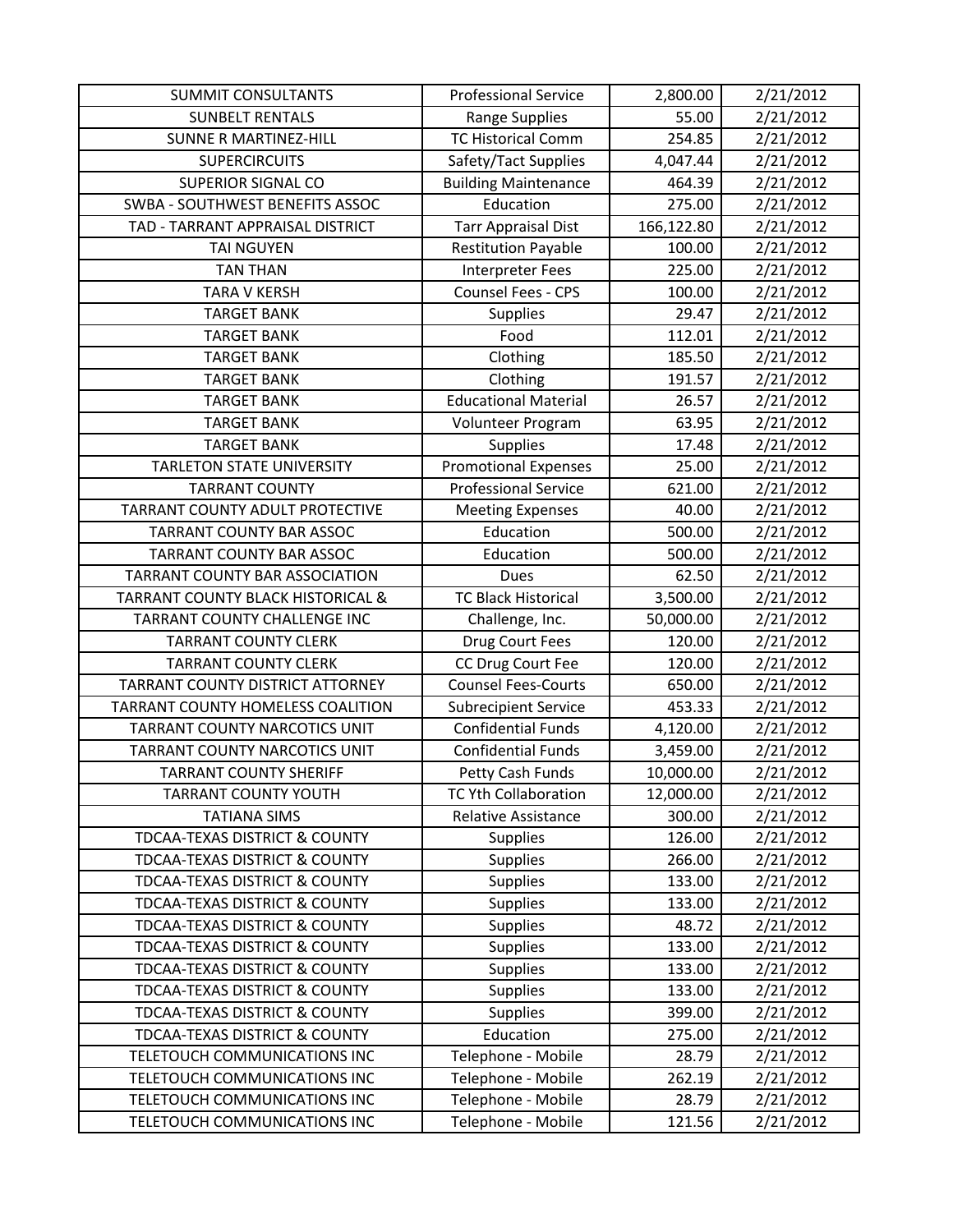| SUMMIT CONSULTANTS | Professional Service | 2,800.00 | 2/21/2012 |
|---|---|---|---|
| SUNBELT RENTALS | Range Supplies | 55.00 | 2/21/2012 |
| SUNNE R MARTINEZ-HILL | TC Historical Comm | 254.85 | 2/21/2012 |
| SUPERCIRCUITS | Safety/Tact Supplies | 4,047.44 | 2/21/2012 |
| SUPERIOR SIGNAL CO | Building Maintenance | 464.39 | 2/21/2012 |
| SWBA - SOUTHWEST BENEFITS ASSOC | Education | 275.00 | 2/21/2012 |
| TAD - TARRANT APPRAISAL DISTRICT | Tarr Appraisal Dist | 166,122.80 | 2/21/2012 |
| TAI NGUYEN | Restitution Payable | 100.00 | 2/21/2012 |
| TAN THAN | Interpreter Fees | 225.00 | 2/21/2012 |
| TARA V KERSH | Counsel Fees - CPS | 100.00 | 2/21/2012 |
| TARGET BANK | Supplies | 29.47 | 2/21/2012 |
| TARGET BANK | Food | 112.01 | 2/21/2012 |
| TARGET BANK | Clothing | 185.50 | 2/21/2012 |
| TARGET BANK | Clothing | 191.57 | 2/21/2012 |
| TARGET BANK | Educational Material | 26.57 | 2/21/2012 |
| TARGET BANK | Volunteer Program | 63.95 | 2/21/2012 |
| TARGET BANK | Supplies | 17.48 | 2/21/2012 |
| TARLETON STATE UNIVERSITY | Promotional Expenses | 25.00 | 2/21/2012 |
| TARRANT COUNTY | Professional Service | 621.00 | 2/21/2012 |
| TARRANT COUNTY ADULT PROTECTIVE | Meeting Expenses | 40.00 | 2/21/2012 |
| TARRANT COUNTY BAR ASSOC | Education | 500.00 | 2/21/2012 |
| TARRANT COUNTY BAR ASSOC | Education | 500.00 | 2/21/2012 |
| TARRANT COUNTY BAR ASSOCIATION | Dues | 62.50 | 2/21/2012 |
| TARRANT COUNTY BLACK HISTORICAL & | TC Black Historical | 3,500.00 | 2/21/2012 |
| TARRANT COUNTY CHALLENGE INC | Challenge, Inc. | 50,000.00 | 2/21/2012 |
| TARRANT COUNTY CLERK | Drug Court Fees | 120.00 | 2/21/2012 |
| TARRANT COUNTY CLERK | CC Drug Court Fee | 120.00 | 2/21/2012 |
| TARRANT COUNTY DISTRICT ATTORNEY | Counsel Fees-Courts | 650.00 | 2/21/2012 |
| TARRANT COUNTY HOMELESS COALITION | Subrecipient Service | 453.33 | 2/21/2012 |
| TARRANT COUNTY NARCOTICS UNIT | Confidential Funds | 4,120.00 | 2/21/2012 |
| TARRANT COUNTY NARCOTICS UNIT | Confidential Funds | 3,459.00 | 2/21/2012 |
| TARRANT COUNTY SHERIFF | Petty Cash Funds | 10,000.00 | 2/21/2012 |
| TARRANT COUNTY YOUTH | TC Yth Collaboration | 12,000.00 | 2/21/2012 |
| TATIANA SIMS | Relative Assistance | 300.00 | 2/21/2012 |
| TDCAA-TEXAS DISTRICT & COUNTY | Supplies | 126.00 | 2/21/2012 |
| TDCAA-TEXAS DISTRICT & COUNTY | Supplies | 266.00 | 2/21/2012 |
| TDCAA-TEXAS DISTRICT & COUNTY | Supplies | 133.00 | 2/21/2012 |
| TDCAA-TEXAS DISTRICT & COUNTY | Supplies | 133.00 | 2/21/2012 |
| TDCAA-TEXAS DISTRICT & COUNTY | Supplies | 48.72 | 2/21/2012 |
| TDCAA-TEXAS DISTRICT & COUNTY | Supplies | 133.00 | 2/21/2012 |
| TDCAA-TEXAS DISTRICT & COUNTY | Supplies | 133.00 | 2/21/2012 |
| TDCAA-TEXAS DISTRICT & COUNTY | Supplies | 133.00 | 2/21/2012 |
| TDCAA-TEXAS DISTRICT & COUNTY | Supplies | 399.00 | 2/21/2012 |
| TDCAA-TEXAS DISTRICT & COUNTY | Education | 275.00 | 2/21/2012 |
| TELETOUCH COMMUNICATIONS INC | Telephone - Mobile | 28.79 | 2/21/2012 |
| TELETOUCH COMMUNICATIONS INC | Telephone - Mobile | 262.19 | 2/21/2012 |
| TELETOUCH COMMUNICATIONS INC | Telephone - Mobile | 28.79 | 2/21/2012 |
| TELETOUCH COMMUNICATIONS INC | Telephone - Mobile | 121.56 | 2/21/2012 |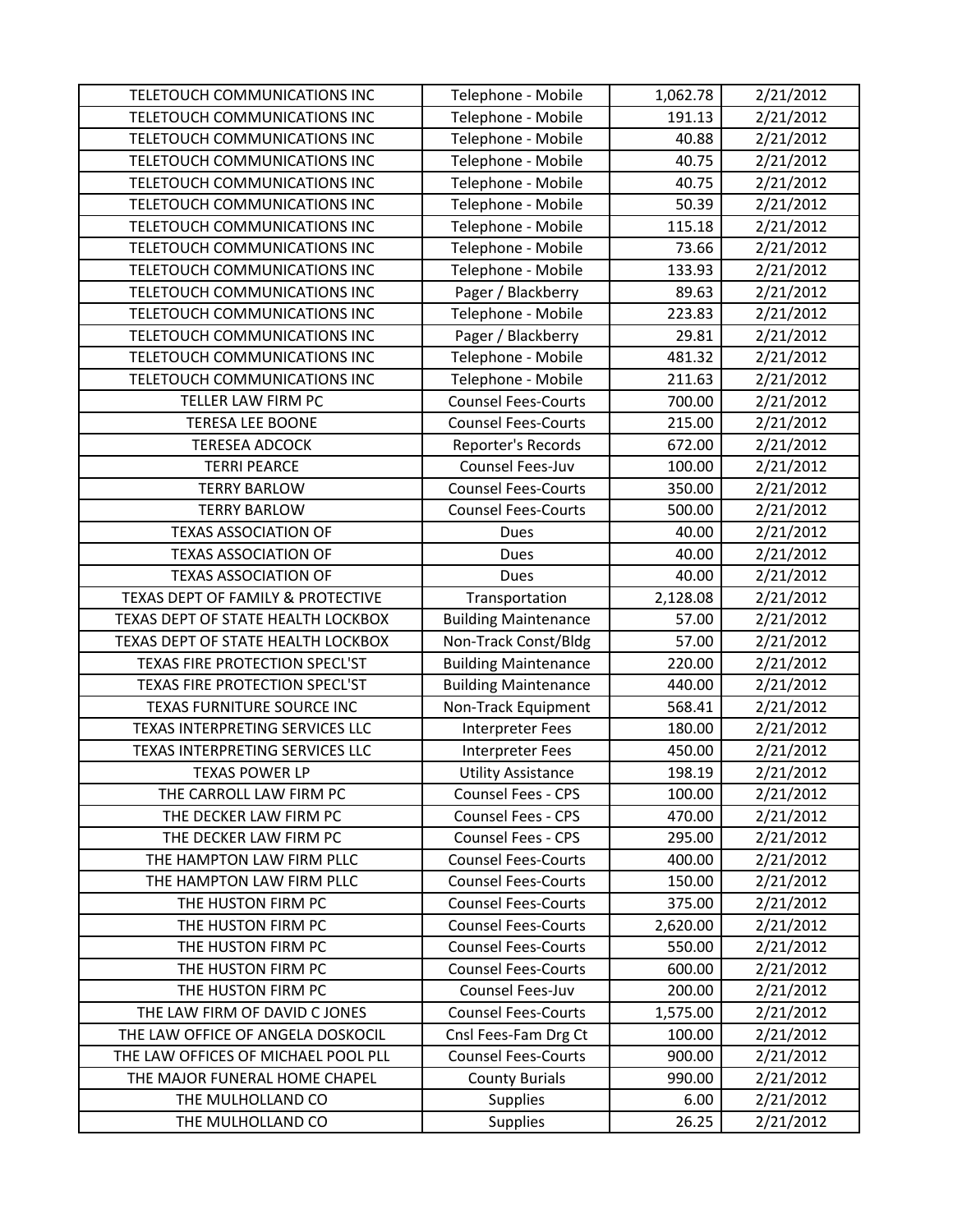| TELETOUCH COMMUNICATIONS INC | Telephone - Mobile | 1,062.78 | 2/21/2012 |
|---|---|---|---|
| TELETOUCH COMMUNICATIONS INC | Telephone - Mobile | 191.13 | 2/21/2012 |
| TELETOUCH COMMUNICATIONS INC | Telephone - Mobile | 40.88 | 2/21/2012 |
| TELETOUCH COMMUNICATIONS INC | Telephone - Mobile | 40.75 | 2/21/2012 |
| TELETOUCH COMMUNICATIONS INC | Telephone - Mobile | 40.75 | 2/21/2012 |
| TELETOUCH COMMUNICATIONS INC | Telephone - Mobile | 50.39 | 2/21/2012 |
| TELETOUCH COMMUNICATIONS INC | Telephone - Mobile | 115.18 | 2/21/2012 |
| TELETOUCH COMMUNICATIONS INC | Telephone - Mobile | 73.66 | 2/21/2012 |
| TELETOUCH COMMUNICATIONS INC | Telephone - Mobile | 133.93 | 2/21/2012 |
| TELETOUCH COMMUNICATIONS INC | Pager / Blackberry | 89.63 | 2/21/2012 |
| TELETOUCH COMMUNICATIONS INC | Telephone - Mobile | 223.83 | 2/21/2012 |
| TELETOUCH COMMUNICATIONS INC | Pager / Blackberry | 29.81 | 2/21/2012 |
| TELETOUCH COMMUNICATIONS INC | Telephone - Mobile | 481.32 | 2/21/2012 |
| TELETOUCH COMMUNICATIONS INC | Telephone - Mobile | 211.63 | 2/21/2012 |
| TELLER LAW FIRM PC | Counsel Fees-Courts | 700.00 | 2/21/2012 |
| TERESA LEE BOONE | Counsel Fees-Courts | 215.00 | 2/21/2012 |
| TERESEA ADCOCK | Reporter's Records | 672.00 | 2/21/2012 |
| TERRI PEARCE | Counsel Fees-Juv | 100.00 | 2/21/2012 |
| TERRY BARLOW | Counsel Fees-Courts | 350.00 | 2/21/2012 |
| TERRY BARLOW | Counsel Fees-Courts | 500.00 | 2/21/2012 |
| TEXAS ASSOCIATION OF | Dues | 40.00 | 2/21/2012 |
| TEXAS ASSOCIATION OF | Dues | 40.00 | 2/21/2012 |
| TEXAS ASSOCIATION OF | Dues | 40.00 | 2/21/2012 |
| TEXAS DEPT OF FAMILY & PROTECTIVE | Transportation | 2,128.08 | 2/21/2012 |
| TEXAS DEPT OF STATE HEALTH LOCKBOX | Building Maintenance | 57.00 | 2/21/2012 |
| TEXAS DEPT OF STATE HEALTH LOCKBOX | Non-Track Const/Bldg | 57.00 | 2/21/2012 |
| TEXAS FIRE PROTECTION SPECL'ST | Building Maintenance | 220.00 | 2/21/2012 |
| TEXAS FIRE PROTECTION SPECL'ST | Building Maintenance | 440.00 | 2/21/2012 |
| TEXAS FURNITURE SOURCE INC | Non-Track Equipment | 568.41 | 2/21/2012 |
| TEXAS INTERPRETING SERVICES LLC | Interpreter Fees | 180.00 | 2/21/2012 |
| TEXAS INTERPRETING SERVICES LLC | Interpreter Fees | 450.00 | 2/21/2012 |
| TEXAS POWER LP | Utility Assistance | 198.19 | 2/21/2012 |
| THE CARROLL LAW FIRM PC | Counsel Fees - CPS | 100.00 | 2/21/2012 |
| THE DECKER LAW FIRM PC | Counsel Fees - CPS | 470.00 | 2/21/2012 |
| THE DECKER LAW FIRM PC | Counsel Fees - CPS | 295.00 | 2/21/2012 |
| THE HAMPTON LAW FIRM PLLC | Counsel Fees-Courts | 400.00 | 2/21/2012 |
| THE HAMPTON LAW FIRM PLLC | Counsel Fees-Courts | 150.00 | 2/21/2012 |
| THE HUSTON FIRM PC | Counsel Fees-Courts | 375.00 | 2/21/2012 |
| THE HUSTON FIRM PC | Counsel Fees-Courts | 2,620.00 | 2/21/2012 |
| THE HUSTON FIRM PC | Counsel Fees-Courts | 550.00 | 2/21/2012 |
| THE HUSTON FIRM PC | Counsel Fees-Courts | 600.00 | 2/21/2012 |
| THE HUSTON FIRM PC | Counsel Fees-Juv | 200.00 | 2/21/2012 |
| THE LAW FIRM OF DAVID C JONES | Counsel Fees-Courts | 1,575.00 | 2/21/2012 |
| THE LAW OFFICE OF ANGELA DOSKOCIL | Cnsl Fees-Fam Drg Ct | 100.00 | 2/21/2012 |
| THE LAW OFFICES OF MICHAEL POOL PLL | Counsel Fees-Courts | 900.00 | 2/21/2012 |
| THE MAJOR FUNERAL HOME CHAPEL | County Burials | 990.00 | 2/21/2012 |
| THE MULHOLLAND CO | Supplies | 6.00 | 2/21/2012 |
| THE MULHOLLAND CO | Supplies | 26.25 | 2/21/2012 |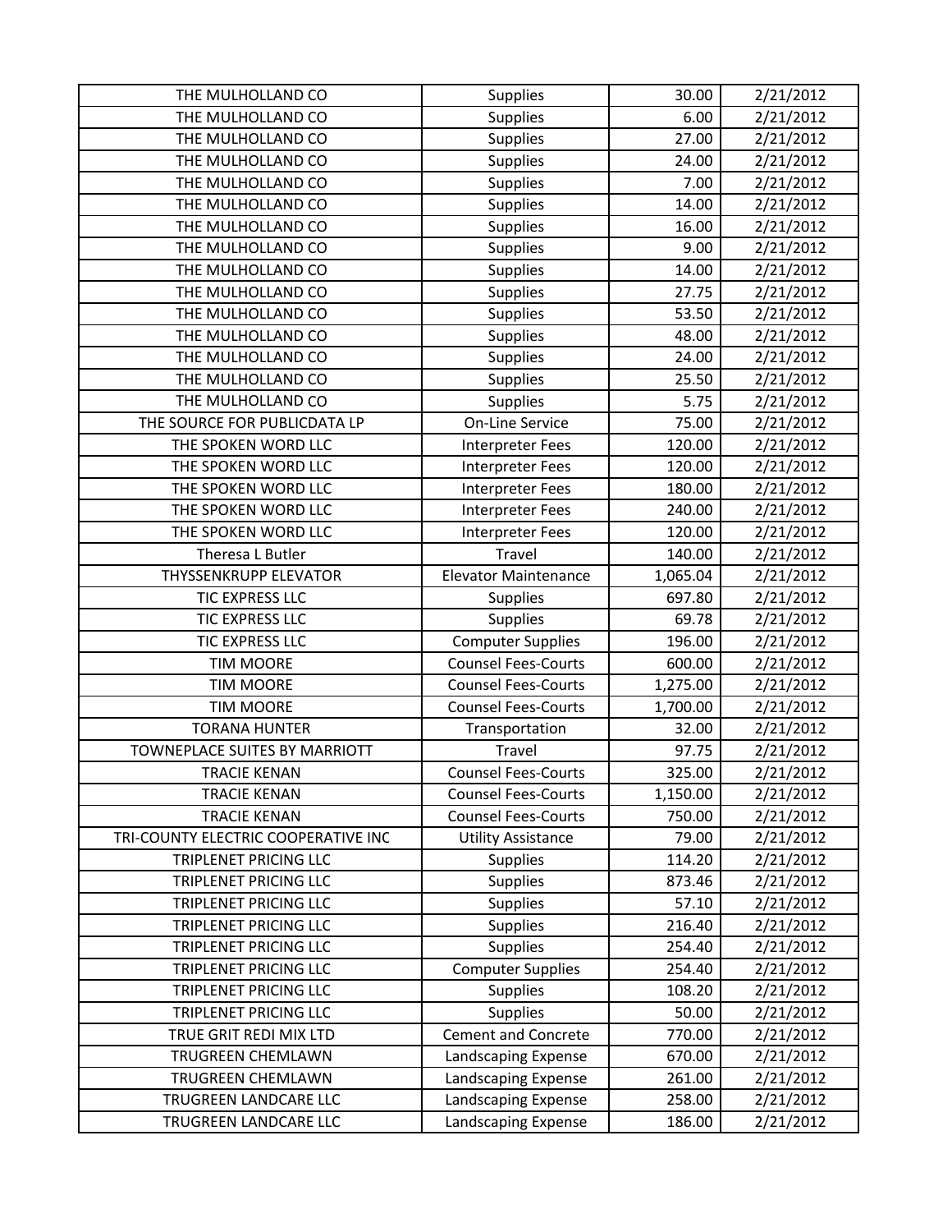| THE MULHOLLAND CO | Supplies | 30.00 | 2/21/2012 |
|---|---|---|---|
| THE MULHOLLAND CO | Supplies | 6.00 | 2/21/2012 |
| THE MULHOLLAND CO | Supplies | 27.00 | 2/21/2012 |
| THE MULHOLLAND CO | Supplies | 24.00 | 2/21/2012 |
| THE MULHOLLAND CO | Supplies | 7.00 | 2/21/2012 |
| THE MULHOLLAND CO | Supplies | 14.00 | 2/21/2012 |
| THE MULHOLLAND CO | Supplies | 16.00 | 2/21/2012 |
| THE MULHOLLAND CO | Supplies | 9.00 | 2/21/2012 |
| THE MULHOLLAND CO | Supplies | 14.00 | 2/21/2012 |
| THE MULHOLLAND CO | Supplies | 27.75 | 2/21/2012 |
| THE MULHOLLAND CO | Supplies | 53.50 | 2/21/2012 |
| THE MULHOLLAND CO | Supplies | 48.00 | 2/21/2012 |
| THE MULHOLLAND CO | Supplies | 24.00 | 2/21/2012 |
| THE MULHOLLAND CO | Supplies | 25.50 | 2/21/2012 |
| THE MULHOLLAND CO | Supplies | 5.75 | 2/21/2012 |
| THE SOURCE FOR PUBLICDATA LP | On-Line Service | 75.00 | 2/21/2012 |
| THE SPOKEN WORD LLC | Interpreter Fees | 120.00 | 2/21/2012 |
| THE SPOKEN WORD LLC | Interpreter Fees | 120.00 | 2/21/2012 |
| THE SPOKEN WORD LLC | Interpreter Fees | 180.00 | 2/21/2012 |
| THE SPOKEN WORD LLC | Interpreter Fees | 240.00 | 2/21/2012 |
| THE SPOKEN WORD LLC | Interpreter Fees | 120.00 | 2/21/2012 |
| Theresa L Butler | Travel | 140.00 | 2/21/2012 |
| THYSSENKRUPP ELEVATOR | Elevator Maintenance | 1,065.04 | 2/21/2012 |
| TIC EXPRESS LLC | Supplies | 697.80 | 2/21/2012 |
| TIC EXPRESS LLC | Supplies | 69.78 | 2/21/2012 |
| TIC EXPRESS LLC | Computer Supplies | 196.00 | 2/21/2012 |
| TIM MOORE | Counsel Fees-Courts | 600.00 | 2/21/2012 |
| TIM MOORE | Counsel Fees-Courts | 1,275.00 | 2/21/2012 |
| TIM MOORE | Counsel Fees-Courts | 1,700.00 | 2/21/2012 |
| TORANA HUNTER | Transportation | 32.00 | 2/21/2012 |
| TOWNEPLACE SUITES BY MARRIOTT | Travel | 97.75 | 2/21/2012 |
| TRACIE KENAN | Counsel Fees-Courts | 325.00 | 2/21/2012 |
| TRACIE KENAN | Counsel Fees-Courts | 1,150.00 | 2/21/2012 |
| TRACIE KENAN | Counsel Fees-Courts | 750.00 | 2/21/2012 |
| TRI-COUNTY ELECTRIC COOPERATIVE INC | Utility Assistance | 79.00 | 2/21/2012 |
| TRIPLENET PRICING LLC | Supplies | 114.20 | 2/21/2012 |
| TRIPLENET PRICING LLC | Supplies | 873.46 | 2/21/2012 |
| TRIPLENET PRICING LLC | Supplies | 57.10 | 2/21/2012 |
| TRIPLENET PRICING LLC | Supplies | 216.40 | 2/21/2012 |
| TRIPLENET PRICING LLC | Supplies | 254.40 | 2/21/2012 |
| TRIPLENET PRICING LLC | Computer Supplies | 254.40 | 2/21/2012 |
| TRIPLENET PRICING LLC | Supplies | 108.20 | 2/21/2012 |
| TRIPLENET PRICING LLC | Supplies | 50.00 | 2/21/2012 |
| TRUE GRIT REDI MIX LTD | Cement and Concrete | 770.00 | 2/21/2012 |
| TRUGREEN CHEMLAWN | Landscaping Expense | 670.00 | 2/21/2012 |
| TRUGREEN CHEMLAWN | Landscaping Expense | 261.00 | 2/21/2012 |
| TRUGREEN LANDCARE LLC | Landscaping Expense | 258.00 | 2/21/2012 |
| TRUGREEN LANDCARE LLC | Landscaping Expense | 186.00 | 2/21/2012 |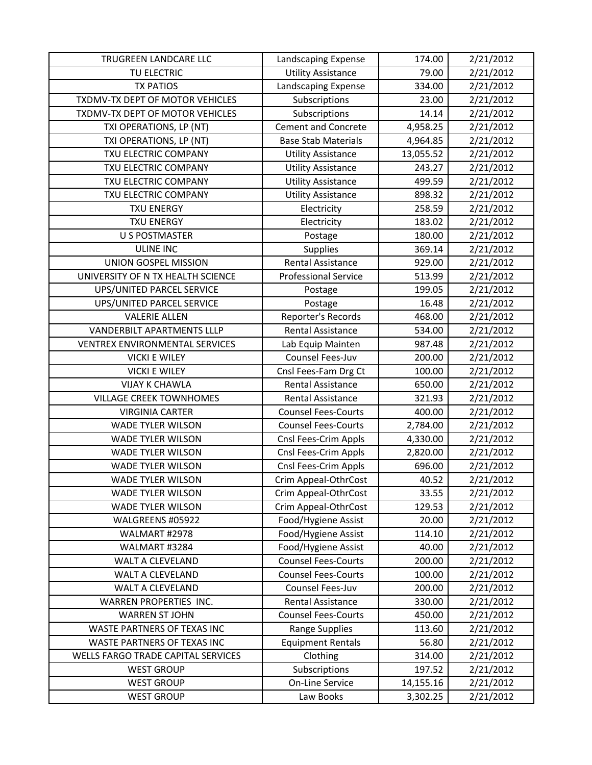| | | | |
|---|---|---|---|
| TRUGREEN LANDCARE LLC | Landscaping Expense | 174.00 | 2/21/2012 |
| TU ELECTRIC | Utility Assistance | 79.00 | 2/21/2012 |
| TX PATIOS | Landscaping Expense | 334.00 | 2/21/2012 |
| TXDMV-TX DEPT OF MOTOR VEHICLES | Subscriptions | 23.00 | 2/21/2012 |
| TXDMV-TX DEPT OF MOTOR VEHICLES | Subscriptions | 14.14 | 2/21/2012 |
| TXI OPERATIONS, LP (NT) | Cement and Concrete | 4,958.25 | 2/21/2012 |
| TXI OPERATIONS, LP (NT) | Base Stab Materials | 4,964.85 | 2/21/2012 |
| TXU ELECTRIC COMPANY | Utility Assistance | 13,055.52 | 2/21/2012 |
| TXU ELECTRIC COMPANY | Utility Assistance | 243.27 | 2/21/2012 |
| TXU ELECTRIC COMPANY | Utility Assistance | 499.59 | 2/21/2012 |
| TXU ELECTRIC COMPANY | Utility Assistance | 898.32 | 2/21/2012 |
| TXU ENERGY | Electricity | 258.59 | 2/21/2012 |
| TXU ENERGY | Electricity | 183.02 | 2/21/2012 |
| U S POSTMASTER | Postage | 180.00 | 2/21/2012 |
| ULINE INC | Supplies | 369.14 | 2/21/2012 |
| UNION GOSPEL MISSION | Rental Assistance | 929.00 | 2/21/2012 |
| UNIVERSITY OF N TX HEALTH SCIENCE | Professional Service | 513.99 | 2/21/2012 |
| UPS/UNITED PARCEL SERVICE | Postage | 199.05 | 2/21/2012 |
| UPS/UNITED PARCEL SERVICE | Postage | 16.48 | 2/21/2012 |
| VALERIE ALLEN | Reporter's Records | 468.00 | 2/21/2012 |
| VANDERBILT APARTMENTS LLLP | Rental Assistance | 534.00 | 2/21/2012 |
| VENTREX ENVIRONMENTAL SERVICES | Lab Equip Mainten | 987.48 | 2/21/2012 |
| VICKI E WILEY | Counsel Fees-Juv | 200.00 | 2/21/2012 |
| VICKI E WILEY | Cnsl Fees-Fam Drg Ct | 100.00 | 2/21/2012 |
| VIJAY K CHAWLA | Rental Assistance | 650.00 | 2/21/2012 |
| VILLAGE CREEK TOWNHOMES | Rental Assistance | 321.93 | 2/21/2012 |
| VIRGINIA CARTER | Counsel Fees-Courts | 400.00 | 2/21/2012 |
| WADE TYLER WILSON | Counsel Fees-Courts | 2,784.00 | 2/21/2012 |
| WADE TYLER WILSON | Cnsl Fees-Crim Appls | 4,330.00 | 2/21/2012 |
| WADE TYLER WILSON | Cnsl Fees-Crim Appls | 2,820.00 | 2/21/2012 |
| WADE TYLER WILSON | Cnsl Fees-Crim Appls | 696.00 | 2/21/2012 |
| WADE TYLER WILSON | Crim Appeal-OthrCost | 40.52 | 2/21/2012 |
| WADE TYLER WILSON | Crim Appeal-OthrCost | 33.55 | 2/21/2012 |
| WADE TYLER WILSON | Crim Appeal-OthrCost | 129.53 | 2/21/2012 |
| WALGREENS #05922 | Food/Hygiene Assist | 20.00 | 2/21/2012 |
| WALMART #2978 | Food/Hygiene Assist | 114.10 | 2/21/2012 |
| WALMART #3284 | Food/Hygiene Assist | 40.00 | 2/21/2012 |
| WALT A CLEVELAND | Counsel Fees-Courts | 200.00 | 2/21/2012 |
| WALT A CLEVELAND | Counsel Fees-Courts | 100.00 | 2/21/2012 |
| WALT A CLEVELAND | Counsel Fees-Juv | 200.00 | 2/21/2012 |
| WARREN PROPERTIES INC. | Rental Assistance | 330.00 | 2/21/2012 |
| WARREN ST JOHN | Counsel Fees-Courts | 450.00 | 2/21/2012 |
| WASTE PARTNERS OF TEXAS INC | Range Supplies | 113.60 | 2/21/2012 |
| WASTE PARTNERS OF TEXAS INC | Equipment Rentals | 56.80 | 2/21/2012 |
| WELLS FARGO TRADE CAPITAL SERVICES | Clothing | 314.00 | 2/21/2012 |
| WEST GROUP | Subscriptions | 197.52 | 2/21/2012 |
| WEST GROUP | On-Line Service | 14,155.16 | 2/21/2012 |
| WEST GROUP | Law Books | 3,302.25 | 2/21/2012 |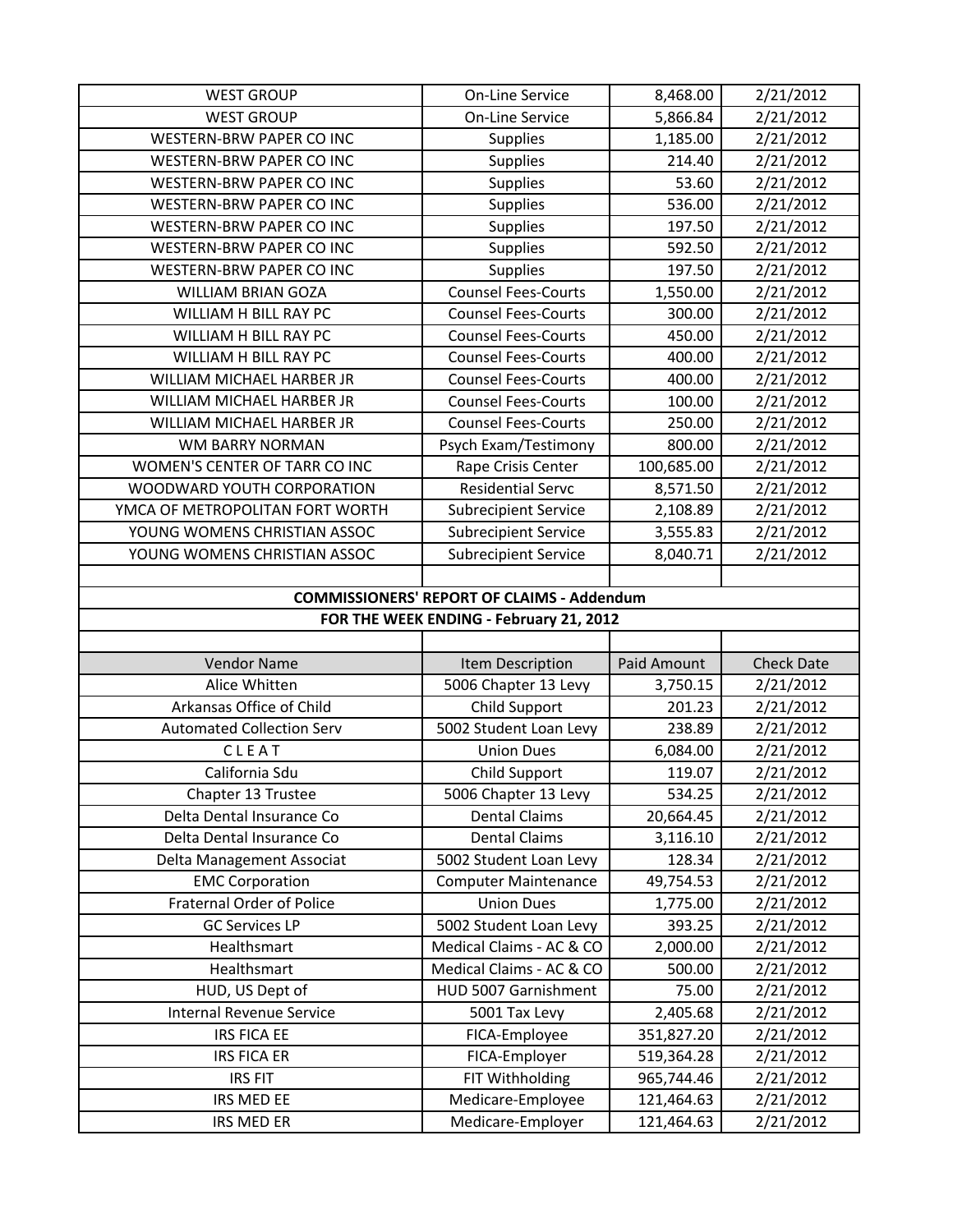| | | | |
|---|---|---|---|
| WEST GROUP | On-Line Service | 8,468.00 | 2/21/2012 |
| WEST GROUP | On-Line Service | 5,866.84 | 2/21/2012 |
| WESTERN-BRW PAPER CO INC | Supplies | 1,185.00 | 2/21/2012 |
| WESTERN-BRW PAPER CO INC | Supplies | 214.40 | 2/21/2012 |
| WESTERN-BRW PAPER CO INC | Supplies | 53.60 | 2/21/2012 |
| WESTERN-BRW PAPER CO INC | Supplies | 536.00 | 2/21/2012 |
| WESTERN-BRW PAPER CO INC | Supplies | 197.50 | 2/21/2012 |
| WESTERN-BRW PAPER CO INC | Supplies | 592.50 | 2/21/2012 |
| WESTERN-BRW PAPER CO INC | Supplies | 197.50 | 2/21/2012 |
| WILLIAM BRIAN GOZA | Counsel Fees-Courts | 1,550.00 | 2/21/2012 |
| WILLIAM H BILL RAY PC | Counsel Fees-Courts | 300.00 | 2/21/2012 |
| WILLIAM H BILL RAY PC | Counsel Fees-Courts | 450.00 | 2/21/2012 |
| WILLIAM H BILL RAY PC | Counsel Fees-Courts | 400.00 | 2/21/2012 |
| WILLIAM MICHAEL HARBER JR | Counsel Fees-Courts | 400.00 | 2/21/2012 |
| WILLIAM MICHAEL HARBER JR | Counsel Fees-Courts | 100.00 | 2/21/2012 |
| WILLIAM MICHAEL HARBER JR | Counsel Fees-Courts | 250.00 | 2/21/2012 |
| WM BARRY NORMAN | Psych Exam/Testimony | 800.00 | 2/21/2012 |
| WOMEN'S CENTER OF TARR CO INC | Rape Crisis Center | 100,685.00 | 2/21/2012 |
| WOODWARD YOUTH CORPORATION | Residential Servc | 8,571.50 | 2/21/2012 |
| YMCA OF METROPOLITAN FORT WORTH | Subrecipient Service | 2,108.89 | 2/21/2012 |
| YOUNG WOMENS CHRISTIAN ASSOC | Subrecipient Service | 3,555.83 | 2/21/2012 |
| YOUNG WOMENS CHRISTIAN ASSOC | Subrecipient Service | 8,040.71 | 2/21/2012 |

**COMMISSIONERS' REPORT OF CLAIMS - Addendum**

**FOR THE WEEK ENDING - February 21, 2012**

| Vendor Name | Item Description | Paid Amount | Check Date |
|---|---|---|---|
| Alice Whitten | 5006 Chapter 13 Levy | 3,750.15 | 2/21/2012 |
| Arkansas Office of Child | Child Support | 201.23 | 2/21/2012 |
| Automated Collection Serv | 5002 Student Loan Levy | 238.89 | 2/21/2012 |
| C L E A T | Union Dues | 6,084.00 | 2/21/2012 |
| California Sdu | Child Support | 119.07 | 2/21/2012 |
| Chapter 13 Trustee | 5006 Chapter 13 Levy | 534.25 | 2/21/2012 |
| Delta Dental Insurance Co | Dental Claims | 20,664.45 | 2/21/2012 |
| Delta Dental Insurance Co | Dental Claims | 3,116.10 | 2/21/2012 |
| Delta Management Associat | 5002 Student Loan Levy | 128.34 | 2/21/2012 |
| EMC Corporation | Computer Maintenance | 49,754.53 | 2/21/2012 |
| Fraternal Order of Police | Union Dues | 1,775.00 | 2/21/2012 |
| GC Services LP | 5002 Student Loan Levy | 393.25 | 2/21/2012 |
| Healthsmart | Medical Claims - AC & CO | 2,000.00 | 2/21/2012 |
| Healthsmart | Medical Claims - AC & CO | 500.00 | 2/21/2012 |
| HUD, US Dept of | HUD 5007 Garnishment | 75.00 | 2/21/2012 |
| Internal Revenue Service | 5001 Tax Levy | 2,405.68 | 2/21/2012 |
| IRS FICA EE | FICA-Employee | 351,827.20 | 2/21/2012 |
| IRS FICA ER | FICA-Employer | 519,364.28 | 2/21/2012 |
| IRS FIT | FIT Withholding | 965,744.46 | 2/21/2012 |
| IRS MED EE | Medicare-Employee | 121,464.63 | 2/21/2012 |
| IRS MED ER | Medicare-Employer | 121,464.63 | 2/21/2012 |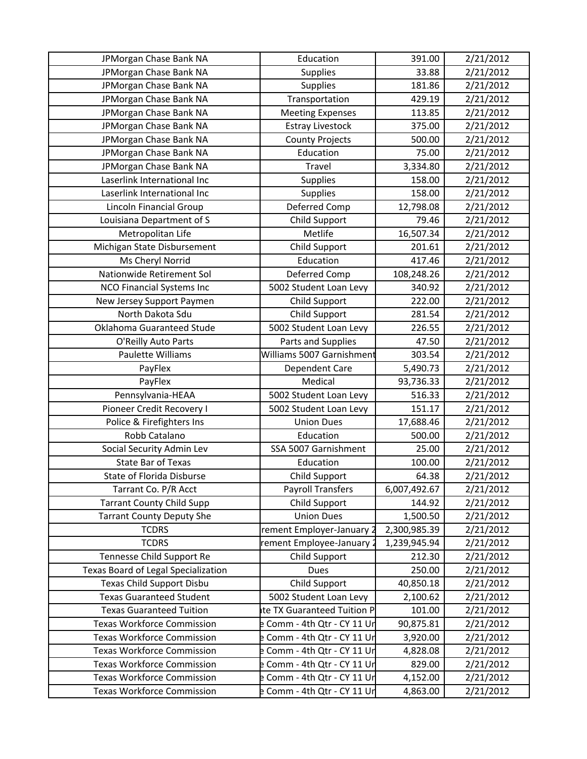| | | | |
|---|---|---|---|
| JPMorgan Chase Bank NA | Education | 391.00 | 2/21/2012 |
| JPMorgan Chase Bank NA | Supplies | 33.88 | 2/21/2012 |
| JPMorgan Chase Bank NA | Supplies | 181.86 | 2/21/2012 |
| JPMorgan Chase Bank NA | Transportation | 429.19 | 2/21/2012 |
| JPMorgan Chase Bank NA | Meeting Expenses | 113.85 | 2/21/2012 |
| JPMorgan Chase Bank NA | Estray Livestock | 375.00 | 2/21/2012 |
| JPMorgan Chase Bank NA | County Projects | 500.00 | 2/21/2012 |
| JPMorgan Chase Bank NA | Education | 75.00 | 2/21/2012 |
| JPMorgan Chase Bank NA | Travel | 3,334.80 | 2/21/2012 |
| Laserlink International Inc | Supplies | 158.00 | 2/21/2012 |
| Laserlink International Inc | Supplies | 158.00 | 2/21/2012 |
| Lincoln Financial Group | Deferred Comp | 12,798.08 | 2/21/2012 |
| Louisiana Department of S | Child Support | 79.46 | 2/21/2012 |
| Metropolitan Life | Metlife | 16,507.34 | 2/21/2012 |
| Michigan State Disbursement | Child Support | 201.61 | 2/21/2012 |
| Ms Cheryl Norrid | Education | 417.46 | 2/21/2012 |
| Nationwide Retirement Sol | Deferred Comp | 108,248.26 | 2/21/2012 |
| NCO Financial Systems Inc | 5002 Student Loan Levy | 340.92 | 2/21/2012 |
| New Jersey Support Paymen | Child Support | 222.00 | 2/21/2012 |
| North Dakota Sdu | Child Support | 281.54 | 2/21/2012 |
| Oklahoma Guaranteed Stude | 5002 Student Loan Levy | 226.55 | 2/21/2012 |
| O'Reilly Auto Parts | Parts and Supplies | 47.50 | 2/21/2012 |
| Paulette Williams | Williams 5007 Garnishment | 303.54 | 2/21/2012 |
| PayFlex | Dependent Care | 5,490.73 | 2/21/2012 |
| PayFlex | Medical | 93,736.33 | 2/21/2012 |
| Pennsylvania-HEAA | 5002 Student Loan Levy | 516.33 | 2/21/2012 |
| Pioneer Credit Recovery I | 5002 Student Loan Levy | 151.17 | 2/21/2012 |
| Police & Firefighters Ins | Union Dues | 17,688.46 | 2/21/2012 |
| Robb Catalano | Education | 500.00 | 2/21/2012 |
| Social Security Admin Lev | SSA 5007 Garnishment | 25.00 | 2/21/2012 |
| State Bar of Texas | Education | 100.00 | 2/21/2012 |
| State of Florida Disburse | Child Support | 64.38 | 2/21/2012 |
| Tarrant Co. P/R Acct | Payroll Transfers | 6,007,492.67 | 2/21/2012 |
| Tarrant County Child Supp | Child Support | 144.92 | 2/21/2012 |
| Tarrant County Deputy She | Union Dues | 1,500.50 | 2/21/2012 |
| TCDRS | rement Employer-January 2 | 2,300,985.39 | 2/21/2012 |
| TCDRS | rement Employee-January 2 | 1,239,945.94 | 2/21/2012 |
| Tennesse Child Support Re | Child Support | 212.30 | 2/21/2012 |
| Texas Board of Legal Specialization | Dues | 250.00 | 2/21/2012 |
| Texas Child Support Disbu | Child Support | 40,850.18 | 2/21/2012 |
| Texas Guaranteed Student | 5002 Student Loan Levy | 2,100.62 | 2/21/2012 |
| Texas Guaranteed Tuition | ate TX Guaranteed Tuition P | 101.00 | 2/21/2012 |
| Texas Workforce Commission | e Comm - 4th Qtr - CY 11 Ur | 90,875.81 | 2/21/2012 |
| Texas Workforce Commission | e Comm - 4th Qtr - CY 11 Ur | 3,920.00 | 2/21/2012 |
| Texas Workforce Commission | e Comm - 4th Qtr - CY 11 Ur | 4,828.08 | 2/21/2012 |
| Texas Workforce Commission | e Comm - 4th Qtr - CY 11 Ur | 829.00 | 2/21/2012 |
| Texas Workforce Commission | e Comm - 4th Qtr - CY 11 Ur | 4,152.00 | 2/21/2012 |
| Texas Workforce Commission | e Comm - 4th Qtr - CY 11 Ur | 4,863.00 | 2/21/2012 |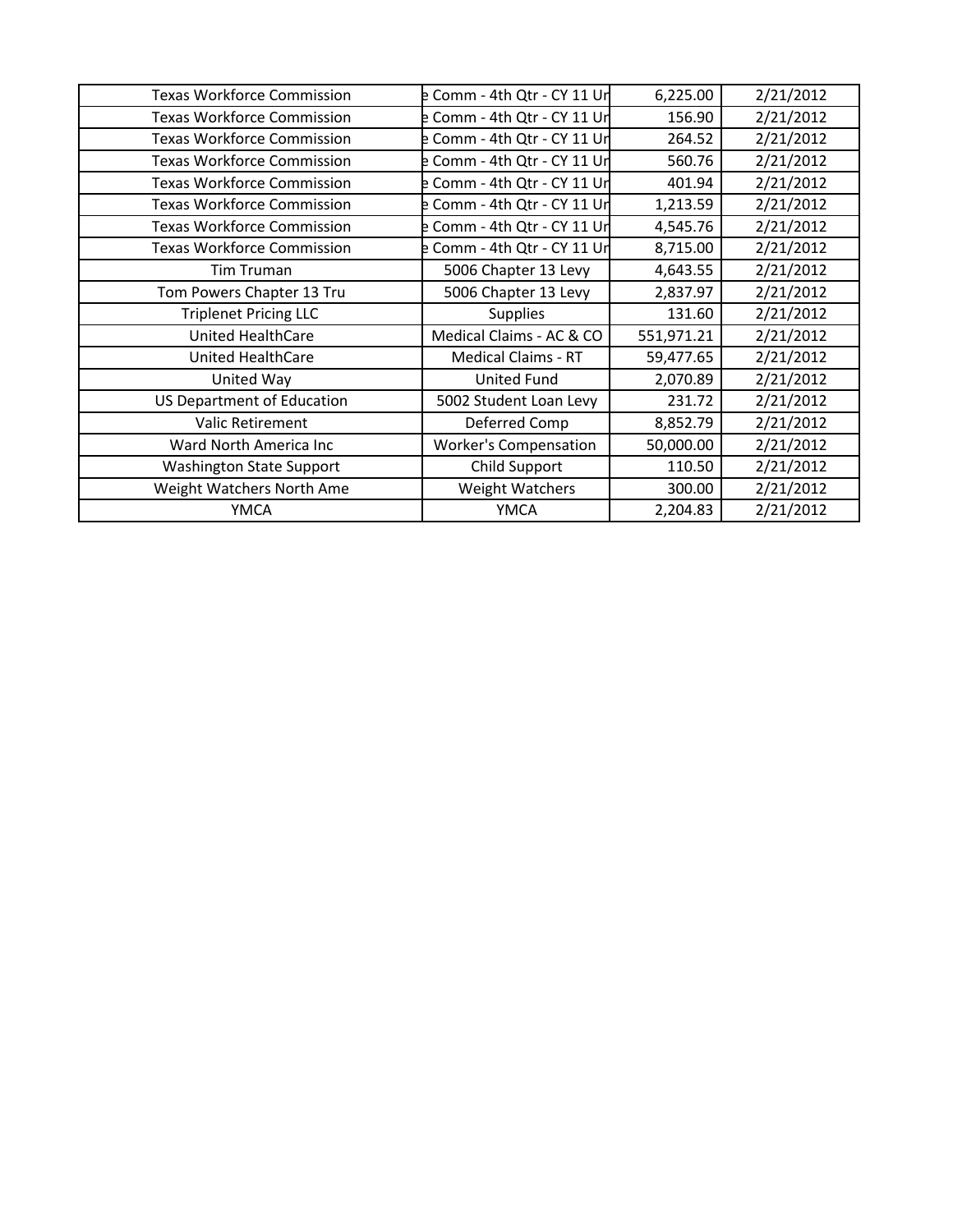| | | | |
|---|---|---|---|
| Texas Workforce Commission | e Comm - 4th Qtr - CY 11 Ur | 6,225.00 | 2/21/2012 |
| Texas Workforce Commission | e Comm - 4th Qtr - CY 11 Ur | 156.90 | 2/21/2012 |
| Texas Workforce Commission | e Comm - 4th Qtr - CY 11 Ur | 264.52 | 2/21/2012 |
| Texas Workforce Commission | e Comm - 4th Qtr - CY 11 Ur | 560.76 | 2/21/2012 |
| Texas Workforce Commission | e Comm - 4th Qtr - CY 11 Ur | 401.94 | 2/21/2012 |
| Texas Workforce Commission | e Comm - 4th Qtr - CY 11 Ur | 1,213.59 | 2/21/2012 |
| Texas Workforce Commission | e Comm - 4th Qtr - CY 11 Ur | 4,545.76 | 2/21/2012 |
| Texas Workforce Commission | e Comm - 4th Qtr - CY 11 Ur | 8,715.00 | 2/21/2012 |
| Tim Truman | 5006 Chapter 13 Levy | 4,643.55 | 2/21/2012 |
| Tom Powers Chapter 13 Tru | 5006 Chapter 13 Levy | 2,837.97 | 2/21/2012 |
| Triplenet Pricing LLC | Supplies | 131.60 | 2/21/2012 |
| United HealthCare | Medical Claims - AC & CO | 551,971.21 | 2/21/2012 |
| United HealthCare | Medical Claims - RT | 59,477.65 | 2/21/2012 |
| United Way | United Fund | 2,070.89 | 2/21/2012 |
| US Department of Education | 5002 Student Loan Levy | 231.72 | 2/21/2012 |
| Valic Retirement | Deferred Comp | 8,852.79 | 2/21/2012 |
| Ward North America Inc | Worker's Compensation | 50,000.00 | 2/21/2012 |
| Washington State Support | Child Support | 110.50 | 2/21/2012 |
| Weight Watchers North Ame | Weight Watchers | 300.00 | 2/21/2012 |
| YMCA | YMCA | 2,204.83 | 2/21/2012 |